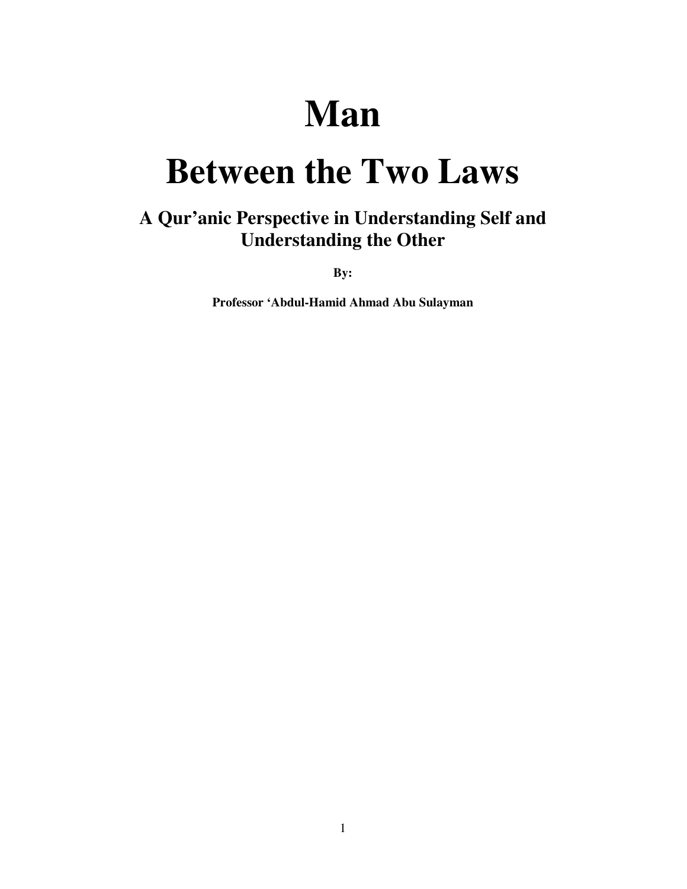# Man

# Between the Two Laws

## A Qur'anic Perspective in Understanding Self and Understanding the Other

**By:**

**Professor 'Abdul-Hamid Ahmad Abu Sulayman**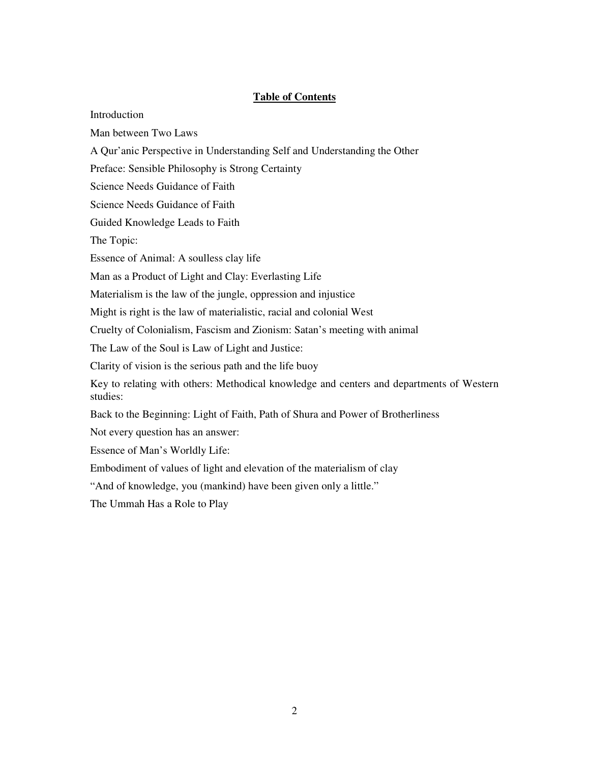## **Table of Contents**

Introduction

Man between Two Laws

A Qur'anic Perspective in Understanding Self and Understanding the Other

Preface: Sensible Philosophy is Strong Certainty

Science Needs Guidance of Faith

Science Needs Guidance of Faith

Guided Knowledge Leads to Faith

The Topic:

Essence of Animal: A soulless clay life

Man as a Product of Light and Clay: Everlasting Life

Materialism is the law of the jungle, oppression and injustice

Might is right is the law of materialistic, racial and colonial West

Cruelty of Colonialism, Fascism and Zionism: Satan's meeting with animal

The Law of the Soul is Law of Light and Justice:

Clarity of vision is the serious path and the life buoy

Key to relating with others: Methodical knowledge and centers and departments of Western studies:

Back to the Beginning: Light of Faith, Path of Shura and Power of Brotherliness

Not every question has an answer:

Essence of Man's Worldly Life:

Embodiment of values of light and elevation of the materialism of clay

"And of knowledge, you (mankind) have been given only a little."

The Ummah Has a Role to Play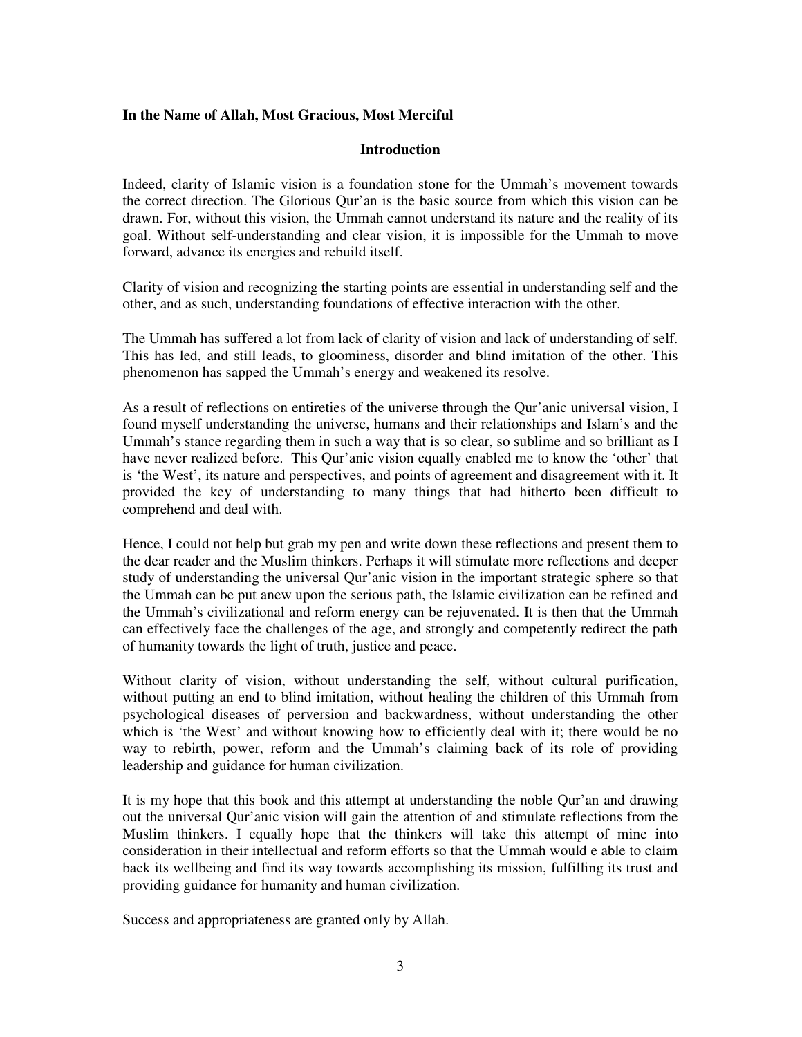**In the Name of Allah, Most Gracious, Most Merciful**

## Introduction

Indeed, clarity of Islamic vision is a foundation stone for the Ummah's movement towards the correct direction. The Glorious Qur'an is the basic source from which this vision can be drawn. For, without this vision, the Ummah cannot understand its nature and the reality of its goal. Without self-understanding and clear vision, it is impossible for the Ummah to move forward, advance its energies and rebuild itself.

Clarity of vision and recognizing the starting points are essential in understanding self and the other, and as such, understanding foundations of effective interaction with the other.

The Ummah has suffered a lot from lack of clarity of vision and lack of understanding of self. This has led, and still leads, to gloominess, disorder and blind imitation of the other. This phenomenon has sapped the Ummah's energy and weakened its resolve.

As a result of reflections on entireties of the universe through the Qur'anic universal vision, I found myself understanding the universe, humans and their relationships and Islam's and the Ummah's stance regarding them in such a way that is so clear, so sublime and so brilliant as I have never realized before. This Qur'anic vision equally enabled me to know the 'other' that is 'the West', its nature and perspectives, and points of agreement and disagreement with it. It provided the key of understanding to many things that had hitherto been difficult to comprehend and deal with.

Hence, I could not help but grab my pen and write down these reflections and present them to the dear reader and the Muslim thinkers. Perhaps it will stimulate more reflections and deeper study of understanding the universal Qur'anic vision in the important strategic sphere so that the Ummah can be put anew upon the serious path, the Islamic civilization can be refined and the Ummah's civilizational and reform energy can be rejuvenated. It is then that the Ummah can effectively face the challenges of the age, and strongly and competently redirect the path of humanity towards the light of truth, justice and peace.

Without clarity of vision, without understanding the self, without cultural purification, without putting an end to blind imitation, without healing the children of this Ummah from psychological diseases of perversion and backwardness, without understanding the other which is 'the West' and without knowing how to efficiently deal with it; there would be no way to rebirth, power, reform and the Ummah's claiming back of its role of providing leadership and guidance for human civilization.

It is my hope that this book and this attempt at understanding the noble Qur'an and drawing out the universal Qur'anic vision will gain the attention of and stimulate reflections from the Muslim thinkers. I equally hope that the thinkers will take this attempt of mine into consideration in their intellectual and reform efforts so that the Ummah would e able to claim back its wellbeing and find its way towards accomplishing its mission, fulfilling its trust and providing guidance for humanity and human civilization.

Success and appropriateness are granted only by Allah.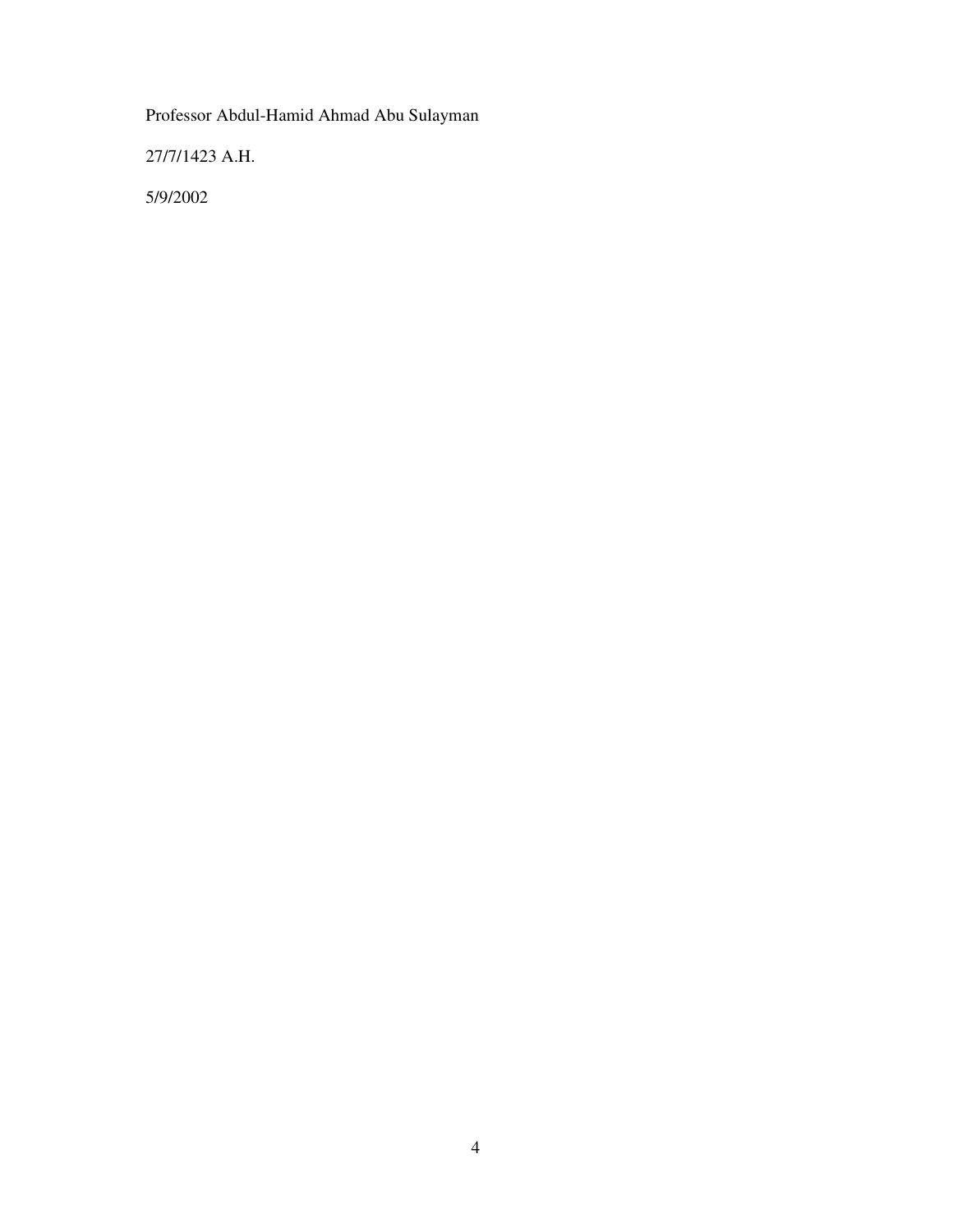Professor Abdul-Hamid Ahmad Abu Sulayman

27/7/1423 A.H.

5/9/2002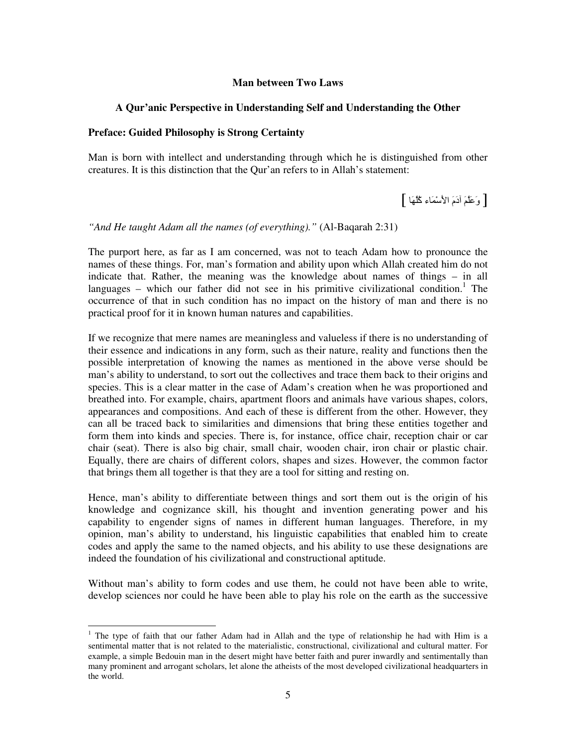## Man between Two Laws

### A Qur'anic Perspective in Understanding Self and Understanding the Other

**Preface: Guided Philosophy is Strong Certainty**

Man is born with intellect and understanding through which he is distinguished from other creatures. It is this distinction that the Qur'an refers to in Allah's statement:

[ وَعَلَّمَ آدَمَ الأَسْمَاء كُلَّهَا ]

*"And He taught Adam all the names (of everything)."* (Al-Baqarah 2:31)

The purport here, as far as I am concerned, was not to teach Adam how to pronounce the names of these things. For, man's formation and ability upon which Allah created him do not indicate that. Rather, the meaning was the knowledge about names of things – in all languages – which our father did not see in his primitive civilizational condition.[1] The occurrence of that in such condition has no impact on the history of man and there is no practical proof for it in known human natures and capabilities.

If we recognize that mere names are meaningless and valueless if there is no understanding of their essence and indications in any form, such as their nature, reality and functions then the possible interpretation of knowing the names as mentioned in the above verse should be man's ability to understand, to sort out the collectives and trace them back to their origins and species. This is a clear matter in the case of Adam's creation when he was proportioned and breathed into. For example, chairs, apartment floors and animals have various shapes, colors, appearances and compositions. And each of these is different from the other. However, they can all be traced back to similarities and dimensions that bring these entities together and form them into kinds and species. There is, for instance, office chair, reception chair or car chair (seat). There is also big chair, small chair, wooden chair, iron chair or plastic chair. Equally, there are chairs of different colors, shapes and sizes. However, the common factor that brings them all together is that they are a tool for sitting and resting on.

Hence, man's ability to differentiate between things and sort them out is the origin of his knowledge and cognizance skill, his thought and invention generating power and his capability to engender signs of names in different human languages. Therefore, in my opinion, man's ability to understand, his linguistic capabilities that enabled him to create codes and apply the same to the named objects, and his ability to use these designations are indeed the foundation of his civilizational and constructional aptitude.

Without man's ability to form codes and use them, he could not have been able to write, develop sciences nor could he have been able to play his role on the earth as the successive

---

[1] The type of faith that our father Adam had in Allah and the type of relationship he had with Him is a sentimental matter that is not related to the materialistic, constructional, civilizational and cultural matter. For example, a simple Bedouin man in the desert might have better faith and purer inwardly and sentimentally than many prominent and arrogant scholars, let alone the atheists of the most developed civilizational headquarters in the world.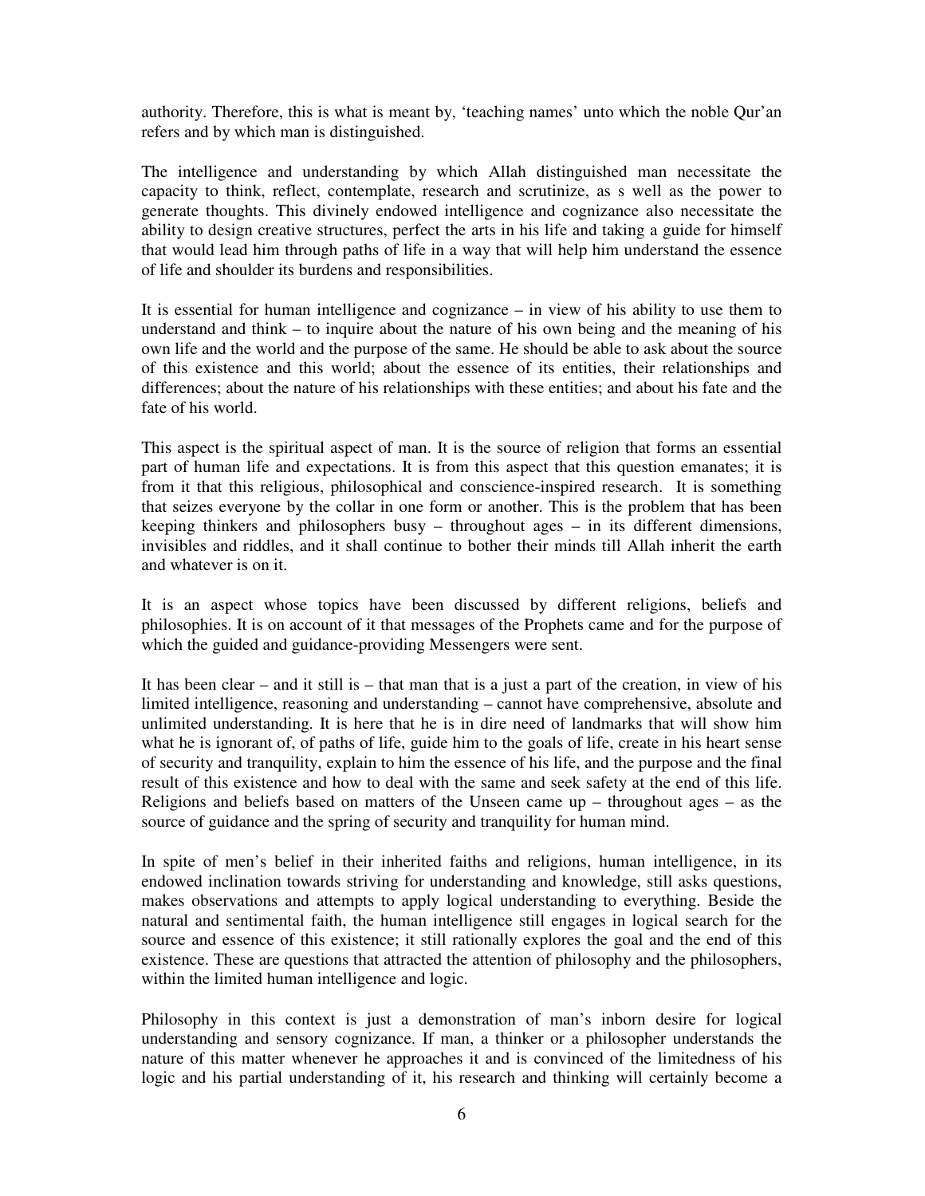authority. Therefore, this is what is meant by, 'teaching names' unto which the noble Qur'an refers and by which man is distinguished.

The intelligence and understanding by which Allah distinguished man necessitate the capacity to think, reflect, contemplate, research and scrutinize, as s well as the power to generate thoughts. This divinely endowed intelligence and cognizance also necessitate the ability to design creative structures, perfect the arts in his life and taking a guide for himself that would lead him through paths of life in a way that will help him understand the essence of life and shoulder its burdens and responsibilities.

It is essential for human intelligence and cognizance – in view of his ability to use them to understand and think – to inquire about the nature of his own being and the meaning of his own life and the world and the purpose of the same. He should be able to ask about the source of this existence and this world; about the essence of its entities, their relationships and differences; about the nature of his relationships with these entities; and about his fate and the fate of his world.

This aspect is the spiritual aspect of man. It is the source of religion that forms an essential part of human life and expectations. It is from this aspect that this question emanates; it is from it that this religious, philosophical and conscience-inspired research. It is something that seizes everyone by the collar in one form or another. This is the problem that has been keeping thinkers and philosophers busy – throughout ages – in its different dimensions, invisibles and riddles, and it shall continue to bother their minds till Allah inherit the earth and whatever is on it.

It is an aspect whose topics have been discussed by different religions, beliefs and philosophies. It is on account of it that messages of the Prophets came and for the purpose of which the guided and guidance-providing Messengers were sent.

It has been clear – and it still is – that man that is a just a part of the creation, in view of his limited intelligence, reasoning and understanding – cannot have comprehensive, absolute and unlimited understanding. It is here that he is in dire need of landmarks that will show him what he is ignorant of, of paths of life, guide him to the goals of life, create in his heart sense of security and tranquility, explain to him the essence of his life, and the purpose and the final result of this existence and how to deal with the same and seek safety at the end of this life. Religions and beliefs based on matters of the Unseen came up – throughout ages – as the source of guidance and the spring of security and tranquility for human mind.

In spite of men's belief in their inherited faiths and religions, human intelligence, in its endowed inclination towards striving for understanding and knowledge, still asks questions, makes observations and attempts to apply logical understanding to everything. Beside the natural and sentimental faith, the human intelligence still engages in logical search for the source and essence of this existence; it still rationally explores the goal and the end of this existence. These are questions that attracted the attention of philosophy and the philosophers, within the limited human intelligence and logic.

Philosophy in this context is just a demonstration of man's inborn desire for logical understanding and sensory cognizance. If man, a thinker or a philosopher understands the nature of this matter whenever he approaches it and is convinced of the limitedness of his logic and his partial understanding of it, his research and thinking will certainly become a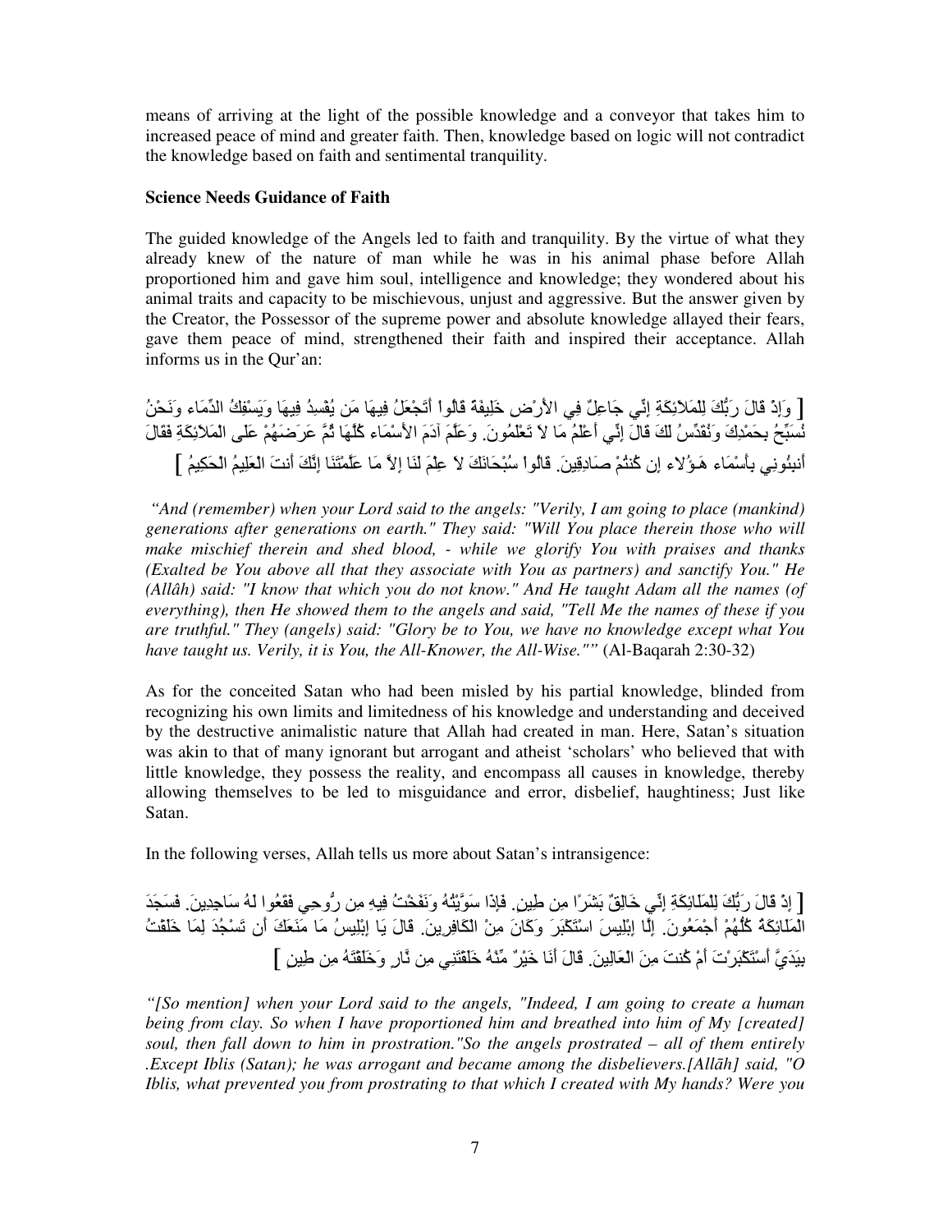means of arriving at the light of the possible knowledge and a conveyor that takes him to increased peace of mind and greater faith. Then, knowledge based on logic will not contradict the knowledge based on faith and sentimental tranquility.

**Science Needs Guidance of Faith**

The guided knowledge of the Angels led to faith and tranquility. By the virtue of what they already knew of the nature of man while he was in his animal phase before Allah proportioned him and gave him soul, intelligence and knowledge; they wondered about his animal traits and capacity to be mischievous, unjust and aggressive. But the answer given by the Creator, the Possessor of the supreme power and absolute knowledge allayed their fears, gave them peace of mind, strengthened their faith and inspired their acceptance. Allah informs us in the Qur'an:

[ وَإِذْ قَالَ رَبُّكَ لِلْمَلاَئِكَةِ إِنِّي جَاعِلٌ فِي الأَرْضِ خَلِيفَةً قَالُواْ أَتَجْعَلُ فِيهَا مَن يُفْسِدُ فِيهَا وَيَسْفِكُ الدِّمَاء وَنَحْنُ نُسَبِّحُ بِحَمْدِكَ وَنُقَدِّسُ لَكَ قَالَ إِنِّي أَعْلَمُ مَا لاَ تَعْلَمُونَ. وَعَلَّمَ آدَمَ الأَسْمَاء كُلَّهَا ثُمَّ عَرَضَهُمْ عَلَى الْمَلاَئِكَةِ فَقَالَ أَنبِئُونِي بِأَسْمَاء هَـؤُلاء إِن كُنتُمْ صَادِقِينَ. قَالُواْ سُبْحَانَكَ لاَ عِلْمَ لَنَا إِلاَّ مَا عَلَّمْتَنَا إِنَّكَ أَنتَ الْعَلِيمُ الْحَكِيمُ ]

*"And (remember) when your Lord said to the angels: "Verily, I am going to place (mankind) generations after generations on earth." They said: "Will You place therein those who will make mischief therein and shed blood, - while we glorify You with praises and thanks (Exalted be You above all that they associate with You as partners) and sanctify You." He (Allâh) said: "I know that which you do not know." And He taught Adam all the names (of everything), then He showed them to the angels and said, "Tell Me the names of these if you are truthful." They (angels) said: "Glory be to You, we have no knowledge except what You have taught us. Verily, it is You, the All-Knower, the All-Wise.""* (Al-Baqarah 2:30-32)

As for the conceited Satan who had been misled by his partial knowledge, blinded from recognizing his own limits and limitedness of his knowledge and understanding and deceived by the destructive animalistic nature that Allah had created in man. Here, Satan's situation was akin to that of many ignorant but arrogant and atheist 'scholars' who believed that with little knowledge, they possess the reality, and encompass all causes in knowledge, thereby allowing themselves to be led to misguidance and error, disbelief, haughtiness; Just like Satan.

In the following verses, Allah tells us more about Satan's intransigence:

[ إِذْ قَالَ رَبُّكَ لِلْمَلَائِكَةِ إِنِّي خَالِقٌ بَشَرًا مِن طِينٍ. فَإِذَا سَوَّيْتُهُ وَنَفَخْتُ فِيهِ مِن رُّوحِي فَقَعُوا لَهُ سَاجِدِينَ. فَسَجَدَ الْمَلَائِكَةُ كُلُّهُمْ أَجْمَعُونَ. إِلَّا إِبْلِيسَ اسْتَكْبَرَ وَكَانَ مِنْ الْكَافِرِينَ. قَالَ يَا إِبْلِيسُ مَا مَنَعَكَ أَن تَسْجُدَ لِمَا خَلَقْتُ بِيَدَيَّ أَسْتَكْبَرْتَ أَمْ كُنتَ مِنَ الْعَالِينَ. قَالَ أَنَا خَيْرٌ مِّنْهُ خَلَقْتَنِي مِن نَّارٍ وَخَلَقْتَهُ مِن طِينٍ ]

*"[So mention] when your Lord said to the angels, "Indeed, I am going to create a human being from clay. So when I have proportioned him and breathed into him of My [created] soul, then fall down to him in prostration."So the angels prostrated – all of them entirely .Except Iblis (Satan); he was arrogant and became among the disbelievers.[Allāh] said, "O Iblis, what prevented you from prostrating to that which I created with My hands? Were you*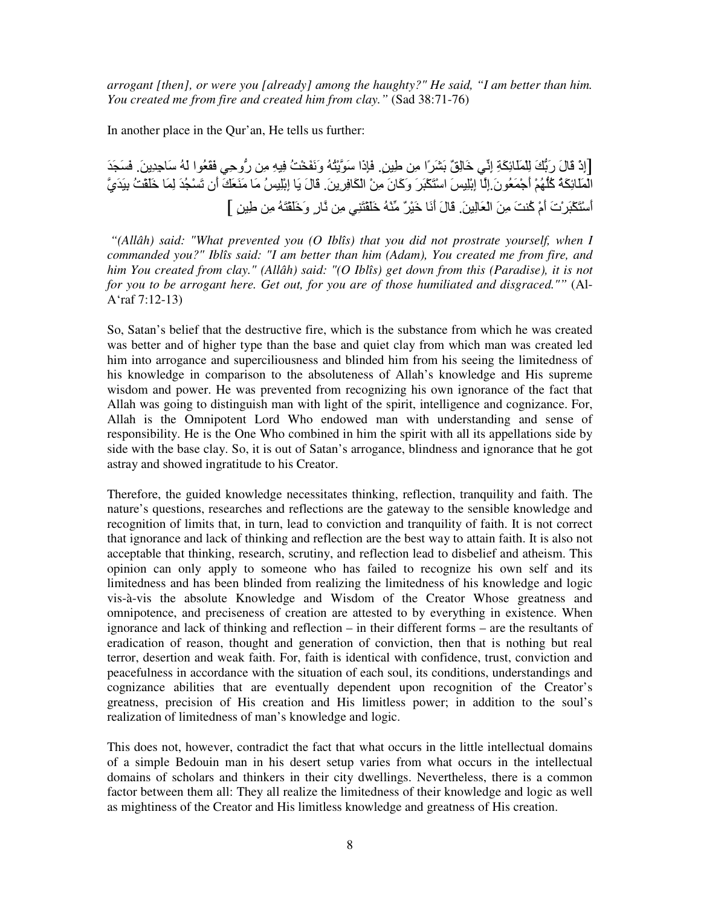*arrogant [then], or were you [already] among the haughty?" He said, "I am better than him. You created me from fire and created him from clay."* (Sad 38:71-76)

In another place in the Qur'an, He tells us further:

[إِذْ قَالَ رَبُّكَ لِلْمَلَائِكَةِ إِنِّي خَالِقٌ بَشَرًا مِن طِينٍ. فَإِذَا سَوَّيْتُهُ وَنَفَخْتُ فِيهِ مِن رُّوحِي فَقَعُوا لَهُ سَاجِدِينَ. فَسَجَدَ الْمَلَائِكَةُ كُلُّهُمْ أَجْمَعُونَ. إِلَّا إِبْلِيسَ اسْتَكْبَرَ وَكَانَ مِنَ الْكَافِرِينَ. قَالَ يَا إِبْلِيسُ مَا مَنَعَكَ أَن تَسْجُدَ لِمَا خَلَقْتُ بِيَدَيَّ أَسْتَكْبَرْتَ أَمْ كُنتَ مِنَ الْعَالِينَ. قَالَ أَنَا خَيْرٌ مِّنْهُ خَلَقْتَنِي مِن نَّارٍ وَخَلَقْتَهُ مِن طِينٍ ]

*"(Allâh) said: "What prevented you (O Iblîs) that you did not prostrate yourself, when I commanded you?" Iblîs said: "I am better than him (Adam), You created me from fire, and him You created from clay." (Allâh) said: "(O Iblîs) get down from this (Paradise), it is not for you to be arrogant here. Get out, for you are of those humiliated and disgraced.""* (Al-A'raf 7:12-13)

So, Satan's belief that the destructive fire, which is the substance from which he was created was better and of higher type than the base and quiet clay from which man was created led him into arrogance and superciliousness and blinded him from his seeing the limitedness of his knowledge in comparison to the absoluteness of Allah's knowledge and His supreme wisdom and power. He was prevented from recognizing his own ignorance of the fact that Allah was going to distinguish man with light of the spirit, intelligence and cognizance. For, Allah is the Omnipotent Lord Who endowed man with understanding and sense of responsibility. He is the One Who combined in him the spirit with all its appellations side by side with the base clay. So, it is out of Satan's arrogance, blindness and ignorance that he got astray and showed ingratitude to his Creator.

Therefore, the guided knowledge necessitates thinking, reflection, tranquility and faith. The nature's questions, researches and reflections are the gateway to the sensible knowledge and recognition of limits that, in turn, lead to conviction and tranquility of faith. It is not correct that ignorance and lack of thinking and reflection are the best way to attain faith. It is also not acceptable that thinking, research, scrutiny, and reflection lead to disbelief and atheism. This opinion can only apply to someone who has failed to recognize his own self and its limitedness and has been blinded from realizing the limitedness of his knowledge and logic vis-à-vis the absolute Knowledge and Wisdom of the Creator Whose greatness and omnipotence, and preciseness of creation are attested to by everything in existence. When ignorance and lack of thinking and reflection – in their different forms – are the resultants of eradication of reason, thought and generation of conviction, then that is nothing but real terror, desertion and weak faith. For, faith is identical with confidence, trust, conviction and peacefulness in accordance with the situation of each soul, its conditions, understandings and cognizance abilities that are eventually dependent upon recognition of the Creator's greatness, precision of His creation and His limitless power; in addition to the soul's realization of limitedness of man's knowledge and logic.

This does not, however, contradict the fact that what occurs in the little intellectual domains of a simple Bedouin man in his desert setup varies from what occurs in the intellectual domains of scholars and thinkers in their city dwellings. Nevertheless, there is a common factor between them all: They all realize the limitedness of their knowledge and logic as well as mightiness of the Creator and His limitless knowledge and greatness of His creation.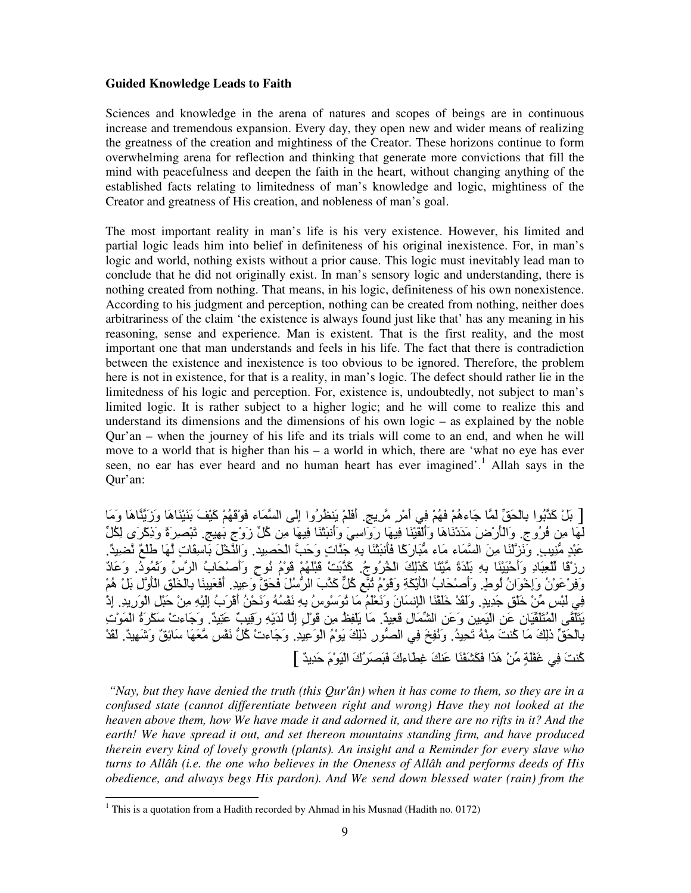**Guided Knowledge Leads to Faith**

Sciences and knowledge in the arena of natures and scopes of beings are in continuous increase and tremendous expansion. Every day, they open new and wider means of realizing the greatness of the creation and mightiness of the Creator. These horizons continue to form overwhelming arena for reflection and thinking that generate more convictions that fill the mind with peacefulness and deepen the faith in the heart, without changing anything of the established facts relating to limitedness of man's knowledge and logic, mightiness of the Creator and greatness of His creation, and nobleness of man's goal.

The most important reality in man's life is his very existence. However, his limited and partial logic leads him into belief in definiteness of his original inexistence. For, in man's logic and world, nothing exists without a prior cause. This logic must inevitably lead man to conclude that he did not originally exist. In man's sensory logic and understanding, there is nothing created from nothing. That means, in his logic, definiteness of his own nonexistence. According to his judgment and perception, nothing can be created from nothing, neither does arbitrariness of the claim 'the existence is always found just like that' has any meaning in his reasoning, sense and experience. Man is existent. That is the first reality, and the most important one that man understands and feels in his life. The fact that there is contradiction between the existence and inexistence is too obvious to be ignored. Therefore, the problem here is not in existence, for that is a reality, in man's logic. The defect should rather lie in the limitedness of his logic and perception. For, existence is, undoubtedly, not subject to man's limited logic. It is rather subject to a higher logic; and he will come to realize this and understand its dimensions and the dimensions of his own logic – as explained by the noble Qur'an – when the journey of his life and its trials will come to an end, and when he will move to a world that is higher than his – a world in which, there are 'what no eye has ever seen, no ear has ever heard and no human heart has ever imagined'.[1] Allah says in the Qur'an:

[ بَلْ كَذَّبُوا بِالْحَقِّ لَمَّا جَاءهُمْ فَهُمْ فِي أَمْرٍ مَّرِيجٍ. أَفَلَمْ يَنظُرُوا إِلَى السَّمَاء فَوْقَهُمْ كَيْفَ بَنَيْنَاهَا وَزَيَّنَّاهَا وَمَا لَهَا مِن فُرُوجٍ. وَالْأَرْضَ مَدَدْنَاهَا وَأَلْقَيْنَا فِيهَا رَوَاسِيَ وَأَنبَتْنَا فِيهَا مِن كُلِّ زَوْجٍ بَهِيجٍ. تَبْصِرَةً وَذِكْرَى لِكُلِّ عَبْدٍ مُّنِيبٍ. وَنَزَّلْنَا مِنَ السَّمَاء مَاء مُّبَارَكًا فَأَنبَتْنَا بِهِ جَنَّاتٍ وَحَبَّ الْحَصِيدِ. وَالنَّخْلَ بَاسِقَاتٍ لَّهَا طَلْعٌ نَّضِيدٌ. رِزْقًا لِّلْعِبَادِ وَأَحْيَيْنَا بِهِ بَلْدَةً مَّيْتًا كَذَلِكَ الْخُرُوجُ. كَذَّبَتْ قَبْلَهُمْ قَوْمُ نُوحٍ وَأَصْحَابُ الرَّسِّ وَثَمُودُ. وَعَادٌ وَفِرْعَوْنُ وَإِخْوَانُ لُوطٍ. وَأَصْحَابُ الْأَيْكَةِ وَقَوْمُ تُبَّعٍ كُلٌّ كَذَّبَ الرُّسُلَ فَحَقَّ وَعِيدِ. أَفَعَيِينَا بِالْخَلْقِ الْأَوَّلِ بَلْ هُمْ فِي لَبْسٍ مِّنْ خَلْقٍ جَدِيدٍ. وَلَقَدْ خَلَقْنَا الْإِنسَانَ وَنَعْلَمُ مَا تُوَسْوِسُ بِهِ نَفْسُهُ وَنَحْنُ أَقْرَبُ إِلَيْهِ مِنْ حَبْلِ الْوَرِيدِ. إِذْ يَتَلَقَّى الْمُتَلَقِّيَانِ عَنِ الْيَمِينِ وَعَنِ الشِّمَالِ قَعِيدٌ. مَا يَلْفِظُ مِن قَوْلٍ إِلَّا لَدَيْهِ رَقِيبٌ عَتِيدٌ. وَجَاءتْ سَكْرَةُ الْمَوْتِ بِالْحَقِّ ذَلِكَ مَا كُنتَ مِنْهُ تَحِيدُ. وَنُفِخَ فِي الصُّورِ ذَلِكَ يَوْمُ الْوَعِيدِ. وَجَاءتْ كُلُّ نَفْسٍ مَّعَهَا سَائِقٌ وَشَهِيدٌ. لَقَدْ كُنتَ فِي غَفْلَةٍ مِّنْ هَذَا فَكَشَفْنَا عَنكَ غِطَاءكَ فَبَصَرُكَ الْيَوْمَ حَدِيدٌ ]

*"Nay, but they have denied the truth (this Qur'ân) when it has come to them, so they are in a confused state (cannot differentiate between right and wrong) Have they not looked at the heaven above them, how We have made it and adorned it, and there are no rifts in it? And the earth! We have spread it out, and set thereon mountains standing firm, and have produced therein every kind of lovely growth (plants). An insight and a Reminder for every slave who turns to Allâh (i.e. the one who believes in the Oneness of Allâh and performs deeds of His obedience, and always begs His pardon). And We send down blessed water (rain) from the*

[1] This is a quotation from a Hadith recorded by Ahmad in his Musnad (Hadith no. 0172)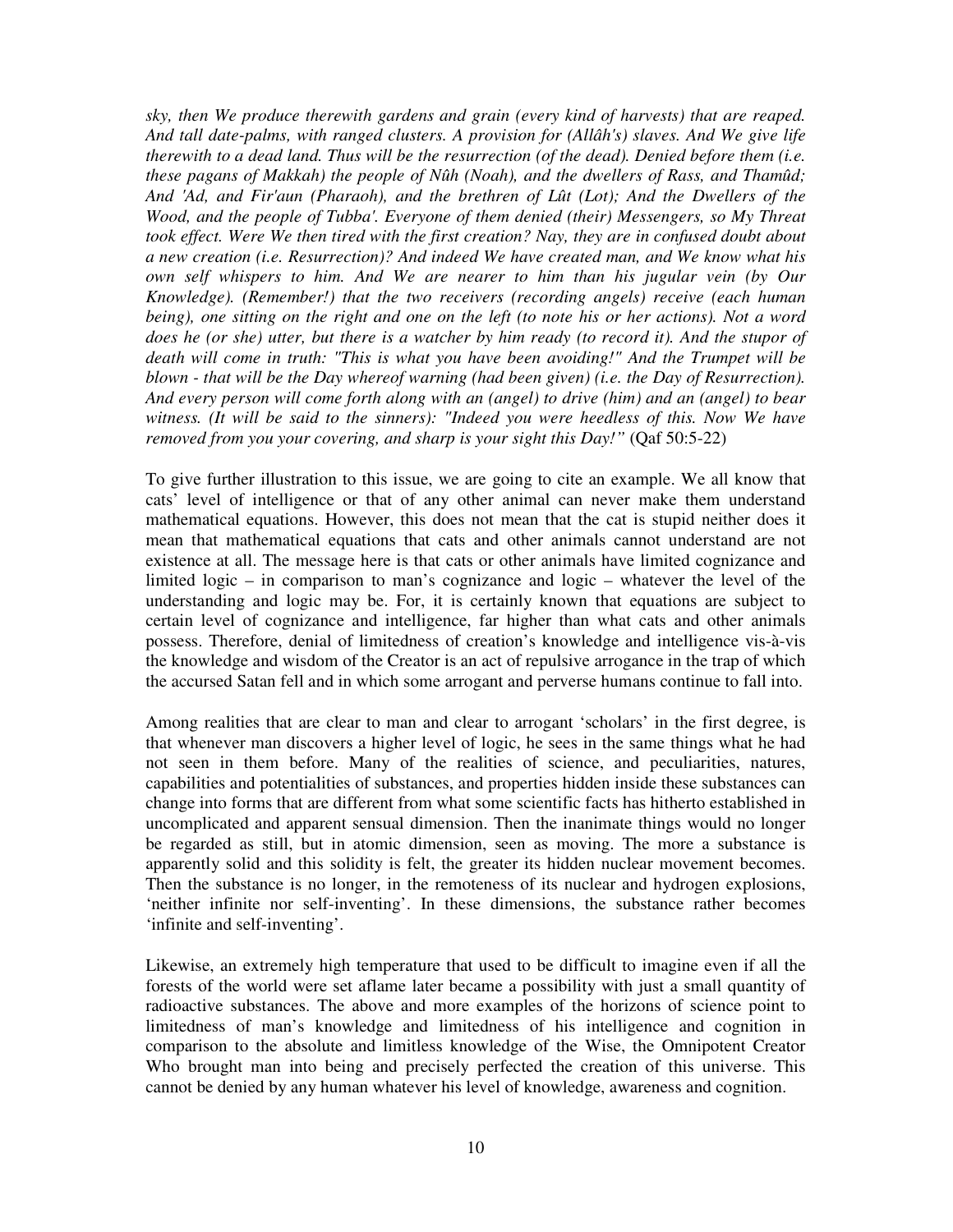*sky, then We produce therewith gardens and grain (every kind of harvests) that are reaped. And tall date-palms, with ranged clusters. A provision for (Allâh's) slaves. And We give life therewith to a dead land. Thus will be the resurrection (of the dead). Denied before them (i.e. these pagans of Makkah) the people of Nûh (Noah), and the dwellers of Rass, and Thamûd; And 'Ad, and Fir'aun (Pharaoh), and the brethren of Lût (Lot); And the Dwellers of the Wood, and the people of Tubba'. Everyone of them denied (their) Messengers, so My Threat took effect. Were We then tired with the first creation? Nay, they are in confused doubt about a new creation (i.e. Resurrection)? And indeed We have created man, and We know what his own self whispers to him. And We are nearer to him than his jugular vein (by Our Knowledge). (Remember!) that the two receivers (recording angels) receive (each human being), one sitting on the right and one on the left (to note his or her actions). Not a word does he (or she) utter, but there is a watcher by him ready (to record it). And the stupor of death will come in truth: "This is what you have been avoiding!" And the Trumpet will be blown - that will be the Day whereof warning (had been given) (i.e. the Day of Resurrection). And every person will come forth along with an (angel) to drive (him) and an (angel) to bear witness. (It will be said to the sinners): "Indeed you were heedless of this. Now We have removed from you your covering, and sharp is your sight this Day!"* (Qaf 50:5-22)

To give further illustration to this issue, we are going to cite an example. We all know that cats' level of intelligence or that of any other animal can never make them understand mathematical equations. However, this does not mean that the cat is stupid neither does it mean that mathematical equations that cats and other animals cannot understand are not existence at all. The message here is that cats or other animals have limited cognizance and limited logic – in comparison to man's cognizance and logic – whatever the level of the understanding and logic may be. For, it is certainly known that equations are subject to certain level of cognizance and intelligence, far higher than what cats and other animals possess. Therefore, denial of limitedness of creation's knowledge and intelligence vis-à-vis the knowledge and wisdom of the Creator is an act of repulsive arrogance in the trap of which the accursed Satan fell and in which some arrogant and perverse humans continue to fall into.

Among realities that are clear to man and clear to arrogant 'scholars' in the first degree, is that whenever man discovers a higher level of logic, he sees in the same things what he had not seen in them before. Many of the realities of science, and peculiarities, natures, capabilities and potentialities of substances, and properties hidden inside these substances can change into forms that are different from what some scientific facts has hitherto established in uncomplicated and apparent sensual dimension. Then the inanimate things would no longer be regarded as still, but in atomic dimension, seen as moving. The more a substance is apparently solid and this solidity is felt, the greater its hidden nuclear movement becomes. Then the substance is no longer, in the remoteness of its nuclear and hydrogen explosions, 'neither infinite nor self-inventing'. In these dimensions, the substance rather becomes 'infinite and self-inventing'.

Likewise, an extremely high temperature that used to be difficult to imagine even if all the forests of the world were set aflame later became a possibility with just a small quantity of radioactive substances. The above and more examples of the horizons of science point to limitedness of man's knowledge and limitedness of his intelligence and cognition in comparison to the absolute and limitless knowledge of the Wise, the Omnipotent Creator Who brought man into being and precisely perfected the creation of this universe. This cannot be denied by any human whatever his level of knowledge, awareness and cognition.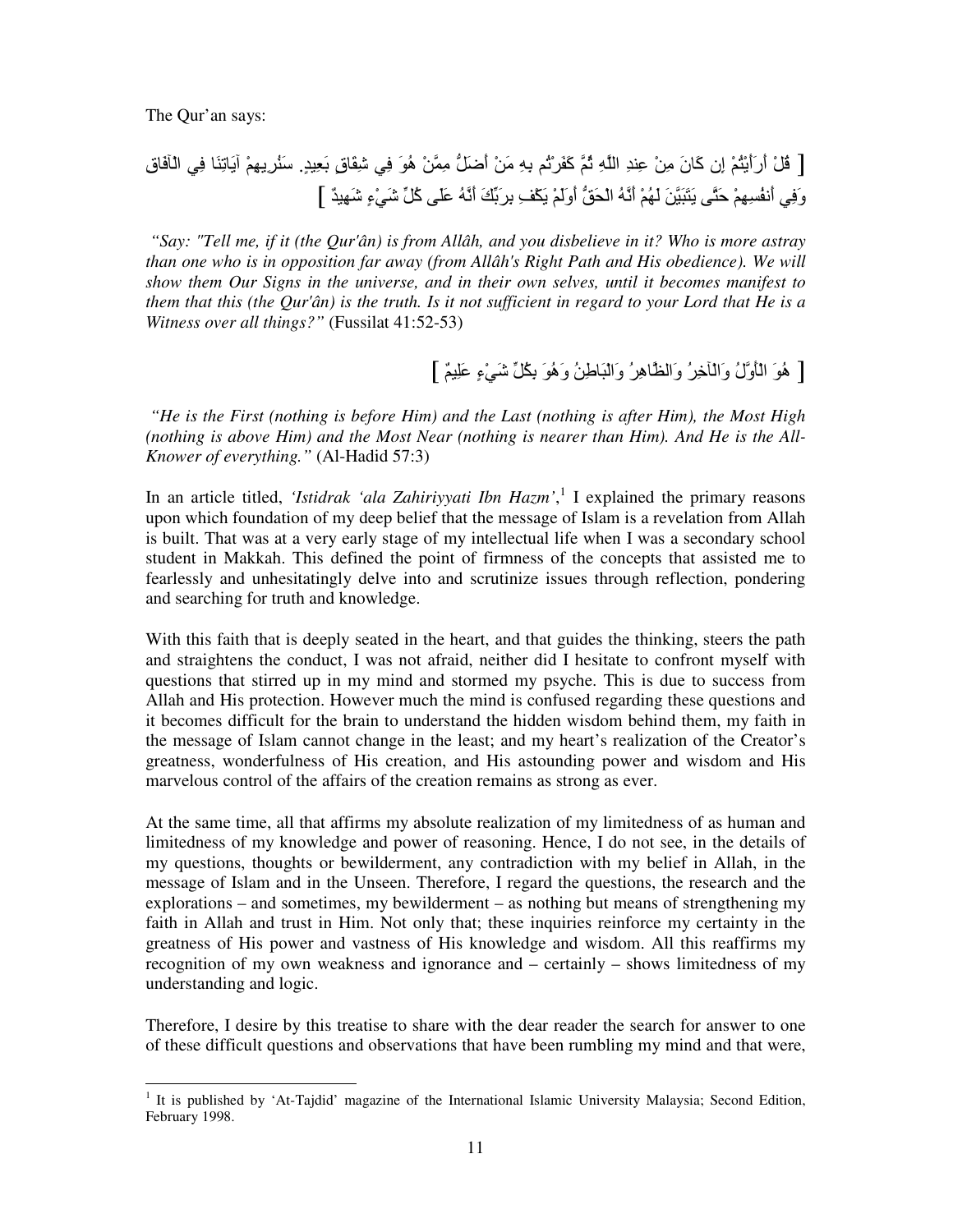The Qur'an says:

[ قُلْ أَرَأَيْتُمْ إِن كَانَ مِنْ عِندِ اللَّهِ ثُمَّ كَفَرْتُم بِهِ مَنْ أَضَلُّ مِمَّنْ هُوَ فِي شِقَاقٍ بَعِيدٍ. سَنُرِيهِمْ آيَاتِنَا فِي الْآفَاقِ وَفِي أَنفُسِهِمْ حَتَّى يَتَبَيَّنَ لَهُمْ أَنَّهُ الْحَقُّ أَوَلَمْ يَكْفِ بِرَبِّكَ أَنَّهُ عَلَى كُلِّ شَيْءٍ شَهِيدٌ ]

*"Say: "Tell me, if it (the Qur'ân) is from Allâh, and you disbelieve in it? Who is more astray than one who is in opposition far away (from Allâh's Right Path and His obedience). We will show them Our Signs in the universe, and in their own selves, until it becomes manifest to them that this (the Qur'ân) is the truth. Is it not sufficient in regard to your Lord that He is a Witness over all things?"* (Fussilat 41:52-53)

[ هُوَ الْأَوَّلُ وَالْآخِرُ وَالظَّاهِرُ وَالْبَاطِنُ وَهُوَ بِكُلِّ شَيْءٍ عَلِيمٌ ]

*"He is the First (nothing is before Him) and the Last (nothing is after Him), the Most High (nothing is above Him) and the Most Near (nothing is nearer than Him). And He is the All-Knower of everything."* (Al-Hadid 57:3)

In an article titled, *'Istidrak 'ala Zahiriyyati Ibn Hazm'*,[1] I explained the primary reasons upon which foundation of my deep belief that the message of Islam is a revelation from Allah is built. That was at a very early stage of my intellectual life when I was a secondary school student in Makkah. This defined the point of firmness of the concepts that assisted me to fearlessly and unhesitatingly delve into and scrutinize issues through reflection, pondering and searching for truth and knowledge.

With this faith that is deeply seated in the heart, and that guides the thinking, steers the path and straightens the conduct, I was not afraid, neither did I hesitate to confront myself with questions that stirred up in my mind and stormed my psyche. This is due to success from Allah and His protection. However much the mind is confused regarding these questions and it becomes difficult for the brain to understand the hidden wisdom behind them, my faith in the message of Islam cannot change in the least; and my heart's realization of the Creator's greatness, wonderfulness of His creation, and His astounding power and wisdom and His marvelous control of the affairs of the creation remains as strong as ever.

At the same time, all that affirms my absolute realization of my limitedness of as human and limitedness of my knowledge and power of reasoning. Hence, I do not see, in the details of my questions, thoughts or bewilderment, any contradiction with my belief in Allah, in the message of Islam and in the Unseen. Therefore, I regard the questions, the research and the explorations – and sometimes, my bewilderment – as nothing but means of strengthening my faith in Allah and trust in Him. Not only that; these inquiries reinforce my certainty in the greatness of His power and vastness of His knowledge and wisdom. All this reaffirms my recognition of my own weakness and ignorance and – certainly – shows limitedness of my understanding and logic.

Therefore, I desire by this treatise to share with the dear reader the search for answer to one of these difficult questions and observations that have been rumbling my mind and that were,

---

[1] It is published by 'At-Tajdid' magazine of the International Islamic University Malaysia; Second Edition, February 1998.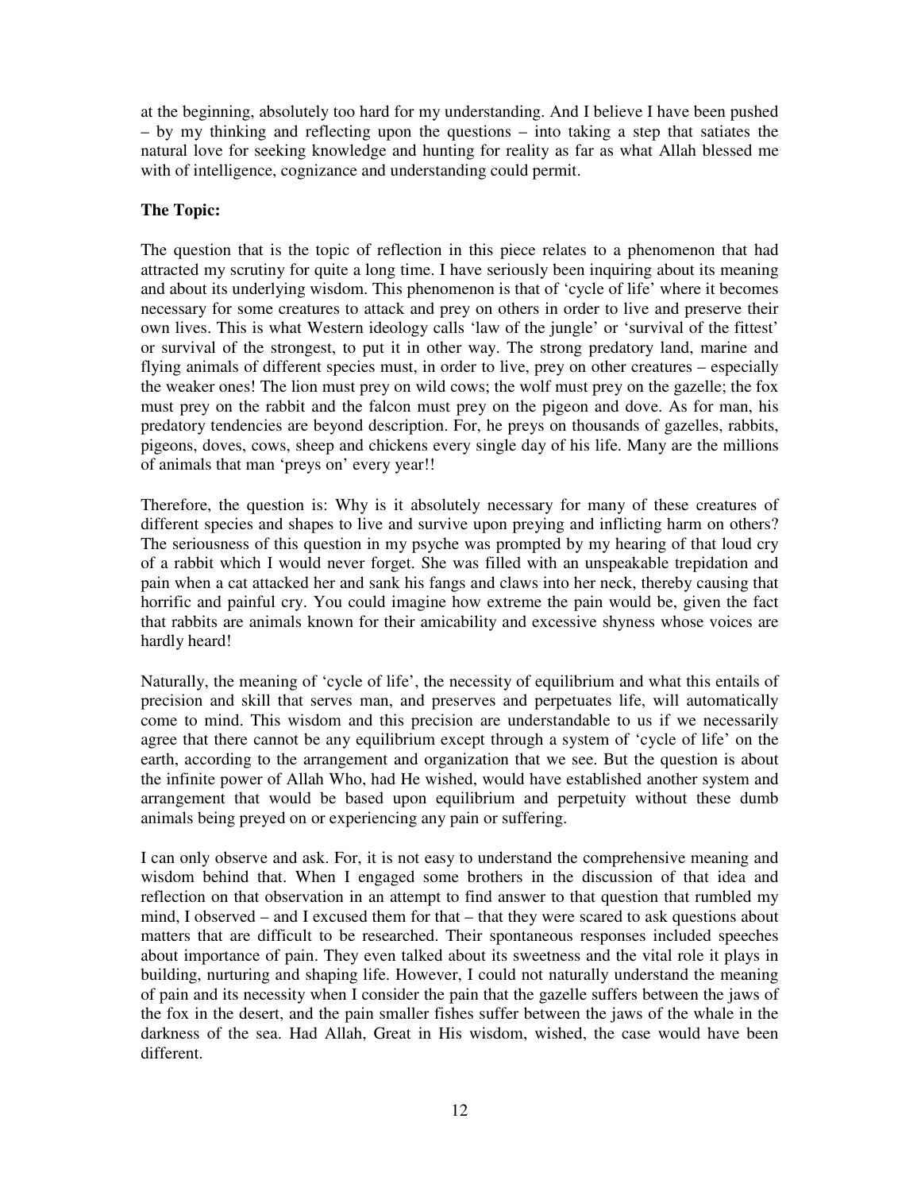at the beginning, absolutely too hard for my understanding. And I believe I have been pushed – by my thinking and reflecting upon the questions – into taking a step that satiates the natural love for seeking knowledge and hunting for reality as far as what Allah blessed me with of intelligence, cognizance and understanding could permit.

**The Topic:**

The question that is the topic of reflection in this piece relates to a phenomenon that had attracted my scrutiny for quite a long time. I have seriously been inquiring about its meaning and about its underlying wisdom. This phenomenon is that of 'cycle of life' where it becomes necessary for some creatures to attack and prey on others in order to live and preserve their own lives. This is what Western ideology calls 'law of the jungle' or 'survival of the fittest' or survival of the strongest, to put it in other way. The strong predatory land, marine and flying animals of different species must, in order to live, prey on other creatures – especially the weaker ones! The lion must prey on wild cows; the wolf must prey on the gazelle; the fox must prey on the rabbit and the falcon must prey on the pigeon and dove. As for man, his predatory tendencies are beyond description. For, he preys on thousands of gazelles, rabbits, pigeons, doves, cows, sheep and chickens every single day of his life. Many are the millions of animals that man 'preys on' every year!!

Therefore, the question is: Why is it absolutely necessary for many of these creatures of different species and shapes to live and survive upon preying and inflicting harm on others? The seriousness of this question in my psyche was prompted by my hearing of that loud cry of a rabbit which I would never forget. She was filled with an unspeakable trepidation and pain when a cat attacked her and sank his fangs and claws into her neck, thereby causing that horrific and painful cry. You could imagine how extreme the pain would be, given the fact that rabbits are animals known for their amicability and excessive shyness whose voices are hardly heard!

Naturally, the meaning of 'cycle of life', the necessity of equilibrium and what this entails of precision and skill that serves man, and preserves and perpetuates life, will automatically come to mind. This wisdom and this precision are understandable to us if we necessarily agree that there cannot be any equilibrium except through a system of 'cycle of life' on the earth, according to the arrangement and organization that we see. But the question is about the infinite power of Allah Who, had He wished, would have established another system and arrangement that would be based upon equilibrium and perpetuity without these dumb animals being preyed on or experiencing any pain or suffering.

I can only observe and ask. For, it is not easy to understand the comprehensive meaning and wisdom behind that. When I engaged some brothers in the discussion of that idea and reflection on that observation in an attempt to find answer to that question that rumbled my mind, I observed – and I excused them for that – that they were scared to ask questions about matters that are difficult to be researched. Their spontaneous responses included speeches about importance of pain. They even talked about its sweetness and the vital role it plays in building, nurturing and shaping life. However, I could not naturally understand the meaning of pain and its necessity when I consider the pain that the gazelle suffers between the jaws of the fox in the desert, and the pain smaller fishes suffer between the jaws of the whale in the darkness of the sea. Had Allah, Great in His wisdom, wished, the case would have been different.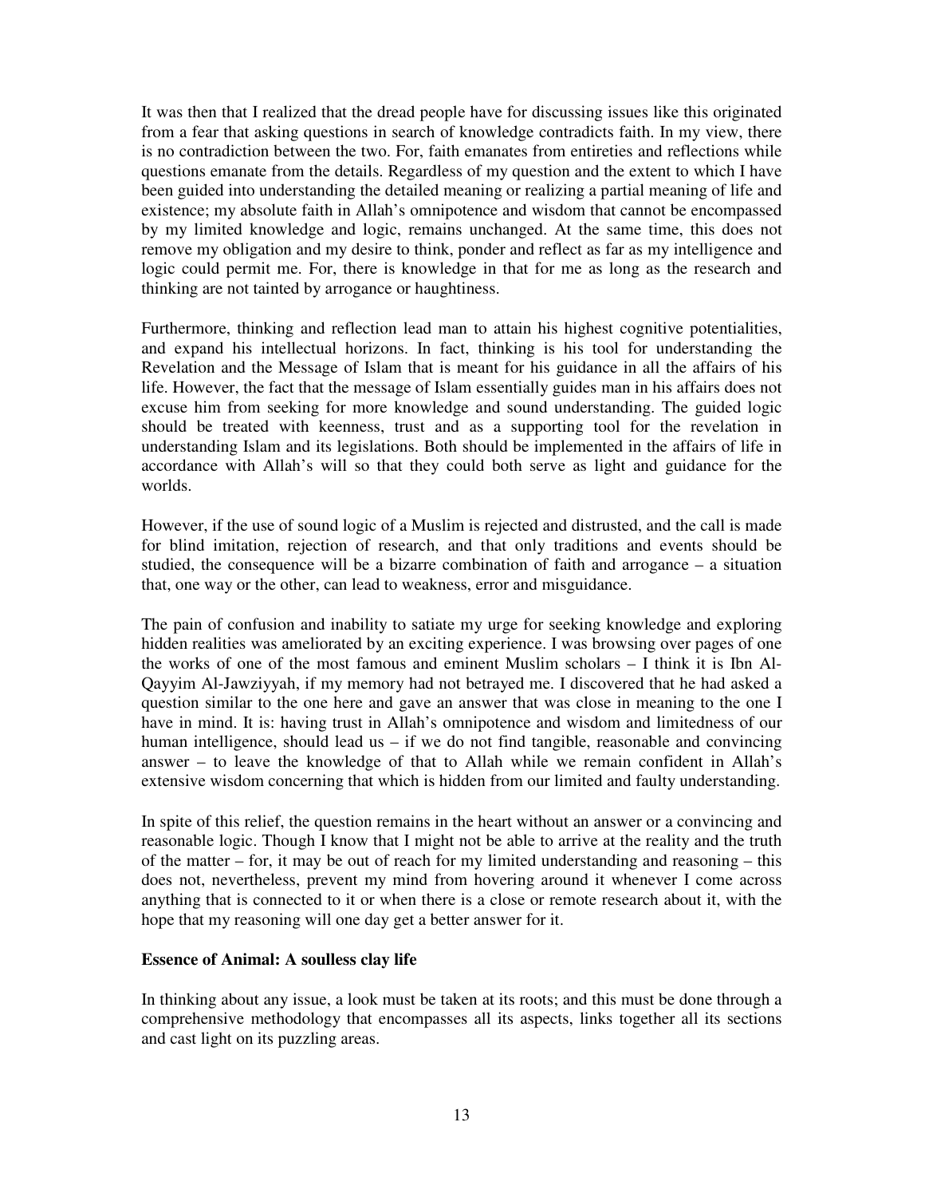It was then that I realized that the dread people have for discussing issues like this originated from a fear that asking questions in search of knowledge contradicts faith. In my view, there is no contradiction between the two. For, faith emanates from entireties and reflections while questions emanate from the details. Regardless of my question and the extent to which I have been guided into understanding the detailed meaning or realizing a partial meaning of life and existence; my absolute faith in Allah's omnipotence and wisdom that cannot be encompassed by my limited knowledge and logic, remains unchanged. At the same time, this does not remove my obligation and my desire to think, ponder and reflect as far as my intelligence and logic could permit me. For, there is knowledge in that for me as long as the research and thinking are not tainted by arrogance or haughtiness.

Furthermore, thinking and reflection lead man to attain his highest cognitive potentialities, and expand his intellectual horizons. In fact, thinking is his tool for understanding the Revelation and the Message of Islam that is meant for his guidance in all the affairs of his life. However, the fact that the message of Islam essentially guides man in his affairs does not excuse him from seeking for more knowledge and sound understanding. The guided logic should be treated with keenness, trust and as a supporting tool for the revelation in understanding Islam and its legislations. Both should be implemented in the affairs of life in accordance with Allah's will so that they could both serve as light and guidance for the worlds.

However, if the use of sound logic of a Muslim is rejected and distrusted, and the call is made for blind imitation, rejection of research, and that only traditions and events should be studied, the consequence will be a bizarre combination of faith and arrogance – a situation that, one way or the other, can lead to weakness, error and misguidance.

The pain of confusion and inability to satiate my urge for seeking knowledge and exploring hidden realities was ameliorated by an exciting experience. I was browsing over pages of one the works of one of the most famous and eminent Muslim scholars – I think it is Ibn Al-Qayyim Al-Jawziyyah, if my memory had not betrayed me. I discovered that he had asked a question similar to the one here and gave an answer that was close in meaning to the one I have in mind. It is: having trust in Allah's omnipotence and wisdom and limitedness of our human intelligence, should lead us – if we do not find tangible, reasonable and convincing answer – to leave the knowledge of that to Allah while we remain confident in Allah's extensive wisdom concerning that which is hidden from our limited and faulty understanding.

In spite of this relief, the question remains in the heart without an answer or a convincing and reasonable logic. Though I know that I might not be able to arrive at the reality and the truth of the matter – for, it may be out of reach for my limited understanding and reasoning – this does not, nevertheless, prevent my mind from hovering around it whenever I come across anything that is connected to it or when there is a close or remote research about it, with the hope that my reasoning will one day get a better answer for it.

**Essence of Animal: A soulless clay life**

In thinking about any issue, a look must be taken at its roots; and this must be done through a comprehensive methodology that encompasses all its aspects, links together all its sections and cast light on its puzzling areas.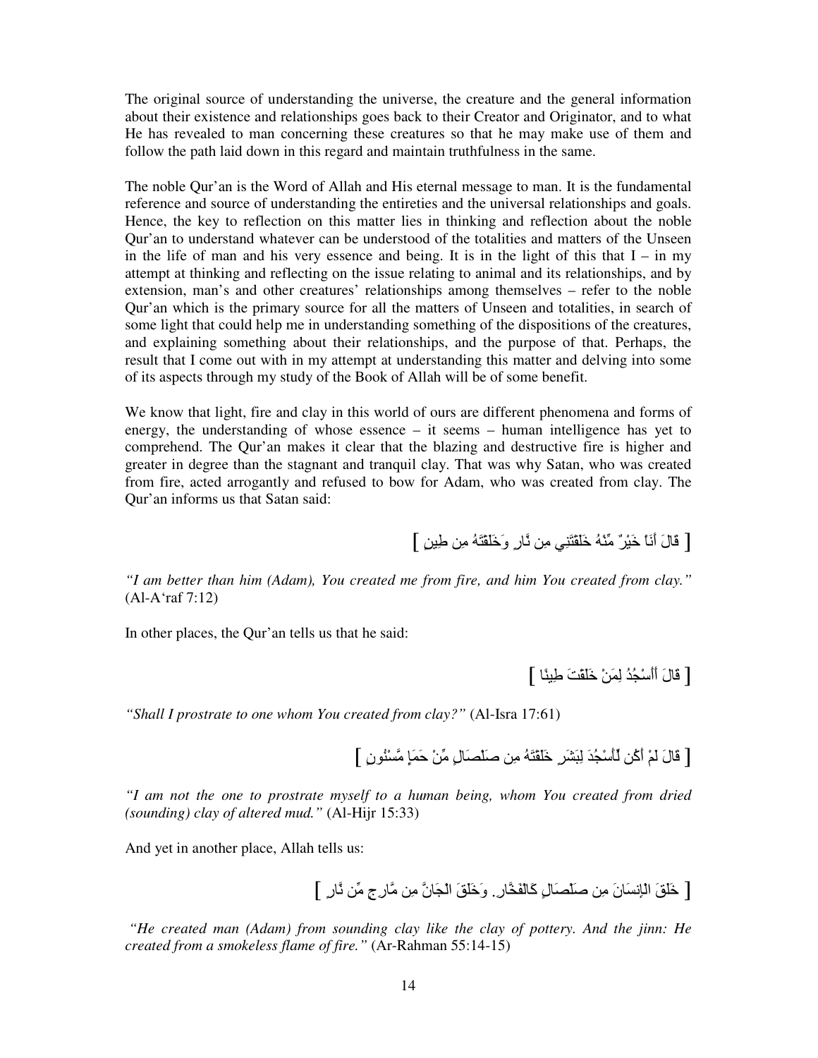The original source of understanding the universe, the creature and the general information about their existence and relationships goes back to their Creator and Originator, and to what He has revealed to man concerning these creatures so that he may make use of them and follow the path laid down in this regard and maintain truthfulness in the same.

The noble Qur'an is the Word of Allah and His eternal message to man. It is the fundamental reference and source of understanding the entireties and the universal relationships and goals. Hence, the key to reflection on this matter lies in thinking and reflection about the noble Qur'an to understand whatever can be understood of the totalities and matters of the Unseen in the life of man and his very essence and being. It is in the light of this that I – in my attempt at thinking and reflecting on the issue relating to animal and its relationships, and by extension, man's and other creatures' relationships among themselves – refer to the noble Qur'an which is the primary source for all the matters of Unseen and totalities, in search of some light that could help me in understanding something of the dispositions of the creatures, and explaining something about their relationships, and the purpose of that. Perhaps, the result that I come out with in my attempt at understanding this matter and delving into some of its aspects through my study of the Book of Allah will be of some benefit.

We know that light, fire and clay in this world of ours are different phenomena and forms of energy, the understanding of whose essence – it seems – human intelligence has yet to comprehend. The Qur'an makes it clear that the blazing and destructive fire is higher and greater in degree than the stagnant and tranquil clay. That was why Satan, who was created from fire, acted arrogantly and refused to bow for Adam, who was created from clay. The Qur'an informs us that Satan said:

[ قالَ أَنَاْ خَيْرٌ مِّنْهُ خَلَقْتَنِي مِن نَّارٍ وَخَلَقْتَهُ مِن طِينٍ ]

*"I am better than him (Adam), You created me from fire, and him You created from clay."* (Al-A'raf 7:12)

In other places, the Qur'an tells us that he said:

[ قالَ أَأَسْجُدُ لِمَنْ خَلَقْتَ طِينًا ]

*"Shall I prostrate to one whom You created from clay?"* (Al-Isra 17:61)

[ قالَ لَمْ أَكُن لِّأَسْجُدَ لِبَشَرٍ خَلَقْتَهُ مِن صَلْصَالٍ مِّنْ حَمَإٍ مَّسْنُونٍ ]

*"I am not the one to prostrate myself to a human being, whom You created from dried (sounding) clay of altered mud."* (Al-Hijr 15:33)

And yet in another place, Allah tells us:

[ خَلَقَ الْإِنسَانَ مِن صَلْصَالٍ كَالْفَخَّارِ. وَخَلَقَ الْجَانَّ مِن مَّارِجٍ مِّن نَّارٍ ]

*"He created man (Adam) from sounding clay like the clay of pottery. And the jinn: He created from a smokeless flame of fire."* (Ar-Rahman 55:14-15)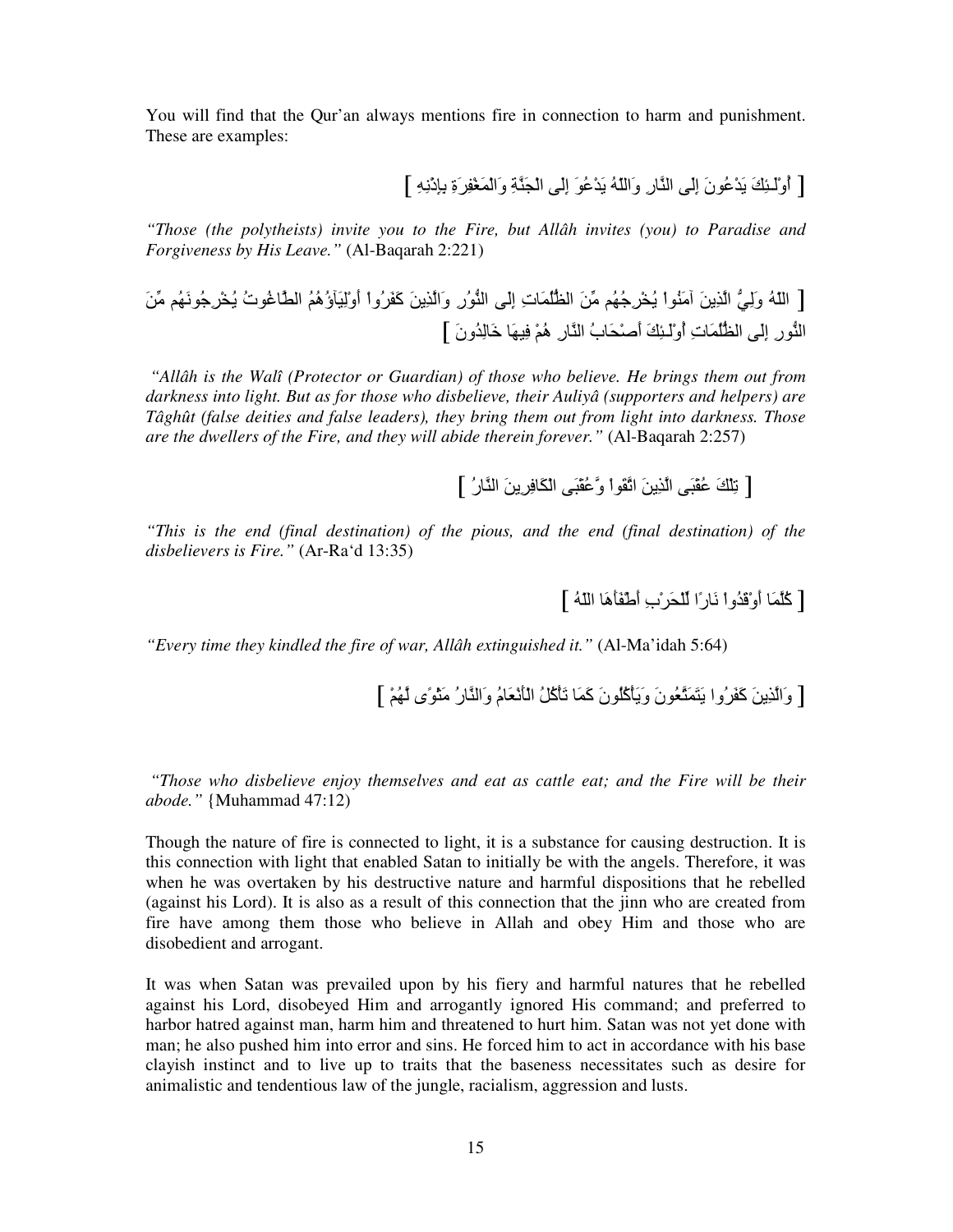You will find that the Qur'an always mentions fire in connection to harm and punishment. These are examples:

[ أُوْلَـئِكَ يَدْعُونَ إِلَى النَّارِ وَاللّهُ يَدْعُوَ إِلَى الْجَنَّةِ وَالْمَغْفِرَةِ بِإِذْنِهِ ]

*"Those (the polytheists) invite you to the Fire, but Allâh invites (you) to Paradise and Forgiveness by His Leave."* (Al-Baqarah 2:221)

[ اللّهُ وَلِيُّ الَّذِينَ آمَنُواْ يُخْرِجُهُم مِّنَ الظُّلُمَاتِ إِلَى النُّوُرِ وَالَّذِينَ كَفَرُواْ أَوْلِيَآؤُهُمُ الطَّاغُوتُ يُخْرِجُونَهُم مِّنَ النُّورِ إِلَى الظُّلُمَاتِ أُوْلَـئِكَ أَصْحَابُ النَّارِ هُمْ فِيهَا خَالِدُونَ ]

*"Allâh is the Walî (Protector or Guardian) of those who believe. He brings them out from darkness into light. But as for those who disbelieve, their Auliyâ (supporters and helpers) are Tâghût (false deities and false leaders), they bring them out from light into darkness. Those are the dwellers of the Fire, and they will abide therein forever."* (Al-Baqarah 2:257)

[ تِلْكَ عُقْبَى الَّذِينَ اتَّقَواْ وَّعُقْبَى الْكَافِرِينَ النَّارُ ]

*"This is the end (final destination) of the pious, and the end (final destination) of the disbelievers is Fire."* (Ar-Ra'd 13:35)

[ كُلَّمَا أَوْقَدُواْ نَارًا لِّلْحَرْبِ أَطْفَأَهَا اللّهُ ]

*"Every time they kindled the fire of war, Allâh extinguished it."* (Al-Ma'idah 5:64)

[ وَالَّذِينَ كَفَرُوا يَتَمَتَّعُونَ وَيَأْكُلُونَ كَمَا تَأْكُلُ الْأَنْعَامُ وَالنَّارُ مَثْوًى لَّهُمْ ]

*"Those who disbelieve enjoy themselves and eat as cattle eat; and the Fire will be their abode."* {Muhammad 47:12)

Though the nature of fire is connected to light, it is a substance for causing destruction. It is this connection with light that enabled Satan to initially be with the angels. Therefore, it was when he was overtaken by his destructive nature and harmful dispositions that he rebelled (against his Lord). It is also as a result of this connection that the jinn who are created from fire have among them those who believe in Allah and obey Him and those who are disobedient and arrogant.

It was when Satan was prevailed upon by his fiery and harmful natures that he rebelled against his Lord, disobeyed Him and arrogantly ignored His command; and preferred to harbor hatred against man, harm him and threatened to hurt him. Satan was not yet done with man; he also pushed him into error and sins. He forced him to act in accordance with his base clayish instinct and to live up to traits that the baseness necessitates such as desire for animalistic and tendentious law of the jungle, racialism, aggression and lusts.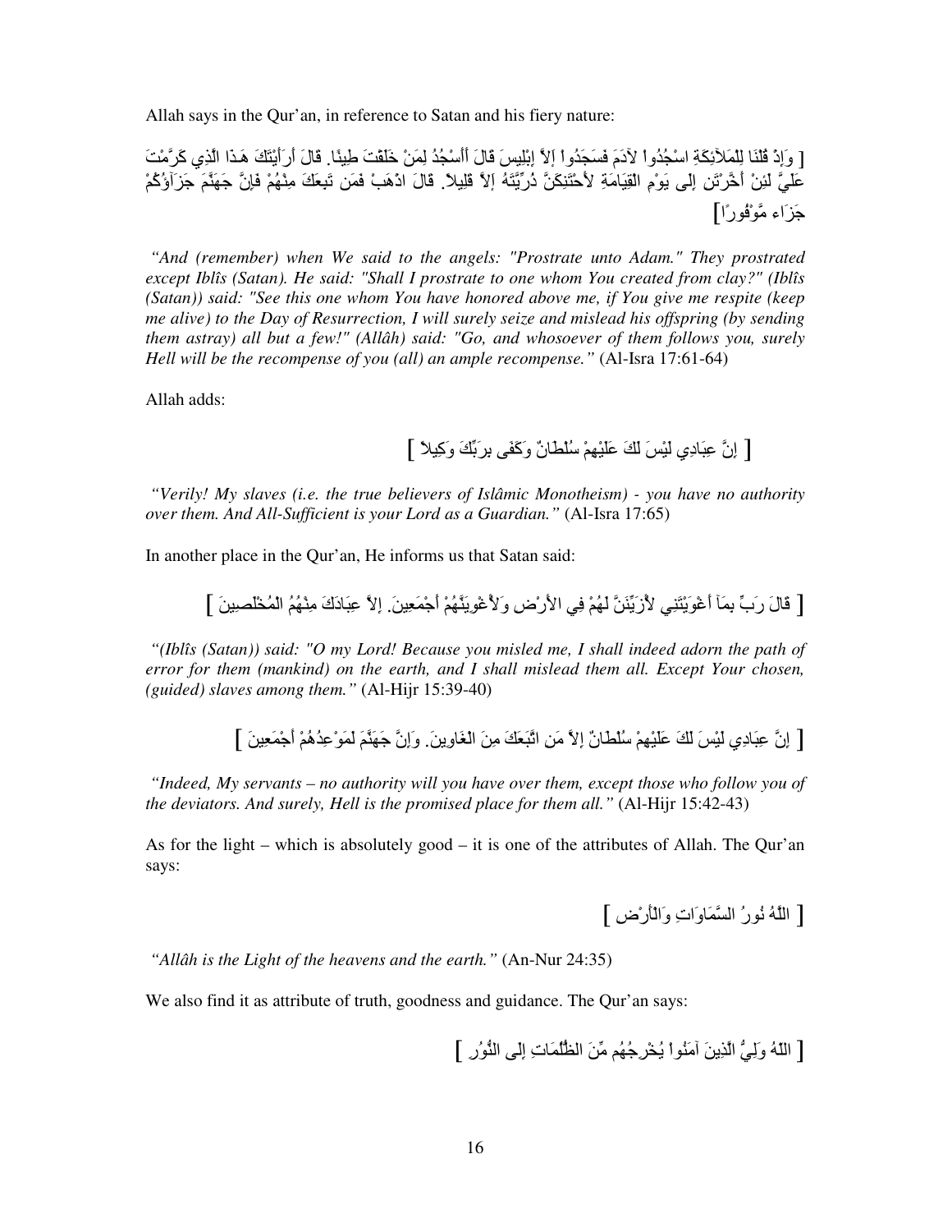Allah says in the Qur'an, in reference to Satan and his fiery nature:

[ وَإِذْ قُلْنَا لِلْمَلآئِكَةِ اسْجُدُواْ لآدَمَ فَسَجَدُواْ إَلاَّ إِبْلِيسَ قَالَ أَأَسْجُدُ لِمَنْ خَلَقْتَ طِينًا. قَالَ أَرَأَيْتَكَ هَـذَا الَّذِي كَرَّمْتَ عَلَيَّ لَئِنْ أَخَّرْتَنِ إِلَى يَوْمِ الْقِيَامَةِ لأَحْتَنِكَنَّ ذُرِّيَّتَهُ إَلاَّ قَلِيلاً. قَالَ اذْهَبْ فَمَن تَبِعَكَ مِنْهُمْ فَإِنَّ جَهَنَّمَ جَزَآؤُكُمْ جَزَاء مَّوْفُورًا ]

*"And (remember) when We said to the angels: "Prostrate unto Adam." They prostrated except Iblîs (Satan). He said: "Shall I prostrate to one whom You created from clay?" (Iblîs (Satan)) said: "See this one whom You have honored above me, if You give me respite (keep me alive) to the Day of Resurrection, I will surely seize and mislead his offspring (by sending them astray) all but a few!" (Allâh) said: "Go, and whosoever of them follows you, surely Hell will be the recompense of you (all) an ample recompense."* (Al-Isra 17:61-64)

Allah adds:

[ إِنَّ عِبَادِي لَيْسَ لَكَ عَلَيْهِمْ سُلْطَانٌ وَكَفَى بِرَبِّكَ وَكِيلاً ]

*"Verily! My slaves (i.e. the true believers of Islâmic Monotheism) - you have no authority over them. And All-Sufficient is your Lord as a Guardian."* (Al-Isra 17:65)

In another place in the Qur'an, He informs us that Satan said:

[ قَالَ رَبِّ بِمَآ أَغْوَيْتَنِي لأُزَيِّنَنَّ لَهُمْ فِي الأَرْضِ وَلأُغْوِيَنَّهُمْ أَجْمَعِينَ. إِلاَّ عِبَادَكَ مِنْهُمُ الْمُخْلَصِينَ ]

*"(Iblîs (Satan)) said: "O my Lord! Because you misled me, I shall indeed adorn the path of error for them (mankind) on the earth, and I shall mislead them all. Except Your chosen, (guided) slaves among them."* (Al-Hijr 15:39-40)

[ إِنَّ عِبَادِي لَيْسَ لَكَ عَلَيْهِمْ سُلْطَانٌ إِلاَّ مَنِ اتَّبَعَكَ مِنَ الْغَاوِينَ. وَإِنَّ جَهَنَّمَ لَمَوْعِدُهُمْ أَجْمَعِينَ ]

*"Indeed, My servants – no authority will you have over them, except those who follow you of the deviators. And surely, Hell is the promised place for them all."* (Al-Hijr 15:42-43)

As for the light – which is absolutely good – it is one of the attributes of Allah. The Qur'an says:

[ اللّهُ نُورُ السَّمَاوَاتِ وَالْأَرْضِ ]

*"Allâh is the Light of the heavens and the earth."* (An-Nur 24:35)

We also find it as attribute of truth, goodness and guidance. The Qur'an says:

[ اللّهُ وَلِيُّ الَّذِينَ آمَنُواْ يُخْرِجُهُم مِّنَ الظُّلُمَاتِ إِلَى النُّوُرِ ]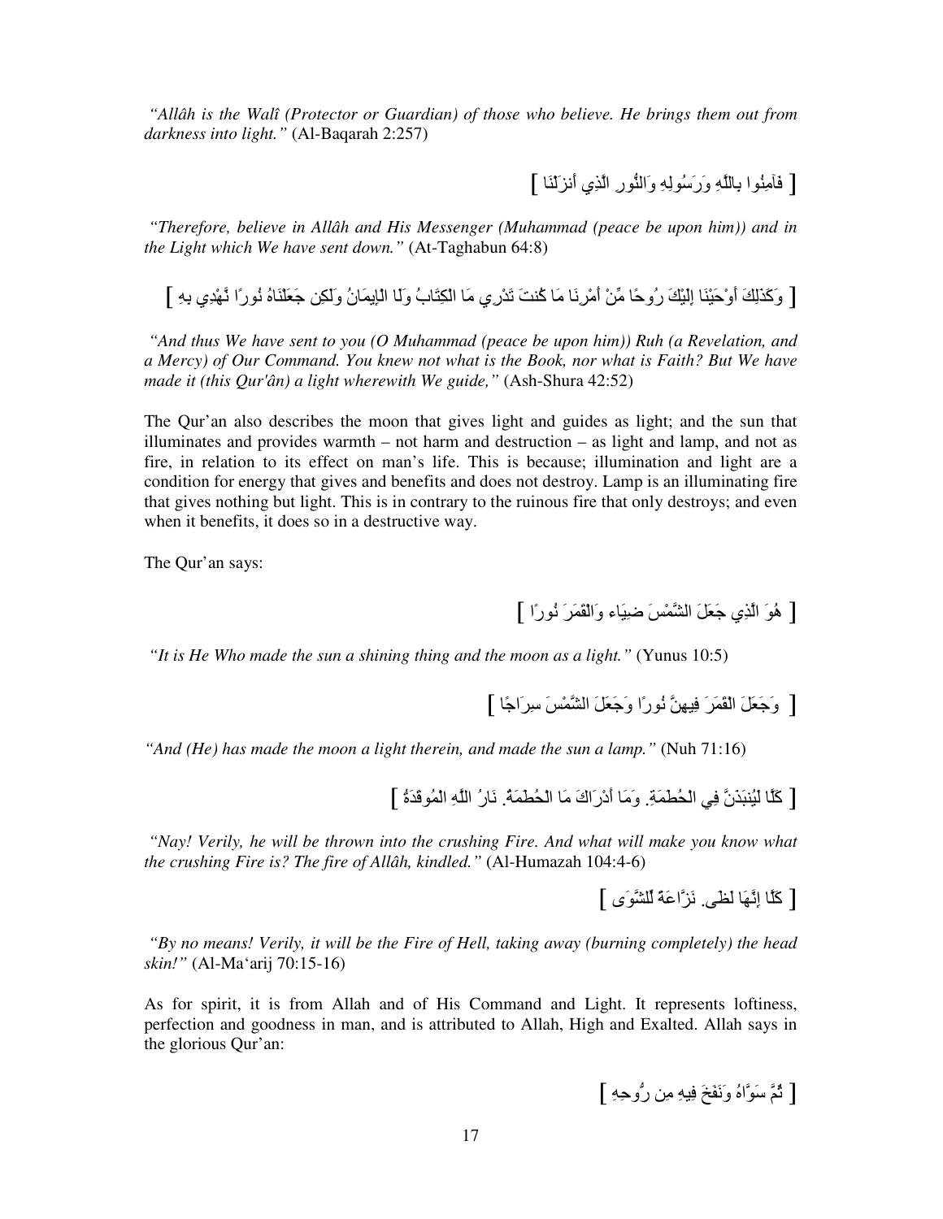*"Allâh is the Walî (Protector or Guardian) of those who believe. He brings them out from darkness into light."* (Al-Baqarah 2:257)

[ فَآمِنُوا بِاللَّهِ وَرَسُولِهِ وَالنُّورِ الَّذِي أَنزَلْنَا ]

*"Therefore, believe in Allâh and His Messenger (Muhammad (peace be upon him)) and in the Light which We have sent down."* (At-Taghabun 64:8)

[ وَكَذَلِكَ أَوْحَيْنَا إِلَيْكَ رُوحًا مِّنْ أَمْرِنَا مَا كُنتَ تَدْرِي مَا الْكِتَابُ وَلَا الْإِيمَانُ وَلَكِن جَعَلْنَاهُ نُورًا نَّهْدِي بِهِ ]

*"And thus We have sent to you (O Muhammad (peace be upon him)) Ruh (a Revelation, and a Mercy) of Our Command. You knew not what is the Book, nor what is Faith? But We have made it (this Qur'ân) a light wherewith We guide,"* (Ash-Shura 42:52)

The Qur'an also describes the moon that gives light and guides as light; and the sun that illuminates and provides warmth – not harm and destruction – as light and lamp, and not as fire, in relation to its effect on man's life. This is because; illumination and light are a condition for energy that gives and benefits and does not destroy. Lamp is an illuminating fire that gives nothing but light. This is in contrary to the ruinous fire that only destroys; and even when it benefits, it does so in a destructive way.

The Qur'an says:

[ هُوَ الَّذِي جَعَلَ الشَّمْسَ ضِيَاء وَالْقَمَرَ نُورًا ]

*"It is He Who made the sun a shining thing and the moon as a light."* (Yunus 10:5)

[ وَجَعَلَ الْقَمَرَ فِيهِنَّ نُورًا وَجَعَلَ الشَّمْسَ سِرَاجًا ]

*"And (He) has made the moon a light therein, and made the sun a lamp."* (Nuh 71:16)

[ كَلَّا لَيُنبَذَنَّ فِي الْحُطَمَةِ. وَمَا أَدْرَاكَ مَا الْحُطَمَةُ. نَارُ اللَّهِ الْمُوقَدَةُ ]

*"Nay! Verily, he will be thrown into the crushing Fire. And what will make you know what the crushing Fire is? The fire of Allâh, kindled."* (Al-Humazah 104:4-6)

[ كَلَّا إِنَّهَا لَظَى. نَزَّاعَةً لِّلشَّوَى ]

*"By no means! Verily, it will be the Fire of Hell, taking away (burning completely) the head skin!"* (Al-Ma'arij 70:15-16)

As for spirit, it is from Allah and of His Command and Light. It represents loftiness, perfection and goodness in man, and is attributed to Allah, High and Exalted. Allah says in the glorious Qur'an:

[ ثُمَّ سَوَّاهُ وَنَفَخَ فِيهِ مِن رُّوحِهِ ]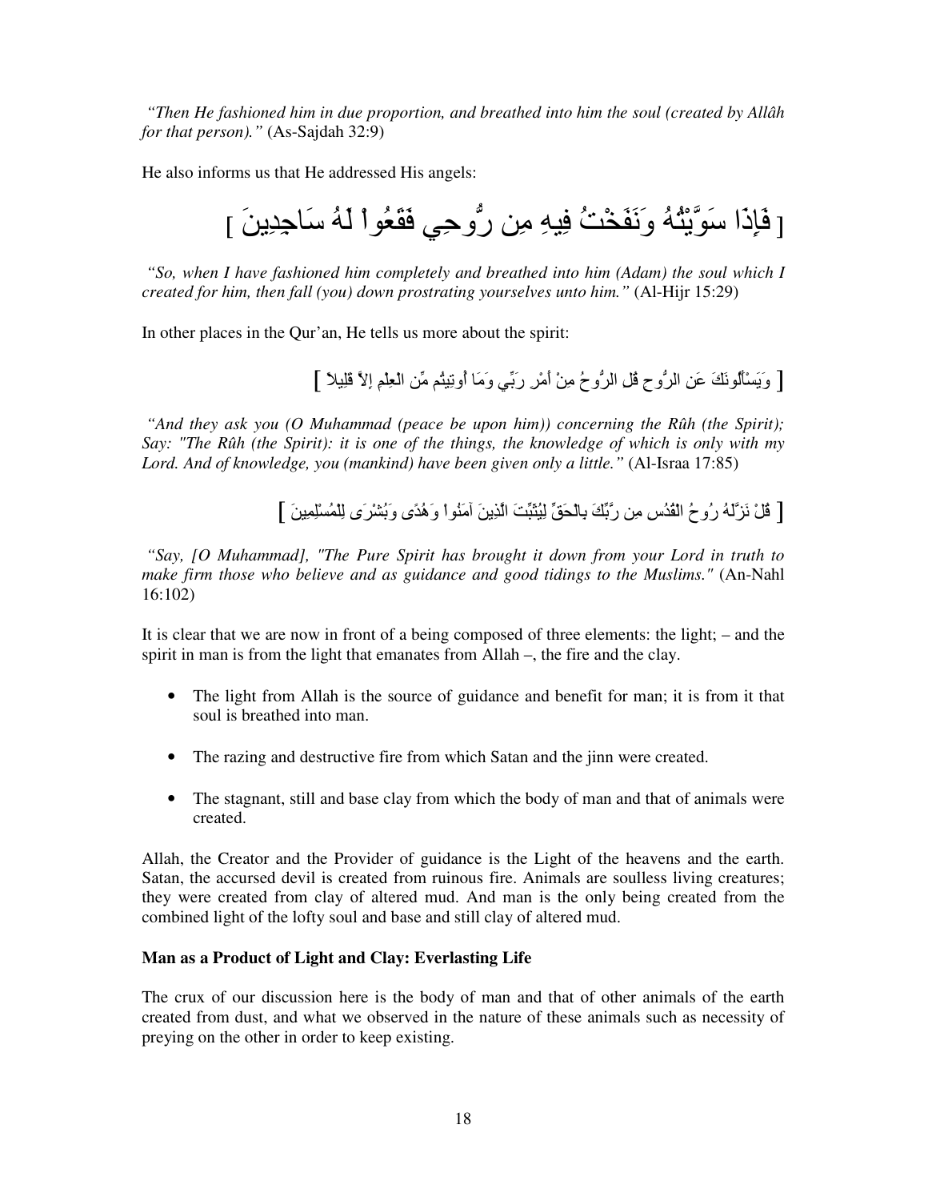*"Then He fashioned him in due proportion, and breathed into him the soul (created by Allâh for that person)."* (As-Sajdah 32:9)

He also informs us that He addressed His angels:

[ فَإِذَا سَوَّيْتُهُ وَنَفَخْتُ فِيهِ مِن رُّوحِي فَقَعُواْ لَهُ سَاجِدِينَ ]

*"So, when I have fashioned him completely and breathed into him (Adam) the soul which I created for him, then fall (you) down prostrating yourselves unto him."* (Al-Hijr 15:29)

In other places in the Qur'an, He tells us more about the spirit:

[ وَيَسْأَلُونَكَ عَنِ الرُّوحِ قُلِ الرُّوحُ مِنْ أَمْرِ رَبِّي وَمَا أُوتِيتُم مِّن الْعِلْمِ إِلاَّ قَلِيلاً ]

*"And they ask you (O Muhammad (peace be upon him)) concerning the Rûh (the Spirit); Say: "The Rûh (the Spirit): it is one of the things, the knowledge of which is only with my Lord. And of knowledge, you (mankind) have been given only a little."* (Al-Israa 17:85)

[ قُلْ نَزَّلَهُ رُوحُ الْقُدُسِ مِن رَّبِّكَ بِالْحَقِّ لِيُثَبِّتَ الَّذِينَ آمَنُوا وَهُدًى وَبُشْرَى لِلْمُسْلِمِينَ ]

*"Say, [O Muhammad], "The Pure Spirit has brought it down from your Lord in truth to make firm those who believe and as guidance and good tidings to the Muslims."* (An-Nahl 16:102)

It is clear that we are now in front of a being composed of three elements: the light; – and the spirit in man is from the light that emanates from Allah –, the fire and the clay.

- The light from Allah is the source of guidance and benefit for man; it is from it that soul is breathed into man.
- The razing and destructive fire from which Satan and the jinn were created.
- The stagnant, still and base clay from which the body of man and that of animals were created.

Allah, the Creator and the Provider of guidance is the Light of the heavens and the earth. Satan, the accursed devil is created from ruinous fire. Animals are soulless living creatures; they were created from clay of altered mud. And man is the only being created from the combined light of the lofty soul and base and still clay of altered mud.

**Man as a Product of Light and Clay: Everlasting Life**

The crux of our discussion here is the body of man and that of other animals of the earth created from dust, and what we observed in the nature of these animals such as necessity of preying on the other in order to keep existing.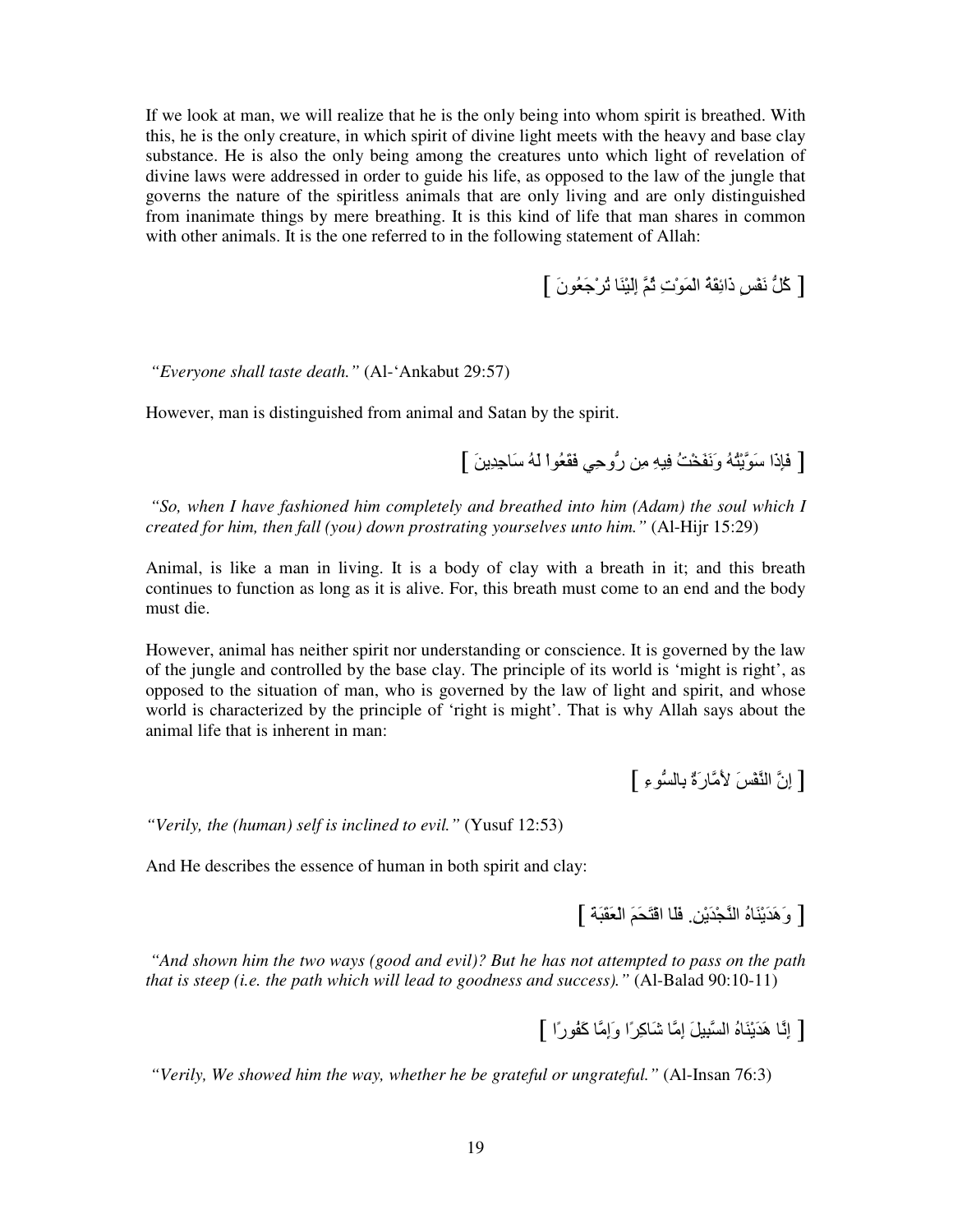If we look at man, we will realize that he is the only being into whom spirit is breathed. With this, he is the only creature, in which spirit of divine light meets with the heavy and base clay substance. He is also the only being among the creatures unto which light of revelation of divine laws were addressed in order to guide his life, as opposed to the law of the jungle that governs the nature of the spiritless animals that are only living and are only distinguished from inanimate things by mere breathing. It is this kind of life that man shares in common with other animals. It is the one referred to in the following statement of Allah:

[ كُلُّ نَفْسٍ ذَائِقَةُ الْمَوْتِ ثُمَّ إِلَيْنَا تُرْجَعُونَ ]

*"Everyone shall taste death."* (Al-'Ankabut 29:57)

However, man is distinguished from animal and Satan by the spirit.

[ فَإِذَا سَوَّيْتُهُ وَنَفَخْتُ فِيهِ مِن رُّوحِي فَقَعُوا لَهُ سَاجِدِينَ ]

*"So, when I have fashioned him completely and breathed into him (Adam) the soul which I created for him, then fall (you) down prostrating yourselves unto him."* (Al-Hijr 15:29)

Animal, is like a man in living. It is a body of clay with a breath in it; and this breath continues to function as long as it is alive. For, this breath must come to an end and the body must die.

However, animal has neither spirit nor understanding or conscience. It is governed by the law of the jungle and controlled by the base clay. The principle of its world is 'might is right', as opposed to the situation of man, who is governed by the law of light and spirit, and whose world is characterized by the principle of 'right is might'. That is why Allah says about the animal life that is inherent in man:

[ إِنَّ النَّفْسَ لأَمَّارَةٌ بالسُّوءِ ]

*"Verily, the (human) self is inclined to evil."* (Yusuf 12:53)

And He describes the essence of human in both spirit and clay:

[ وَهَدَيْنَاهُ النَّجْدَيْنِ. فَلا اقْتَحَمَ الْعَقَبَةَ ]

*"And shown him the two ways (good and evil)? But he has not attempted to pass on the path that is steep (i.e. the path which will lead to goodness and success)."* (Al-Balad 90:10-11)

[ إِنَّا هَدَيْنَاهُ السَّبِيلَ إِمَّا شَاكِرًا وَإِمَّا كَفُورًا ]

*"Verily, We showed him the way, whether he be grateful or ungrateful."* (Al-Insan 76:3)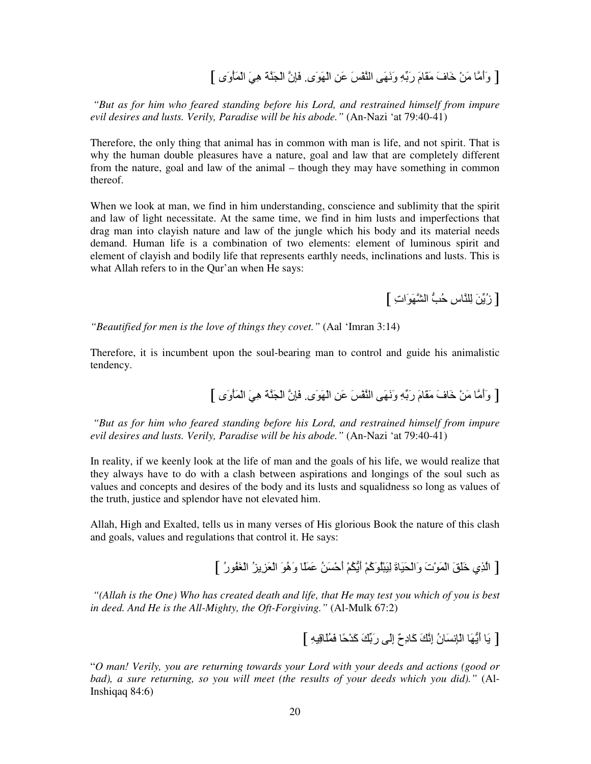[ وَأَمَّا مَنْ خَافَ مَقَامَ رَبِّهِ وَنَهَى النَّفْسَ عَنِ الْهَوَى. فَإِنَّ الْجَنَّةَ هِيَ الْمَأْوَى ]

*"But as for him who feared standing before his Lord, and restrained himself from impure evil desires and lusts. Verily, Paradise will be his abode."* (An-Nazi 'at 79:40-41)

Therefore, the only thing that animal has in common with man is life, and not spirit. That is why the human double pleasures have a nature, goal and law that are completely different from the nature, goal and law of the animal – though they may have something in common thereof.

When we look at man, we find in him understanding, conscience and sublimity that the spirit and law of light necessitate. At the same time, we find in him lusts and imperfections that drag man into clayish nature and law of the jungle which his body and its material needs demand. Human life is a combination of two elements: element of luminous spirit and element of clayish and bodily life that represents earthly needs, inclinations and lusts. This is what Allah refers to in the Qur'an when He says:

[ زُيِّنَ لِلنَّاسِ حُبُّ الشَّهَوَاتِ ]

*"Beautified for men is the love of things they covet."* (Aal 'Imran 3:14)

Therefore, it is incumbent upon the soul-bearing man to control and guide his animalistic tendency.

[ وَأَمَّا مَنْ خَافَ مَقَامَ رَبِّهِ وَنَهَى النَّفْسَ عَنِ الْهَوَى. فَإِنَّ الْجَنَّةَ هِيَ الْمَأْوَى ]

*"But as for him who feared standing before his Lord, and restrained himself from impure evil desires and lusts. Verily, Paradise will be his abode."* (An-Nazi 'at 79:40-41)

In reality, if we keenly look at the life of man and the goals of his life, we would realize that they always have to do with a clash between aspirations and longings of the soul such as values and concepts and desires of the body and its lusts and squalidness so long as values of the truth, justice and splendor have not elevated him.

Allah, High and Exalted, tells us in many verses of His glorious Book the nature of this clash and goals, values and regulations that control it. He says:

[ الَّذِي خَلَقَ الْمَوْتَ وَالْحَيَاةَ لِيَبْلُوَكُمْ أَيُّكُمْ أَحْسَنُ عَمَلًا وَهُوَ الْعَزِيزُ الْغَفُورُ ]

*"(Allah is the One) Who has created death and life, that He may test you which of you is best in deed. And He is the All-Mighty, the Oft-Forgiving."* (Al-Mulk 67:2)

[ يَا أَيُّهَا الْإِنسَانُ إِنَّكَ كَادِحٌ إِلَى رَبِّكَ كَدْحًا فَمُلَاقِيهِ ]

"*O man! Verily, you are returning towards your Lord with your deeds and actions (good or bad), a sure returning, so you will meet (the results of your deeds which you did).*" (Al-Inshiqaq 84:6)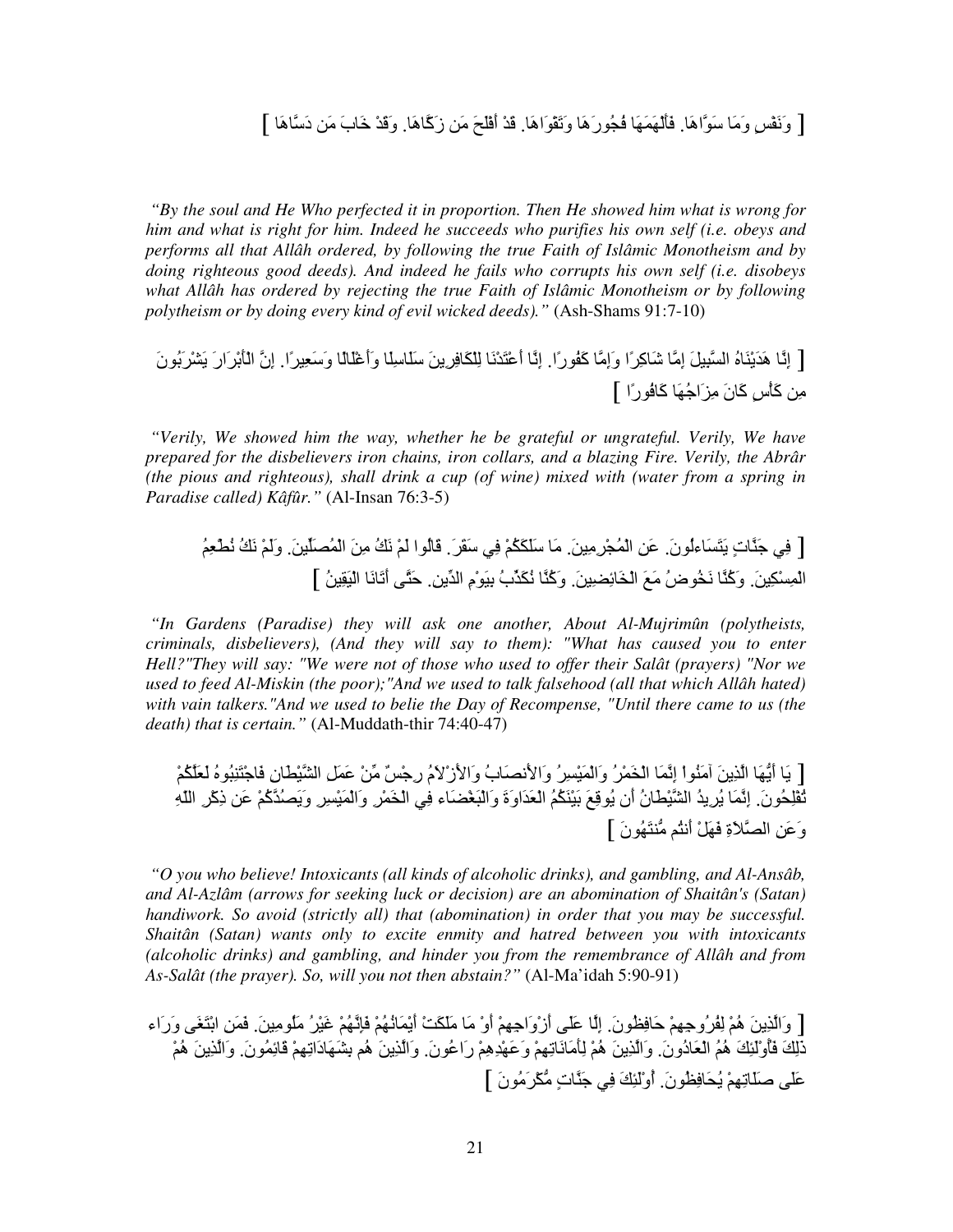[ وَنَفْسٍ وَمَا سَوَّاهَا. فَأَلْهَمَهَا فُجُورَهَا وَتَقْوَاهَا. قَدْ أَفْلَحَ مَن زَكَّاهَا. وَقَدْ خَابَ مَن دَسَّاهَا ]

*"By the soul and He Who perfected it in proportion. Then He showed him what is wrong for him and what is right for him. Indeed he succeeds who purifies his own self (i.e. obeys and performs all that Allâh ordered, by following the true Faith of Islâmic Monotheism and by doing righteous good deeds). And indeed he fails who corrupts his own self (i.e. disobeys what Allâh has ordered by rejecting the true Faith of Islâmic Monotheism or by following polytheism or by doing every kind of evil wicked deeds)."* (Ash-Shams 91:7-10)

[ إِنَّا هَدَيْنَاهُ السَّبِيلَ إِمَّا شَاكِرًا وَإِمَّا كَفُورًا. إِنَّا أَعْتَدْنَا لِلْكَافِرِينَ سَلَاسِلَا وَأَغْلَالًا وَسَعِيرًا. إِنَّ الْأَبْرَارَ يَشْرَبُونَ مِن كَأْسٍ كَانَ مِزَاجُهَا كَافُورًا ]

*"Verily, We showed him the way, whether he be grateful or ungrateful. Verily, We have prepared for the disbelievers iron chains, iron collars, and a blazing Fire. Verily, the Abrâr (the pious and righteous), shall drink a cup (of wine) mixed with (water from a spring in Paradise called) Kâfûr."* (Al-Insan 76:3-5)

[ فِي جَنَّاتٍ يَتَسَاءلُونَ. عَنِ الْمُجْرِمِينَ. مَا سَلَكَكُمْ فِي سَقَرَ. قَالُوا لَمْ نَكُ مِنَ الْمُصَلِّينَ. وَلَمْ نَكُ نُطْعِمُ الْمِسْكِينَ. وَكُنَّا نَخُوضُ مَعَ الْخَائِضِينَ. وَكُنَّا نُكَذِّبُ بِيَوْمِ الدِّينِ. حَتَّى أَتَانَا الْيَقِينُ ]

*"In Gardens (Paradise) they will ask one another, About Al-Mujrimûn (polytheists, criminals, disbelievers), (And they will say to them): "What has caused you to enter Hell?"They will say: "We were not of those who used to offer their Salât (prayers) "Nor we used to feed Al-Miskin (the poor);"And we used to talk falsehood (all that which Allâh hated) with vain talkers."And we used to belie the Day of Recompense, "Until there came to us (the death) that is certain."* (Al-Muddath-thir 74:40-47)

[ يَا أَيُّهَا الَّذِينَ آمَنُواْ إِنَّمَا الْخَمْرُ وَالْمَيْسِرُ وَالأَنصَابُ وَالأَزْلاَمُ رِجْسٌ مِّنْ عَمَلِ الشَّيْطَانِ فَاجْتَنِبُوهُ لَعَلَّكُمْ تُفْلِحُونَ. إِنَّمَا يُرِيدُ الشَّيْطَانُ أَن يُوقِعَ بَيْنَكُمُ الْعَدَاوَةَ وَالْبَغْضَاء فِي الْخَمْرِ وَالْمَيْسِرِ وَيَصُدَّكُمْ عَن ذِكْرِ اللّهِ وَعَنِ الصَّلاَةِ فَهَلْ أَنتُم مُّنتَهُونَ ]

*"O you who believe! Intoxicants (all kinds of alcoholic drinks), and gambling, and Al-Ansâb, and Al-Azlâm (arrows for seeking luck or decision) are an abomination of Shaitân's (Satan) handiwork. So avoid (strictly all) that (abomination) in order that you may be successful. Shaitân (Satan) wants only to excite enmity and hatred between you with intoxicants (alcoholic drinks) and gambling, and hinder you from the remembrance of Allâh and from As-Salât (the prayer). So, will you not then abstain?"* (Al-Ma'idah 5:90-91)

[ وَالَّذِينَ هُمْ لِفُرُوجِهِمْ حَافِظُونَ. إِلَّا عَلَى أَزْوَاجِهِمْ أَوْ مَا مَلَكَتْ أَيْمَانُهُمْ فَإِنَّهُمْ غَيْرُ مَلُومِينَ. فَمَنِ ابْتَغَى وَرَاء ذَلِكَ فَأُوْلَئِكَ هُمُ الْعَادُونَ. وَالَّذِينَ هُمْ لِأَمَانَاتِهِمْ وَعَهْدِهِمْ رَاعُونَ. وَالَّذِينَ هُم بِشَهَادَاتِهِمْ قَائِمُونَ. وَالَّذِينَ هُمْ عَلَى صَلَاتِهِمْ يُحَافِظُونَ. أُوْلَئِكَ فِي جَنَّاتٍ مُّكْرَمُونَ ]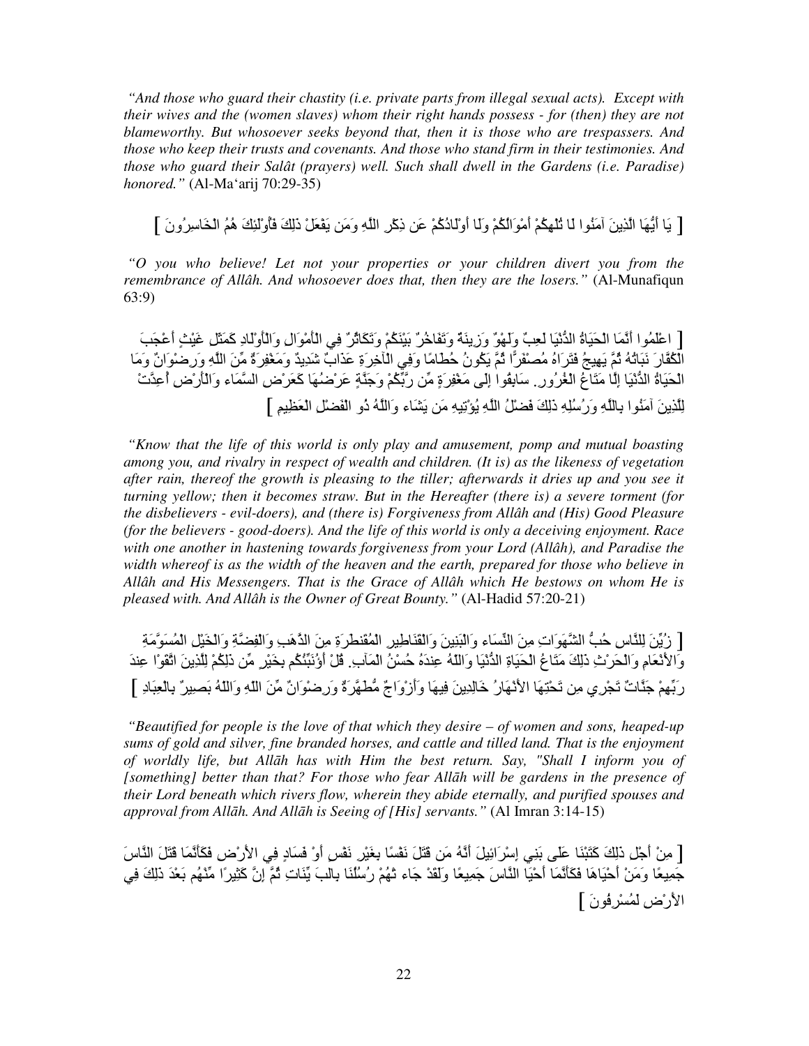*"And those who guard their chastity (i.e. private parts from illegal sexual acts). Except with their wives and the (women slaves) whom their right hands possess - for (then) they are not blameworthy. But whosoever seeks beyond that, then it is those who are trespassers. And those who keep their trusts and covenants. And those who stand firm in their testimonies. And those who guard their Salât (prayers) well. Such shall dwell in the Gardens (i.e. Paradise) honored."* (Al-Ma'arij 70:29-35)

[ يَا أَيُّهَا الَّذِينَ آمَنُوا لَا تُلْهِكُمْ أَمْوَالُكُمْ وَلَا أَوْلَادُكُمْ عَن ذِكْرِ اللَّهِ وَمَن يَفْعَلْ ذَٰلِكَ فَأُولَٰئِكَ هُمُ الْخَاسِرُونَ ]

*"O you who believe! Let not your properties or your children divert you from the remembrance of Allâh. And whosoever does that, then they are the losers."* (Al-Munafiqun 63:9)

[ اعْلَمُوا أَنَّمَا الْحَيَاةُ الدُّنْيَا لَعِبٌ وَلَهْوٌ وَزِينَةٌ وَتَفَاخُرٌ بَيْنَكُمْ وَتَكَاثُرٌ فِي الْأَمْوَالِ وَالْأَوْلَادِ كَمَثَلِ غَيْثٍ أَعْجَبَ الْكُفَّارَ نَبَاتُهُ ثُمَّ يَهِيجُ فَتَرَاهُ مُصْفَرًّا ثُمَّ يَكُونُ حُطَامًا وَفِي الْآخِرَةِ عَذَابٌ شَدِيدٌ وَمَغْفِرَةٌ مِّنَ اللَّهِ وَرِضْوَانٌ وَمَا الْحَيَاةُ الدُّنْيَا إِلَّا مَتَاعُ الْغُرُورِ. سَابِقُوا إِلَىٰ مَغْفِرَةٍ مِّن رَّبِّكُمْ وَجَنَّةٍ عَرْضُهَا كَعَرْضِ السَّمَاءِ وَالْأَرْضِ أُعِدَّتْ لِلَّذِينَ آمَنُوا بِاللَّهِ وَرُسُلِهِ ذَٰلِكَ فَضْلُ اللَّهِ يُؤْتِيهِ مَن يَشَاءُ وَاللَّهُ ذُو الْفَضْلِ الْعَظِيمِ ]

*"Know that the life of this world is only play and amusement, pomp and mutual boasting among you, and rivalry in respect of wealth and children. (It is) as the likeness of vegetation after rain, thereof the growth is pleasing to the tiller; afterwards it dries up and you see it turning yellow; then it becomes straw. But in the Hereafter (there is) a severe torment (for the disbelievers - evil-doers), and (there is) Forgiveness from Allâh and (His) Good Pleasure (for the believers - good-doers). And the life of this world is only a deceiving enjoyment. Race with one another in hastening towards forgiveness from your Lord (Allâh), and Paradise the width whereof is as the width of the heaven and the earth, prepared for those who believe in Allâh and His Messengers. That is the Grace of Allâh which He bestows on whom He is pleased with. And Allâh is the Owner of Great Bounty."* (Al-Hadid 57:20-21)

[ زُيِّنَ لِلنَّاسِ حُبُّ الشَّهَوَاتِ مِنَ النِّسَاءِ وَالْبَنِينَ وَالْقَنَاطِيرِ الْمُقَنطَرَةِ مِنَ الذَّهَبِ وَالْفِضَّةِ وَالْخَيْلِ الْمُسَوَّمَةِ وَالأَنْعَامِ وَالْحَرْثِ ذَلِكَ مَتَاعُ الْحَيَاةِ الدُّنْيَا وَاللّهُ عِندَهُ حُسْنُ الْمَآبِ. قُلْ أَؤُنَبِّئُكُم بِخَيْرٍ مِّن ذَلِكُمْ لِلَّذِينَ اتَّقَوْا عِندَ رَبِّهِمْ جَنَّاتٌ تَجْرِي مِن تَحْتِهَا الأَنْهَارُ خَالِدِينَ فِيهَا وَأَزْوَاجٌ مُّطَهَّرَةٌ وَرِضْوَانٌ مِّنَ اللّهِ وَاللّهُ بَصِيرٌ بِالْعِبَادِ ]

*"Beautified for people is the love of that which they desire – of women and sons, heaped-up sums of gold and silver, fine branded horses, and cattle and tilled land. That is the enjoyment of worldly life, but Allāh has with Him the best return. Say, "Shall I inform you of [something] better than that? For those who fear Allāh will be gardens in the presence of their Lord beneath which rivers flow, wherein they abide eternally, and purified spouses and approval from Allāh. And Allāh is Seeing of [His] servants."* (Al Imran 3:14-15)

[ مِنْ أَجْلِ ذَلِكَ كَتَبْنَا عَلَى بَنِي إِسْرَائِيلَ أَنَّهُ مَن قَتَلَ نَفْسًا بِغَيْرِ نَفْسٍ أَوْ فَسَادٍ فِي الأَرْضِ فَكَأَنَّمَا قَتَلَ النَّاسَ جَمِيعًا وَمَنْ أَحْيَاهَا فَكَأَنَّمَا أَحْيَا النَّاسَ جَمِيعًا وَلَقَدْ جَاءتْهُمْ رُسُلُنَا بِالبَيِّنَاتِ ثُمَّ إِنَّ كَثِيرًا مِّنْهُم بَعْدَ ذَلِكَ فِي الأَرْضِ لَمُسْرِفُونَ ]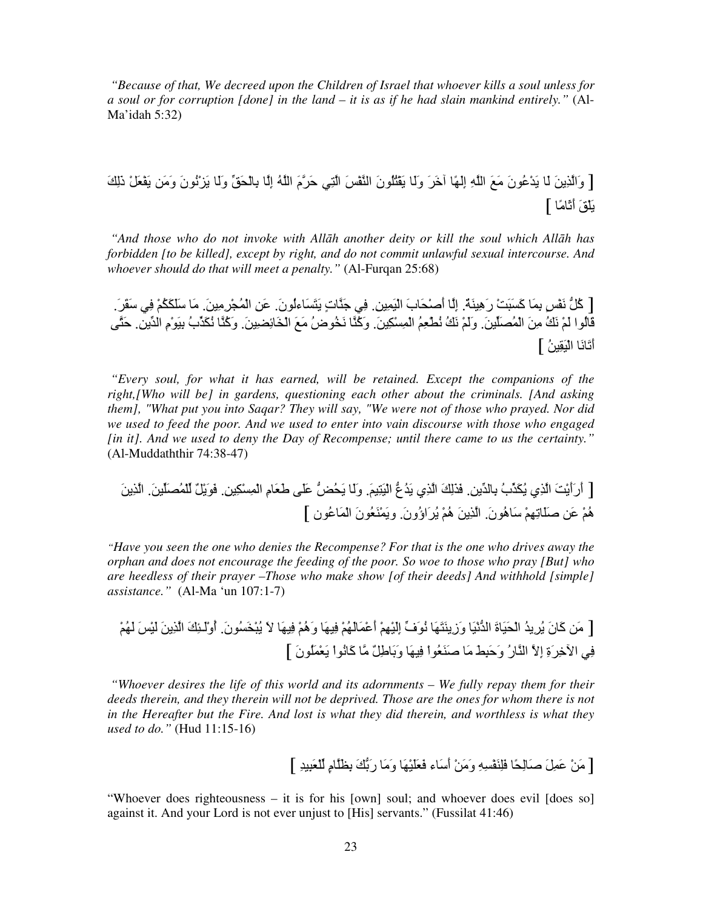*"Because of that, We decreed upon the Children of Israel that whoever kills a soul unless for a soul or for corruption [done] in the land – it is as if he had slain mankind entirely."* (Al-Ma'idah 5:32)

[ وَالَّذِينَ لَا يَدْعُونَ مَعَ اللَّهِ إِلَهًا آخَرَ وَلَا يَقْتُلُونَ النَّفْسَ الَّتِي حَرَّمَ اللَّهُ إِلَّا بِالْحَقِّ وَلَا يَزْنُونَ وَمَن يَفْعَلْ ذَلِكَ يَلْقَ أَثَامًا ]

*"And those who do not invoke with Allāh another deity or kill the soul which Allāh has forbidden [to be killed], except by right, and do not commit unlawful sexual intercourse. And whoever should do that will meet a penalty."* (Al-Furqan 25:68)

[ كُلُّ نَفْسٍ بِمَا كَسَبَتْ رَهِينَةٌ. إِلَّا أَصْحَابَ الْيَمِينِ. فِي جَنَّاتٍ يَتَسَاءلُونَ. عَنِ الْمُجْرِمِينَ. مَا سَلَكَكُمْ فِي سَقَرَ. قَالُوا لَمْ نَكُ مِنَ الْمُصَلِّينَ. وَلَمْ نَكُ نُطْعِمُ الْمِسْكِينَ. وَكُنَّا نَخُوضُ مَعَ الْخَائِضِينَ. وَكُنَّا نُكَذِّبُ بِيَوْمِ الدِّينِ. حَتَّى أَتَانَا الْيَقِينُ ]

*"Every soul, for what it has earned, will be retained. Except the companions of the right,[Who will be] in gardens, questioning each other about the criminals. [And asking them], "What put you into Saqar? They will say, "We were not of those who prayed. Nor did we used to feed the poor. And we used to enter into vain discourse with those who engaged [in it]. And we used to deny the Day of Recompense; until there came to us the certainty."* (Al-Muddaththir 74:38-47)

[ أَرَأَيْتَ الَّذِي يُكَذِّبُ بِالدِّينِ. فَذَلِكَ الَّذِي يَدُعُّ الْيَتِيمَ. وَلَا يَحُضُّ عَلَى طَعَامِ الْمِسْكِينِ. فَوَيْلٌ لِّلْمُصَلِّينَ. الَّذِينَ هُمْ عَن صَلَاتِهِمْ سَاهُونَ. الَّذِينَ هُمْ يُرَاؤُونَ. وَيَمْنَعُونَ الْمَاعُون ]

*"Have you seen the one who denies the Recompense? For that is the one who drives away the orphan and does not encourage the feeding of the poor. So woe to those who pray [But] who are heedless of their prayer –Those who make show [of their deeds] And withhold [simple] assistance."* (Al-Ma 'un 107:1-7)

[ مَن كَانَ يُرِيدُ الْحَيَاةَ الدُّنْيَا وَزِينَتَهَا نُوَفِّ إِلَيْهِمْ أَعْمَالَهُمْ فِيهَا وَهُمْ فِيهَا لاَ يُبْخَسُونَ. أُوْلَـئِكَ الَّذِينَ لَيْسَ لَهُمْ فِي الآخِرَةِ إِلاَّ النَّارُ وَحَبِطَ مَا صَنَعُواْ فِيهَا وَبَاطِلٌ مَّا كَانُواْ يَعْمَلُونَ ]

*"Whoever desires the life of this world and its adornments – We fully repay them for their deeds therein, and they therein will not be deprived. Those are the ones for whom there is not in the Hereafter but the Fire. And lost is what they did therein, and worthless is what they used to do."* (Hud 11:15-16)

[ مَنْ عَمِلَ صَالِحًا فَلِنَفْسِهِ وَمَنْ أَسَاء فَعَلَيْهَا وَمَا رَبُّكَ بِظَلَّامٍ لِّلْعَبِيدِ ]

"Whoever does righteousness – it is for his [own] soul; and whoever does evil [does so] against it. And your Lord is not ever unjust to [His] servants." (Fussilat 41:46)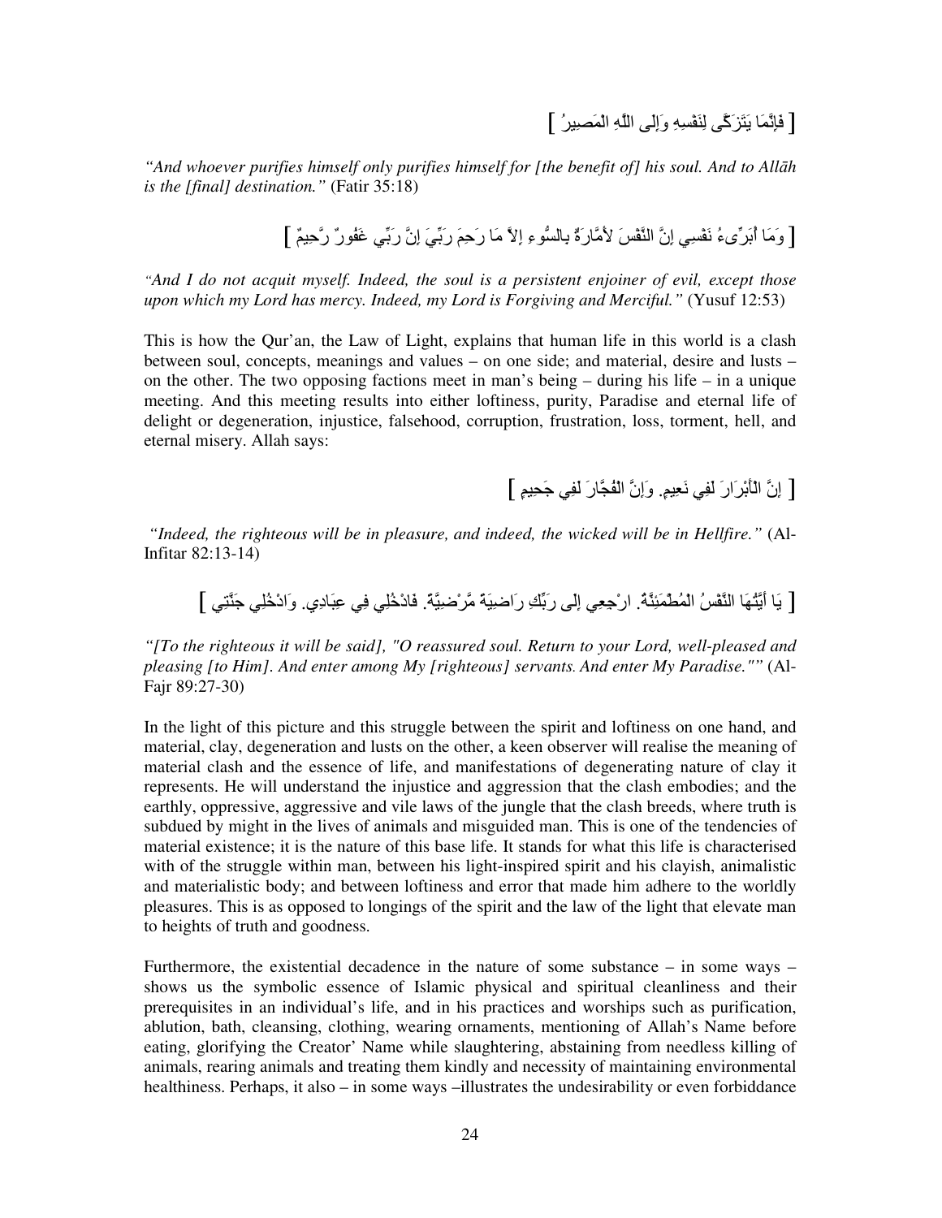[ فَإِنَّمَا يَتَزَكَّى لِنَفْسِهِ وَإِلَى اللَّهِ الْمَصِيرُ ]

*"And whoever purifies himself only purifies himself for [the benefit of] his soul. And to Allāh is the [final] destination."* (Fatir 35:18)

[ وَمَا أُبَرِّىءُ نَفْسِي إِنَّ النَّفْسَ لأَمَّارَةٌ بالسُّوءِ إِلاَّ مَا رَحِمَ رَبِّيَ إِنَّ رَبِّي غَفُورٌ رَّحِيمٌ ]

*"And I do not acquit myself. Indeed, the soul is a persistent enjoiner of evil, except those upon which my Lord has mercy. Indeed, my Lord is Forgiving and Merciful."* (Yusuf 12:53)

This is how the Qur'an, the Law of Light, explains that human life in this world is a clash between soul, concepts, meanings and values – on one side; and material, desire and lusts – on the other. The two opposing factions meet in man's being – during his life – in a unique meeting. And this meeting results into either loftiness, purity, Paradise and eternal life of delight or degeneration, injustice, falsehood, corruption, frustration, loss, torment, hell, and eternal misery. Allah says:

[ إِنَّ الْأَبْرَارَ لَفِي نَعِيمٍ. وَإِنَّ الْفُجَّارَ لَفِي جَحِيمٍ ]

*"Indeed, the righteous will be in pleasure, and indeed, the wicked will be in Hellfire."* (Al-Infitar 82:13-14)

[ يَا أَيَّتُهَا النَّفْسُ الْمُطْمَئِنَّةُ. ارْجِعِي إِلَى رَبِّكِ رَاضِيَةً مَّرْضِيَّةً. فَادْخُلِي فِي عِبَادِي. وَادْخُلِي جَنَّتِي ]

*"[To the righteous it will be said], "O reassured soul. Return to your Lord, well-pleased and pleasing [to Him]. And enter among My [righteous] servants. And enter My Paradise.""* (Al-Fajr 89:27-30)

In the light of this picture and this struggle between the spirit and loftiness on one hand, and material, clay, degeneration and lusts on the other, a keen observer will realise the meaning of material clash and the essence of life, and manifestations of degenerating nature of clay it represents. He will understand the injustice and aggression that the clash embodies; and the earthly, oppressive, aggressive and vile laws of the jungle that the clash breeds, where truth is subdued by might in the lives of animals and misguided man. This is one of the tendencies of material existence; it is the nature of this base life. It stands for what this life is characterised with of the struggle within man, between his light-inspired spirit and his clayish, animalistic and materialistic body; and between loftiness and error that made him adhere to the worldly pleasures. This is as opposed to longings of the spirit and the law of the light that elevate man to heights of truth and goodness.

Furthermore, the existential decadence in the nature of some substance – in some ways – shows us the symbolic essence of Islamic physical and spiritual cleanliness and their prerequisites in an individual's life, and in his practices and worships such as purification, ablution, bath, cleansing, clothing, wearing ornaments, mentioning of Allah's Name before eating, glorifying the Creator' Name while slaughtering, abstaining from needless killing of animals, rearing animals and treating them kindly and necessity of maintaining environmental healthiness. Perhaps, it also – in some ways –illustrates the undesirability or even forbiddance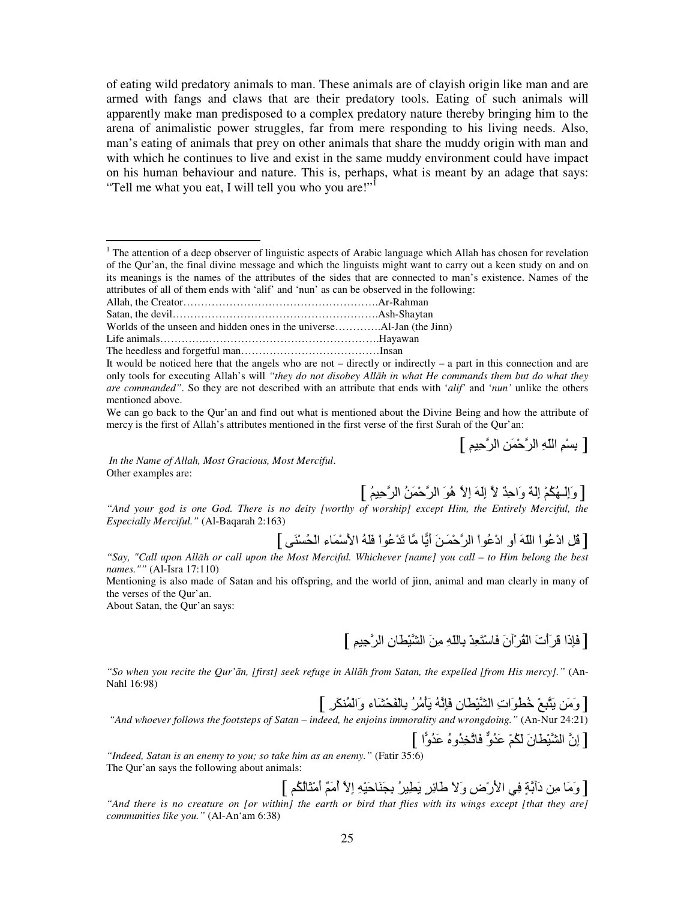of eating wild predatory animals to man. These animals are of clayish origin like man and are armed with fangs and claws that are their predatory tools. Eating of such animals will apparently make man predisposed to a complex predatory nature thereby bringing him to the arena of animalistic power struggles, far from mere responding to his living needs. Also, man's eating of animals that prey on other animals that share the muddy origin with man and with which he continues to live and exist in the same muddy environment could have impact on his human behaviour and nature. This is, perhaps, what is meant by an adage that says: "Tell me what you eat, I will tell you who you are!"[1]

---

[1] The attention of a deep observer of linguistic aspects of Arabic language which Allah has chosen for revelation of the Qur'an, the final divine message and which the linguists might want to carry out a keen study on and on its meanings is the names of the attributes of the sides that are connected to man's existence. Names of the attributes of all of them ends with 'alif' and 'nun' as can be observed in the following:

Allah, the Creator……………………………………………….Ar-Rahman
Satan, the devil………………………………………………….Ash-Shaytan
Worlds of the unseen and hidden ones in the universe………….Al-Jan (the Jinn)
Life animals…………………………………………………….Hayawan
The heedless and forgetful man…………………………………Insan

It would be noticed here that the angels who are not – directly or indirectly – a part in this connection and are only tools for executing Allah's will *"they do not disobey Allāh in what He commands them but do what they are commanded"*. So they are not described with an attribute that ends with '*alif*' and '*nun'* unlike the others mentioned above.

We can go back to the Qur'an and find out what is mentioned about the Divine Being and how the attribute of mercy is the first of Allah's attributes mentioned in the first verse of the first Surah of the Qur'an:

[ بِسْمِ اللّهِ الرَّحْمَنِ الرَّحِيمِ ]

*In the Name of Allah, Most Gracious, Most Merciful*.
Other examples are:

[ وَإِلَـهُكُمْ إِلَهٌ وَاحِدٌ لاَّ إِلَهَ إِلاَّ هُوَ الرَّحْمَنُ الرَّحِيمُ ]

*"And your god is one God. There is no deity [worthy of worship] except Him, the Entirely Merciful, the Especially Merciful."* (Al-Baqarah 2:163)

[ قُلِ ادْعُواْ اللّهَ أَوِ ادْعُواْ الرَّحْمَـنَ أَيًّا مَّا تَدْعُواْ فَلَهُ الأَسْمَاء الْحُسْنَى ]

*"Say, "Call upon Allāh or call upon the Most Merciful. Whichever [name] you call – to Him belong the best names.""* (Al-Isra 17:110)

Mentioning is also made of Satan and his offspring, and the world of jinn, animal and man clearly in many of the verses of the Qur'an.

About Satan, the Qur'an says:

[ فَإِذَا قَرَأْتَ الْقُرْآنَ فَاسْتَعِذْ بِاللّهِ مِنَ الشَّيْطَانِ الرَّجِيمِ ]

*"So when you recite the Qur'ān, [first] seek refuge in Allāh from Satan, the expelled [from His mercy]."* (An-Nahl 16:98)

[ وَمَن يَتَّبِعْ خُطُوَاتِ الشَّيْطَانِ فَإِنَّهُ يَأْمُرُ بِالْفَحْشَاء وَالْمُنكَرِ ]

*"And whoever follows the footsteps of Satan – indeed, he enjoins immorality and wrongdoing."* (An-Nur 24:21)

[ إِنَّ الشَّيْطَانَ لَكُمْ عَدُوٌّ فَاتَّخِذُوهُ عَدُوًّا ]

*"Indeed, Satan is an enemy to you; so take him as an enemy."* (Fatir 35:6)

The Qur'an says the following about animals:

[ وَمَا مِن دَآبَّةٍ فِي الأَرْضِ وَلاَ طَائِرٍ يَطِيرُ بِجَنَاحَيْهِ إِلاَّ أُمَمٌ أَمْثَالُكُم ]

*"And there is no creature on [or within] the earth or bird that flies with its wings except [that they are] communities like you."* (Al-An'am 6:38)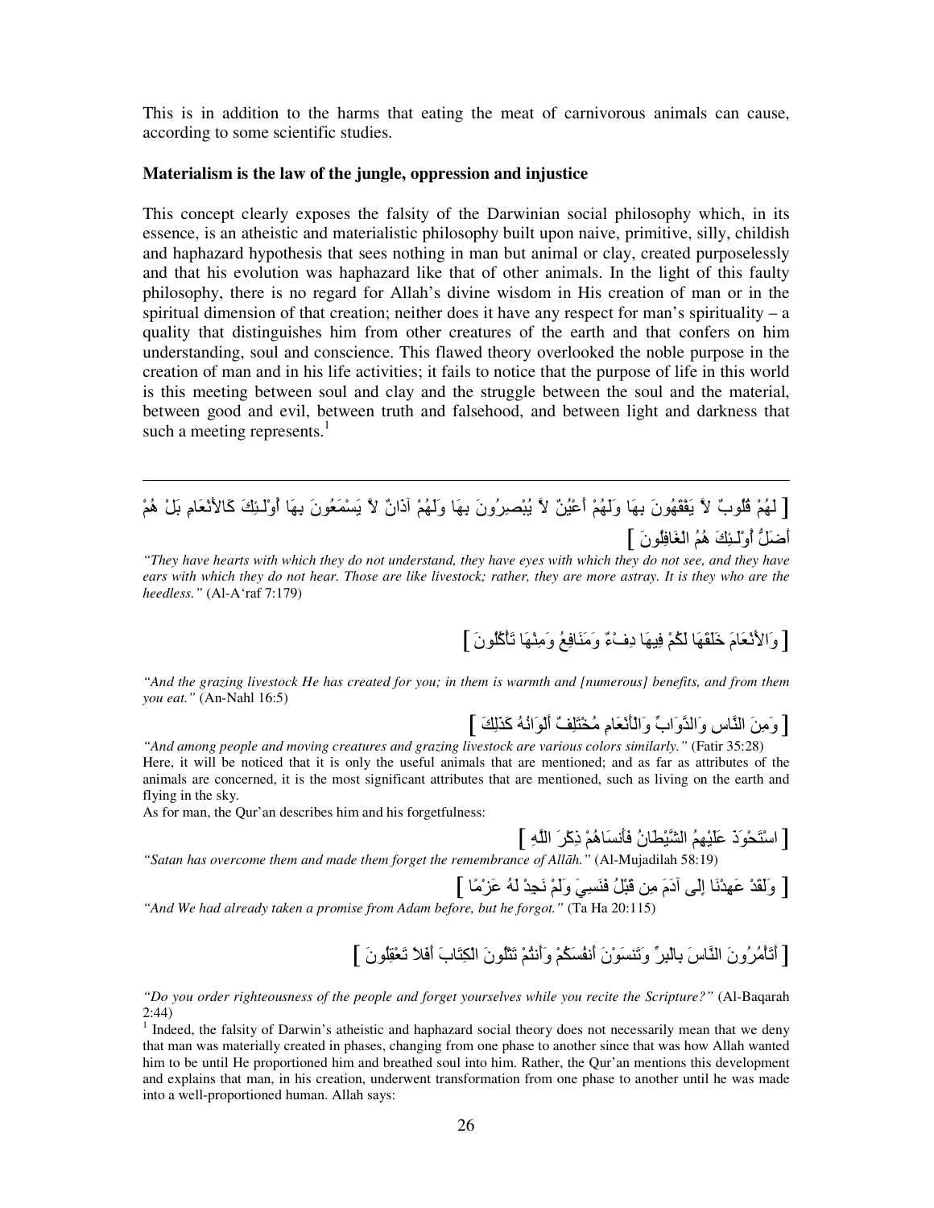This is in addition to the harms that eating the meat of carnivorous animals can cause, according to some scientific studies.

**Materialism is the law of the jungle, oppression and injustice**

This concept clearly exposes the falsity of the Darwinian social philosophy which, in its essence, is an atheistic and materialistic philosophy built upon naive, primitive, silly, childish and haphazard hypothesis that sees nothing in man but animal or clay, created purposelessly and that his evolution was haphazard like that of other animals. In the light of this faulty philosophy, there is no regard for Allah's divine wisdom in His creation of man or in the spiritual dimension of that creation; neither does it have any respect for man's spirituality – a quality that distinguishes him from other creatures of the earth and that confers on him understanding, soul and conscience. This flawed theory overlooked the noble purpose in the creation of man and in his life activities; it fails to notice that the purpose of life in this world is this meeting between soul and clay and the struggle between the soul and the material, between good and evil, between truth and falsehood, and between light and darkness that such a meeting represents.[1]

---

[ لَهُمْ قُلُوبٌ لاَّ يَفْقَهُونَ بِهَا وَلَهُمْ أَعْيُنٌ لاَّ يُبْصِرُونَ بِهَا وَلَهُمْ آذَانٌ لاَّ يَسْمَعُونَ بِهَا أُوْلَـئِكَ كَالأَنْعَامِ بَلْ هُمْ أَضَلُّ أُوْلَـئِكَ هُمُ الْغَافِلُونَ ]

*"They have hearts with which they do not understand, they have eyes with which they do not see, and they have ears with which they do not hear. Those are like livestock; rather, they are more astray. It is they who are the heedless."* (Al-A'raf 7:179)

[ وَالأَنْعَامَ خَلَقَهَا لَكُمْ فِيهَا دِفْءٌ وَمَنَافِعُ وَمِنْهَا تَأْكُلُونَ ]

*"And the grazing livestock He has created for you; in them is warmth and [numerous] benefits, and from them you eat."* (An-Nahl 16:5)

[ وَمِنَ النَّاسِ وَالدَّوَابِّ وَالْأَنْعَامِ مُخْتَلِفٌ أَلْوَانُهُ كَذَلِكَ ]

*"And among people and moving creatures and grazing livestock are various colors similarly."* (Fatir 35:28)

Here, it will be noticed that it is only the useful animals that are mentioned; and as far as attributes of the animals are concerned, it is the most significant attributes that are mentioned, such as living on the earth and flying in the sky.

As for man, the Qur'an describes him and his forgetfulness:

[ اسْتَحْوَذَ عَلَيْهِمُ الشَّيْطَانُ فَأَنسَاهُمْ ذِكْرَ اللَّهِ ]

*"Satan has overcome them and made them forget the remembrance of Allāh."* (Al-Mujadilah 58:19)

[ وَلَقَدْ عَهِدْنَا إِلَى آدَمَ مِن قَبْلُ فَنَسِيَ وَلَمْ نَجِدْ لَهُ عَزْمًا ]

*"And We had already taken a promise from Adam before, but he forgot."* (Ta Ha 20:115)

[ أَتَأْمُرُونَ النَّاسَ بِالبِرِّ وَتَنسَوْنَ أَنفُسَكُمْ وَأَنتُمْ تَتْلُونَ الْكِتَابَ أَفَلاَ تَعْقِلُونَ ]

*"Do you order righteousness of the people and forget yourselves while you recite the Scripture?"* (Al-Baqarah 2:44)

[1] Indeed, the falsity of Darwin's atheistic and haphazard social theory does not necessarily mean that we deny that man was materially created in phases, changing from one phase to another since that was how Allah wanted him to be until He proportioned him and breathed soul into him. Rather, the Qur'an mentions this development and explains that man, in his creation, underwent transformation from one phase to another until he was made into a well-proportioned human. Allah says: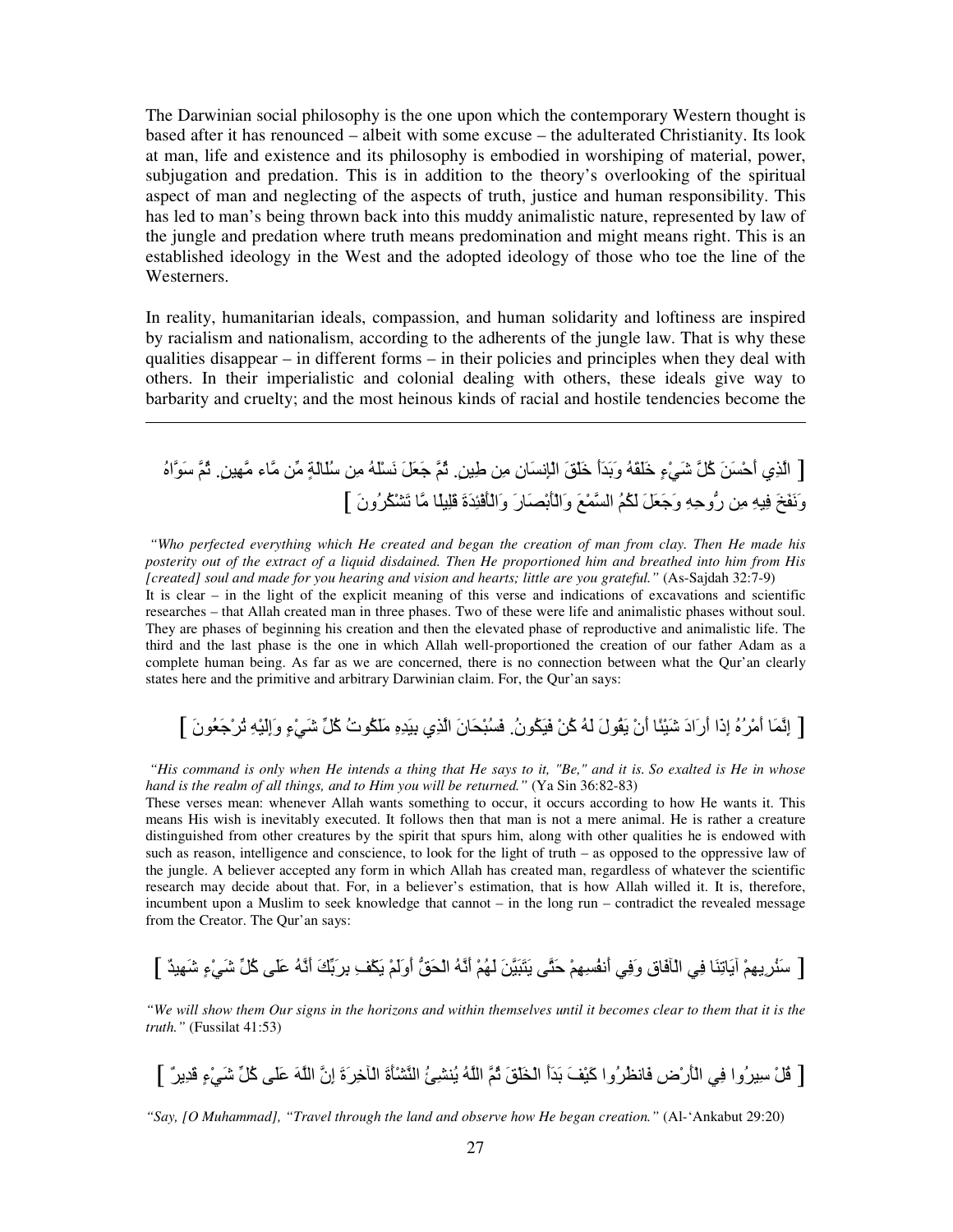The Darwinian social philosophy is the one upon which the contemporary Western thought is based after it has renounced – albeit with some excuse – the adulterated Christianity. Its look at man, life and existence and its philosophy is embodied in worshiping of material, power, subjugation and predation. This is in addition to the theory's overlooking of the spiritual aspect of man and neglecting of the aspects of truth, justice and human responsibility. This has led to man's being thrown back into this muddy animalistic nature, represented by law of the jungle and predation where truth means predomination and might means right. This is an established ideology in the West and the adopted ideology of those who toe the line of the Westerners.

In reality, humanitarian ideals, compassion, and human solidarity and loftiness are inspired by racialism and nationalism, according to the adherents of the jungle law. That is why these qualities disappear – in different forms – in their policies and principles when they deal with others. In their imperialistic and colonial dealing with others, these ideals give way to barbarity and cruelty; and the most heinous kinds of racial and hostile tendencies become the

---

[ الَّذِي أَحْسَنَ كُلَّ شَيْءٍ خَلَقَهُ وَبَدَأَ خَلْقَ الْإِنسَانِ مِن طِينٍ. ثُمَّ جَعَلَ نَسْلَهُ مِن سُلَالَةٍ مِّن مَّاء مَّهِينٍ. ثُمَّ سَوَّاهُ وَنَفَخَ فِيهِ مِن رُّوحِهِ وَجَعَلَ لَكُمُ السَّمْعَ وَالْأَبْصَارَ وَالْأَفْئِدَةَ قَلِيلًا مَّا تَشْكُرُونَ ]

*"Who perfected everything which He created and began the creation of man from clay. Then He made his posterity out of the extract of a liquid disdained. Then He proportioned him and breathed into him from His [created] soul and made for you hearing and vision and hearts; little are you grateful."* (As-Sajdah 32:7-9)
It is clear – in the light of the explicit meaning of this verse and indications of excavations and scientific researches – that Allah created man in three phases. Two of these were life and animalistic phases without soul. They are phases of beginning his creation and then the elevated phase of reproductive and animalistic life. The third and the last phase is the one in which Allah well-proportioned the creation of our father Adam as a complete human being. As far as we are concerned, there is no connection between what the Qur'an clearly states here and the primitive and arbitrary Darwinian claim. For, the Qur'an says:

[ إِنَّمَا أَمْرُهُ إِذَا أَرَادَ شَيْئًا أَنْ يَقُولَ لَهُ كُنْ فَيَكُونُ. فَسُبْحَانَ الَّذِي بِيَدِهِ مَلَكُوتُ كُلِّ شَيْءٍ وَإِلَيْهِ تُرْجَعُونَ ]

*"His command is only when He intends a thing that He says to it, "Be," and it is. So exalted is He in whose hand is the realm of all things, and to Him you will be returned."* (Ya Sin 36:82-83)
These verses mean: whenever Allah wants something to occur, it occurs according to how He wants it. This means His wish is inevitably executed. It follows then that man is not a mere animal. He is rather a creature distinguished from other creatures by the spirit that spurs him, along with other qualities he is endowed with such as reason, intelligence and conscience, to look for the light of truth – as opposed to the oppressive law of the jungle. A believer accepted any form in which Allah has created man, regardless of whatever the scientific research may decide about that. For, in a believer's estimation, that is how Allah willed it. It is, therefore, incumbent upon a Muslim to seek knowledge that cannot – in the long run – contradict the revealed message from the Creator. The Qur'an says:

[ سَنُرِيهِمْ آيَاتِنَا فِي الْآفَاقِ وَفِي أَنفُسِهِمْ حَتَّى يَتَبَيَّنَ لَهُمْ أَنَّهُ الْحَقُّ أَوَلَمْ يَكْفِ بِرَبِّكَ أَنَّهُ عَلَى كُلِّ شَيْءٍ شَهِيدٌ ]

*"We will show them Our signs in the horizons and within themselves until it becomes clear to them that it is the truth."* (Fussilat 41:53)

[ قُلْ سِيرُوا فِي الْأَرْضِ فَانظُرُوا كَيْفَ بَدَأَ الْخَلْقَ ثُمَّ اللَّهُ يُنشِئُ النَّشْأَةَ الْآخِرَةَ إِنَّ اللَّهَ عَلَى كُلِّ شَيْءٍ قَدِيرٌ ]

*"Say, [O Muhammad], "Travel through the land and observe how He began creation."* (Al-'Ankabut 29:20)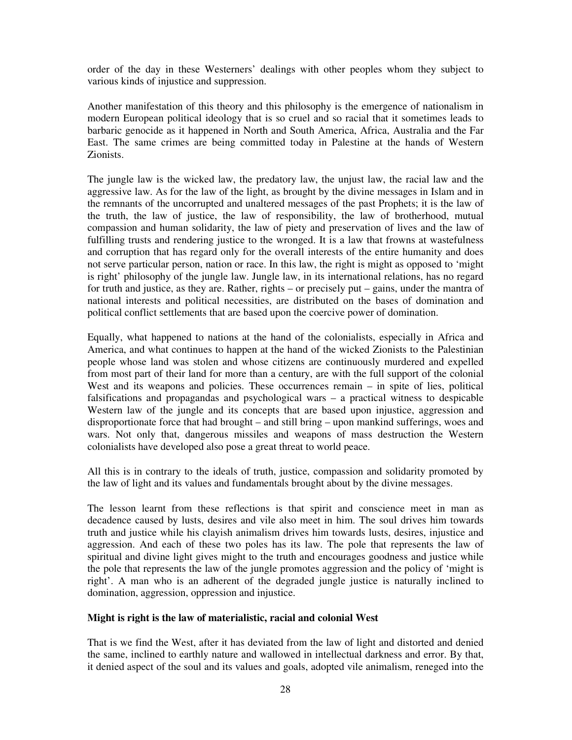order of the day in these Westerners' dealings with other peoples whom they subject to various kinds of injustice and suppression.

Another manifestation of this theory and this philosophy is the emergence of nationalism in modern European political ideology that is so cruel and so racial that it sometimes leads to barbaric genocide as it happened in North and South America, Africa, Australia and the Far East. The same crimes are being committed today in Palestine at the hands of Western Zionists.

The jungle law is the wicked law, the predatory law, the unjust law, the racial law and the aggressive law. As for the law of the light, as brought by the divine messages in Islam and in the remnants of the uncorrupted and unaltered messages of the past Prophets; it is the law of the truth, the law of justice, the law of responsibility, the law of brotherhood, mutual compassion and human solidarity, the law of piety and preservation of lives and the law of fulfilling trusts and rendering justice to the wronged. It is a law that frowns at wastefulness and corruption that has regard only for the overall interests of the entire humanity and does not serve particular person, nation or race. In this law, the right is might as opposed to 'might is right' philosophy of the jungle law. Jungle law, in its international relations, has no regard for truth and justice, as they are. Rather, rights – or precisely put – gains, under the mantra of national interests and political necessities, are distributed on the bases of domination and political conflict settlements that are based upon the coercive power of domination.

Equally, what happened to nations at the hand of the colonialists, especially in Africa and America, and what continues to happen at the hand of the wicked Zionists to the Palestinian people whose land was stolen and whose citizens are continuously murdered and expelled from most part of their land for more than a century, are with the full support of the colonial West and its weapons and policies. These occurrences remain – in spite of lies, political falsifications and propagandas and psychological wars – a practical witness to despicable Western law of the jungle and its concepts that are based upon injustice, aggression and disproportionate force that had brought – and still bring – upon mankind sufferings, woes and wars. Not only that, dangerous missiles and weapons of mass destruction the Western colonialists have developed also pose a great threat to world peace.

All this is in contrary to the ideals of truth, justice, compassion and solidarity promoted by the law of light and its values and fundamentals brought about by the divine messages.

The lesson learnt from these reflections is that spirit and conscience meet in man as decadence caused by lusts, desires and vile also meet in him. The soul drives him towards truth and justice while his clayish animalism drives him towards lusts, desires, injustice and aggression. And each of these two poles has its law. The pole that represents the law of spiritual and divine light gives might to the truth and encourages goodness and justice while the pole that represents the law of the jungle promotes aggression and the policy of 'might is right'. A man who is an adherent of the degraded jungle justice is naturally inclined to domination, aggression, oppression and injustice.

**Might is right is the law of materialistic, racial and colonial West**

That is we find the West, after it has deviated from the law of light and distorted and denied the same, inclined to earthly nature and wallowed in intellectual darkness and error. By that, it denied aspect of the soul and its values and goals, adopted vile animalism, reneged into the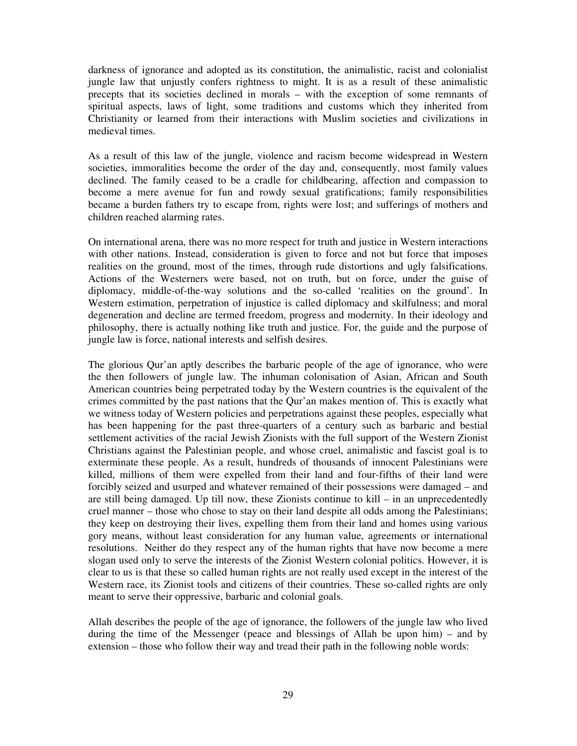darkness of ignorance and adopted as its constitution, the animalistic, racist and colonialist jungle law that unjustly confers rightness to might. It is as a result of these animalistic precepts that its societies declined in morals – with the exception of some remnants of spiritual aspects, laws of light, some traditions and customs which they inherited from Christianity or learned from their interactions with Muslim societies and civilizations in medieval times.

As a result of this law of the jungle, violence and racism become widespread in Western societies, immoralities become the order of the day and, consequently, most family values declined. The family ceased to be a cradle for childbearing, affection and compassion to become a mere avenue for fun and rowdy sexual gratifications; family responsibilities became a burden fathers try to escape from, rights were lost; and sufferings of mothers and children reached alarming rates.

On international arena, there was no more respect for truth and justice in Western interactions with other nations. Instead, consideration is given to force and not but force that imposes realities on the ground, most of the times, through rude distortions and ugly falsifications. Actions of the Westerners were based, not on truth, but on force, under the guise of diplomacy, middle-of-the-way solutions and the so-called 'realities on the ground'. In Western estimation, perpetration of injustice is called diplomacy and skilfulness; and moral degeneration and decline are termed freedom, progress and modernity. In their ideology and philosophy, there is actually nothing like truth and justice. For, the guide and the purpose of jungle law is force, national interests and selfish desires.

The glorious Qur'an aptly describes the barbaric people of the age of ignorance, who were the then followers of jungle law. The inhuman colonisation of Asian, African and South American countries being perpetrated today by the Western countries is the equivalent of the crimes committed by the past nations that the Qur'an makes mention of. This is exactly what we witness today of Western policies and perpetrations against these peoples, especially what has been happening for the past three-quarters of a century such as barbaric and bestial settlement activities of the racial Jewish Zionists with the full support of the Western Zionist Christians against the Palestinian people, and whose cruel, animalistic and fascist goal is to exterminate these people. As a result, hundreds of thousands of innocent Palestinians were killed, millions of them were expelled from their land and four-fifths of their land were forcibly seized and usurped and whatever remained of their possessions were damaged – and are still being damaged. Up till now, these Zionists continue to kill – in an unprecedentedly cruel manner – those who chose to stay on their land despite all odds among the Palestinians; they keep on destroying their lives, expelling them from their land and homes using various gory means, without least consideration for any human value, agreements or international resolutions. Neither do they respect any of the human rights that have now become a mere slogan used only to serve the interests of the Zionist Western colonial politics. However, it is clear to us is that these so called human rights are not really used except in the interest of the Western race, its Zionist tools and citizens of their countries. These so-called rights are only meant to serve their oppressive, barbaric and colonial goals.

Allah describes the people of the age of ignorance, the followers of the jungle law who lived during the time of the Messenger (peace and blessings of Allah be upon him) – and by extension – those who follow their way and tread their path in the following noble words: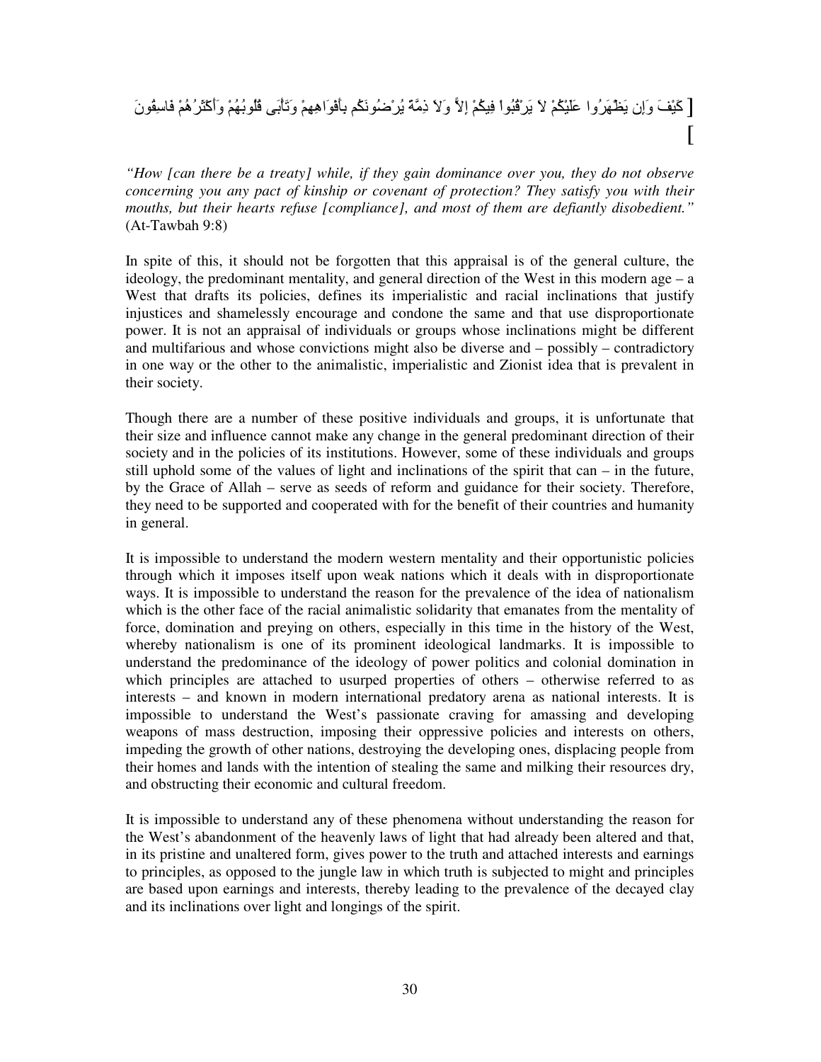[ كَيْفَ وَإِن يَظْهَرُوا عَلَيْكُمْ لاَ يَرْقُبُواْ فِيكُمْ إِلاًّ وَلاَ ذِمَّةً يُرْضُونَكُم بِأَفْوَاهِهِمْ وَتَأْبَى قُلُوبُهُمْ وَأَكْثَرُهُمْ فَاسِقُونَ ]

*"How [can there be a treaty] while, if they gain dominance over you, they do not observe concerning you any pact of kinship or covenant of protection? They satisfy you with their mouths, but their hearts refuse [compliance], and most of them are defiantly disobedient."* (At-Tawbah 9:8)

In spite of this, it should not be forgotten that this appraisal is of the general culture, the ideology, the predominant mentality, and general direction of the West in this modern age – a West that drafts its policies, defines its imperialistic and racial inclinations that justify injustices and shamelessly encourage and condone the same and that use disproportionate power. It is not an appraisal of individuals or groups whose inclinations might be different and multifarious and whose convictions might also be diverse and – possibly – contradictory in one way or the other to the animalistic, imperialistic and Zionist idea that is prevalent in their society.

Though there are a number of these positive individuals and groups, it is unfortunate that their size and influence cannot make any change in the general predominant direction of their society and in the policies of its institutions. However, some of these individuals and groups still uphold some of the values of light and inclinations of the spirit that can – in the future, by the Grace of Allah – serve as seeds of reform and guidance for their society. Therefore, they need to be supported and cooperated with for the benefit of their countries and humanity in general.

It is impossible to understand the modern western mentality and their opportunistic policies through which it imposes itself upon weak nations which it deals with in disproportionate ways. It is impossible to understand the reason for the prevalence of the idea of nationalism which is the other face of the racial animalistic solidarity that emanates from the mentality of force, domination and preying on others, especially in this time in the history of the West, whereby nationalism is one of its prominent ideological landmarks. It is impossible to understand the predominance of the ideology of power politics and colonial domination in which principles are attached to usurped properties of others – otherwise referred to as interests – and known in modern international predatory arena as national interests. It is impossible to understand the West's passionate craving for amassing and developing weapons of mass destruction, imposing their oppressive policies and interests on others, impeding the growth of other nations, destroying the developing ones, displacing people from their homes and lands with the intention of stealing the same and milking their resources dry, and obstructing their economic and cultural freedom.

It is impossible to understand any of these phenomena without understanding the reason for the West's abandonment of the heavenly laws of light that had already been altered and that, in its pristine and unaltered form, gives power to the truth and attached interests and earnings to principles, as opposed to the jungle law in which truth is subjected to might and principles are based upon earnings and interests, thereby leading to the prevalence of the decayed clay and its inclinations over light and longings of the spirit.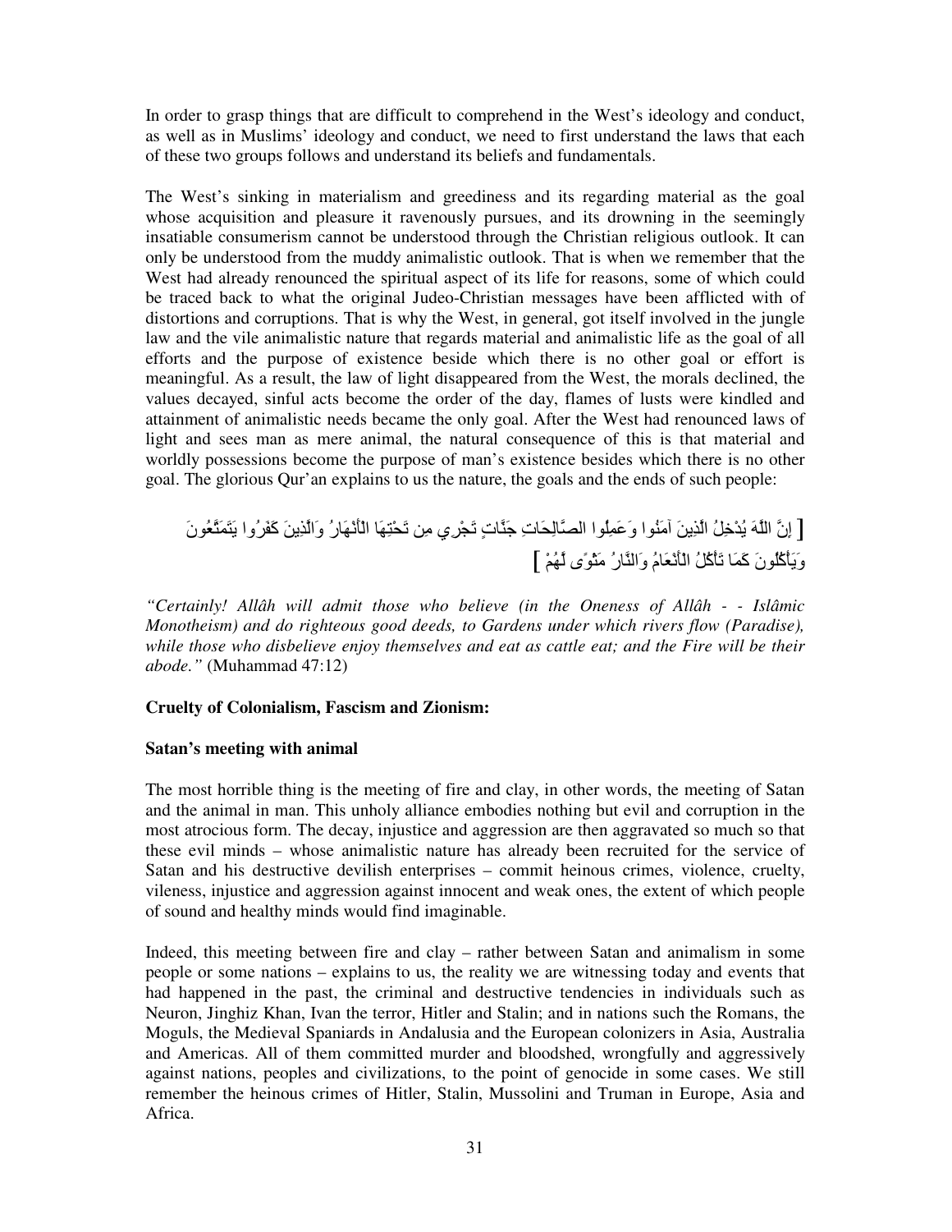In order to grasp things that are difficult to comprehend in the West's ideology and conduct, as well as in Muslims' ideology and conduct, we need to first understand the laws that each of these two groups follows and understand its beliefs and fundamentals.

The West's sinking in materialism and greediness and its regarding material as the goal whose acquisition and pleasure it ravenously pursues, and its drowning in the seemingly insatiable consumerism cannot be understood through the Christian religious outlook. It can only be understood from the muddy animalistic outlook. That is when we remember that the West had already renounced the spiritual aspect of its life for reasons, some of which could be traced back to what the original Judeo-Christian messages have been afflicted with of distortions and corruptions. That is why the West, in general, got itself involved in the jungle law and the vile animalistic nature that regards material and animalistic life as the goal of all efforts and the purpose of existence beside which there is no other goal or effort is meaningful. As a result, the law of light disappeared from the West, the morals declined, the values decayed, sinful acts become the order of the day, flames of lusts were kindled and attainment of animalistic needs became the only goal. After the West had renounced laws of light and sees man as mere animal, the natural consequence of this is that material and worldly possessions become the purpose of man's existence besides which there is no other goal. The glorious Qur'an explains to us the nature, the goals and the ends of such people:

[ إِنَّ اللَّهَ يُدْخِلُ الَّذِينَ آمَنُوا وَعَمِلُوا الصَّالِحَاتِ جَنَّاتٍ تَجْرِي مِن تَحْتِهَا الْأَنْهَارُ وَالَّذِينَ كَفَرُوا يَتَمَتَّعُونَ وَيَأْكُلُونَ كَمَا تَأْكُلُ الْأَنْعَامُ وَالنَّارُ مَثْوًى لَّهُمْ ]

*"Certainly! Allâh will admit those who believe (in the Oneness of Allâh - - Islâmic Monotheism) and do righteous good deeds, to Gardens under which rivers flow (Paradise), while those who disbelieve enjoy themselves and eat as cattle eat; and the Fire will be their abode."* (Muhammad 47:12)

**Cruelty of Colonialism, Fascism and Zionism:**

**Satan's meeting with animal**

The most horrible thing is the meeting of fire and clay, in other words, the meeting of Satan and the animal in man. This unholy alliance embodies nothing but evil and corruption in the most atrocious form. The decay, injustice and aggression are then aggravated so much so that these evil minds – whose animalistic nature has already been recruited for the service of Satan and his destructive devilish enterprises – commit heinous crimes, violence, cruelty, vileness, injustice and aggression against innocent and weak ones, the extent of which people of sound and healthy minds would find imaginable.

Indeed, this meeting between fire and clay – rather between Satan and animalism in some people or some nations – explains to us, the reality we are witnessing today and events that had happened in the past, the criminal and destructive tendencies in individuals such as Neuron, Jinghiz Khan, Ivan the terror, Hitler and Stalin; and in nations such the Romans, the Moguls, the Medieval Spaniards in Andalusia and the European colonizers in Asia, Australia and Americas. All of them committed murder and bloodshed, wrongfully and aggressively against nations, peoples and civilizations, to the point of genocide in some cases. We still remember the heinous crimes of Hitler, Stalin, Mussolini and Truman in Europe, Asia and Africa.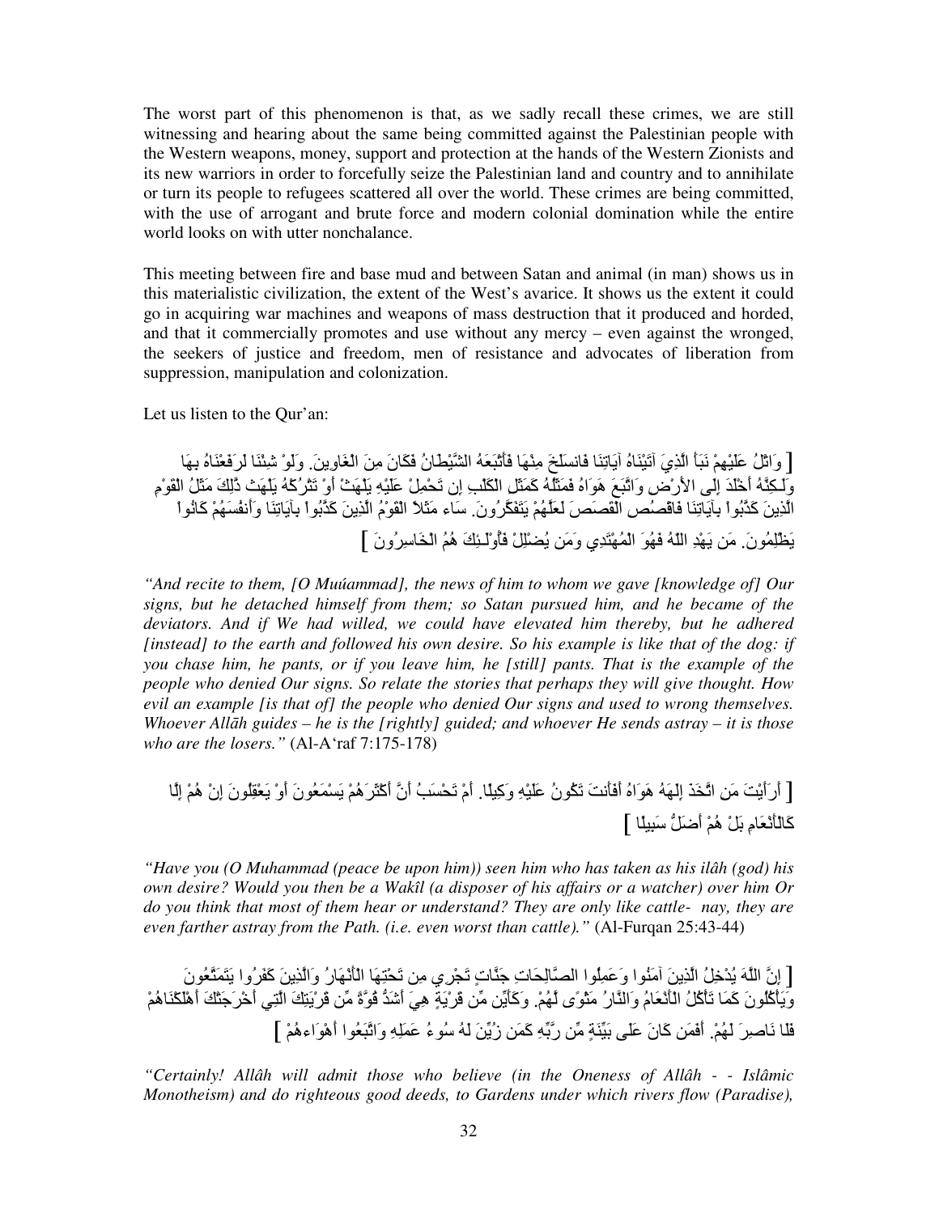The worst part of this phenomenon is that, as we sadly recall these crimes, we are still witnessing and hearing about the same being committed against the Palestinian people with the Western weapons, money, support and protection at the hands of the Western Zionists and its new warriors in order to forcefully seize the Palestinian land and country and to annihilate or turn its people to refugees scattered all over the world. These crimes are being committed, with the use of arrogant and brute force and modern colonial domination while the entire world looks on with utter nonchalance.

This meeting between fire and base mud and between Satan and animal (in man) shows us in this materialistic civilization, the extent of the West's avarice. It shows us the extent it could go in acquiring war machines and weapons of mass destruction that it produced and horded, and that it commercially promotes and use without any mercy – even against the wronged, the seekers of justice and freedom, men of resistance and advocates of liberation from suppression, manipulation and colonization.

Let us listen to the Qur'an:

[ وَاتْلُ عَلَيْهِمْ نَبَأَ الَّذِيَ آتَيْنَاهُ آيَاتِنَا فَانسَلَخَ مِنْهَا فَأَتْبَعَهُ الشَّيْطَانُ فَكَانَ مِنَ الْغَاوِينَ. وَلَوْ شِئْنَا لَرَفَعْنَاهُ بِهَا وَلَـكِنَّهُ أَخْلَدَ إِلَى الأَرْضِ وَاتَّبَعَ هَوَاهُ فَمَثَلُهُ كَمَثَلِ الْكَلْبِ إِن تَحْمِلْ عَلَيْهِ يَلْهَثْ أَوْ تَتْرُكْهُ يَلْهَث ذَّلِكَ مَثَلُ الْقَوْمِ الَّذِينَ كَذَّبُواْ بِآيَاتِنَا فَاقْصُصِ الْقَصَصَ لَعَلَّهُمْ يَتَفَكَّرُونَ. سَاء مَثَلاً الْقَوْمُ الَّذِينَ كَذَّبُواْ بِآيَاتِنَا وَأَنفُسَهُمْ كَانُواْ يَظْلِمُونَ. مَن يَهْدِ اللّهُ فَهُوَ الْمُهْتَدِي وَمَن يُضْلِلْ فَأُوْلَـئِكَ هُمُ الْخَاسِرُونَ ]

*"And recite to them, [O Muúammad], the news of him to whom we gave [knowledge of] Our signs, but he detached himself from them; so Satan pursued him, and he became of the deviators. And if We had willed, we could have elevated him thereby, but he adhered [instead] to the earth and followed his own desire. So his example is like that of the dog: if you chase him, he pants, or if you leave him, he [still] pants. That is the example of the people who denied Our signs. So relate the stories that perhaps they will give thought. How evil an example [is that of] the people who denied Our signs and used to wrong themselves. Whoever Allāh guides – he is the [rightly] guided; and whoever He sends astray – it is those who are the losers."* (Al-A'raf 7:175-178)

[ أَرَأَيْتَ مَنِ اتَّخَذَ إِلَهَهُ هَوَاهُ أَفَأَنتَ تَكُونُ عَلَيْهِ وَكِيلًا. أَمْ تَحْسَبُ أَنَّ أَكْثَرَهُمْ يَسْمَعُونَ أَوْ يَعْقِلُونَ إِنْ هُمْ إِلَّا كَالْأَنْعَامِ بَلْ هُمْ أَضَلُّ سَبِيلًا ]

*"Have you (O Muhammad (peace be upon him)) seen him who has taken as his ilâh (god) his own desire? Would you then be a Wakîl (a disposer of his affairs or a watcher) over him Or do you think that most of them hear or understand? They are only like cattle- nay, they are even farther astray from the Path. (i.e. even worst than cattle)."* (Al-Furqan 25:43-44)

[ إِنَّ اللَّهَ يُدْخِلُ الَّذِينَ آمَنُوا وَعَمِلُوا الصَّالِحَاتِ جَنَّاتٍ تَجْرِي مِن تَحْتِهَا الْأَنْهَارُ وَالَّذِينَ كَفَرُوا يَتَمَتَّعُونَ وَيَأْكُلُونَ كَمَا تَأْكُلُ الْأَنْعَامُ وَالنَّارُ مَثْوًى لَّهُمْ. وَكَأَيِّن مِّن قَرْيَةٍ هِيَ أَشَدُّ قُوَّةً مِّن قَرْيَتِكَ الَّتِي أَخْرَجَتْكَ أَهْلَكْنَاهُمْ فَلَا نَاصِرَ لَهُمْ. أَفَمَن كَانَ عَلَى بَيِّنَةٍ مِّن رَّبِّهِ كَمَن زُيِّنَ لَهُ سُوءُ عَمَلِهِ وَاتَّبَعُوا أَهْوَاءهُمْ ]

*"Certainly! Allâh will admit those who believe (in the Oneness of Allâh - - Islâmic Monotheism) and do righteous good deeds, to Gardens under which rivers flow (Paradise),*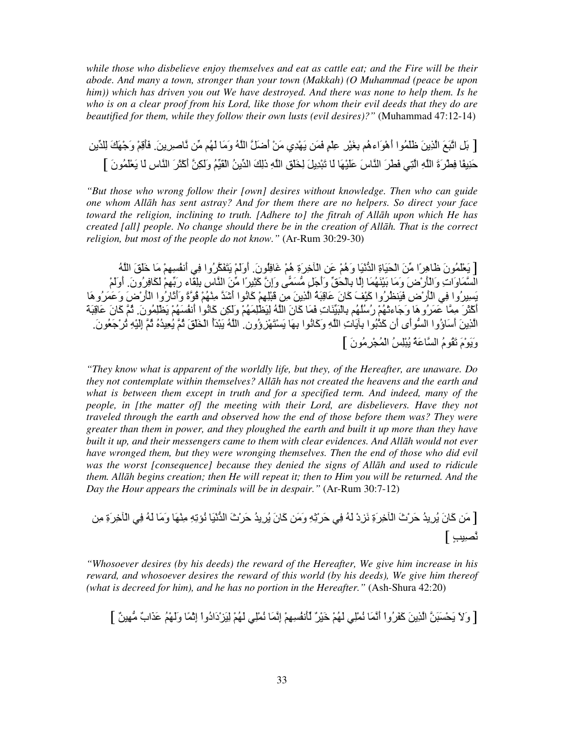*while those who disbelieve enjoy themselves and eat as cattle eat; and the Fire will be their abode. And many a town, stronger than your town (Makkah) (O Muhammad (peace be upon him)) which has driven you out We have destroyed. And there was none to help them. Is he who is on a clear proof from his Lord, like those for whom their evil deeds that they do are beautified for them, while they follow their own lusts (evil desires)?"* (Muhammad 47:12-14)

[ بَلِ اتَّبَعَ الَّذِينَ ظَلَمُوا أَهْوَاءهُم بِغَيْرِ عِلْمٍ فَمَن يَهْدِي مَنْ أَضَلَّ اللَّهُ وَمَا لَهُم مِّن نَّاصِرِينَ. فَأَقِمْ وَجْهَكَ لِلدِّينِ حَنِيفًا فِطْرَةَ اللَّهِ الَّتِي فَطَرَ النَّاسَ عَلَيْهَا لَا تَبْدِيلَ لِخَلْقِ اللَّهِ ذَلِكَ الدِّينُ الْقَيِّمُ وَلَكِنَّ أَكْثَرَ النَّاسِ لَا يَعْلَمُونَ ]

*"But those who wrong follow their [own] desires without knowledge. Then who can guide one whom Allāh has sent astray? And for them there are no helpers. So direct your face toward the religion, inclining to truth. [Adhere to] the fitrah of Allāh upon which He has created [all] people. No change should there be in the creation of Allāh. That is the correct religion, but most of the people do not know."* (Ar-Rum 30:29-30)

[ يَعْلَمُونَ ظَاهِرًا مِّنَ الْحَيَاةِ الدُّنْيَا وَهُمْ عَنِ الْآخِرَةِ هُمْ غَافِلُونَ. أَوَلَمْ يَتَفَكَّرُوا فِي أَنفُسِهِمْ مَا خَلَقَ اللَّهُ السَّمَاوَاتِ وَالْأَرْضَ وَمَا بَيْنَهُمَا إِلَّا بِالْحَقِّ وَأَجَلٍ مُّسَمًّى وَإِنَّ كَثِيرًا مِّنَ النَّاسِ بِلِقَاء رَبِّهِمْ لَكَافِرُونَ. أَوَلَمْ يَسِيرُوا فِي الْأَرْضِ فَيَنظُرُوا كَيْفَ كَانَ عَاقِبَةُ الَّذِينَ مِن قَبْلِهِمْ كَانُوا أَشَدَّ مِنْهُمْ قُوَّةً وَأَثَارُوا الْأَرْضَ وَعَمَرُوهَا أَكْثَرَ مِمَّا عَمَرُوهَا وَجَاءتْهُمْ رُسُلُهُم بِالْبَيِّنَاتِ فَمَا كَانَ اللَّهُ لِيَظْلِمَهُمْ وَلَكِن كَانُوا أَنفُسَهُمْ يَظْلِمُونَ. ثُمَّ كَانَ عَاقِبَةَ الَّذِينَ أَسَاؤُوا السُّوأَى أَن كَذَّبُوا بِآيَاتِ اللَّهِ وَكَانُوا بِهَا يَسْتَهْزِؤُون. اللَّهُ يَبْدَأُ الْخَلْقَ ثُمَّ يُعِيدُهُ ثُمَّ إِلَيْهِ تُرْجَعُونَ. وَيَوْمَ تَقُومُ السَّاعَةُ يُبْلِسُ الْمُجْرِمُونَ ]

*"They know what is apparent of the worldly life, but they, of the Hereafter, are unaware. Do they not contemplate within themselves? Allāh has not created the heavens and the earth and what is between them except in truth and for a specified term. And indeed, many of the people, in [the matter of] the meeting with their Lord, are disbelievers. Have they not traveled through the earth and observed how was the end of those before them was? They were greater than them in power, and they ploughed the earth and built it up more than they have built it up, and their messengers came to them with clear evidences. And Allāh would not ever have wronged them, but they were wronging themselves. Then the end of those who did evil was the worst [consequence] because they denied the signs of Allāh and used to ridicule them. Allāh begins creation; then He will repeat it; then to Him you will be returned. And the Day the Hour appears the criminals will be in despair."* (Ar-Rum 30:7-12)

[ مَن كَانَ يُرِيدُ حَرْثَ الْآخِرَةِ نَزِدْ لَهُ فِي حَرْثِهِ وَمَن كَانَ يُرِيدُ حَرْثَ الدُّنْيَا نُؤتِهِ مِنْهَا وَمَا لَهُ فِي الْآخِرَةِ مِن نَّصِيبٍ ]

*"Whosoever desires (by his deeds) the reward of the Hereafter, We give him increase in his reward, and whosoever desires the reward of this world (by his deeds), We give him thereof (what is decreed for him), and he has no portion in the Hereafter."* (Ash-Shura 42:20)

[ وَلاَ يَحْسَبَنَّ الَّذِينَ كَفَرُواْ أَنَّمَا نُمْلِي لَهُمْ خَيْرٌ لِّأَنفُسِهِمْ إِنَّمَا نُمْلِي لَهُمْ لِيَزْدَادُواْ إِثْمًا وَلَهْمُ عَذَابٌ مُّهِينٌ ]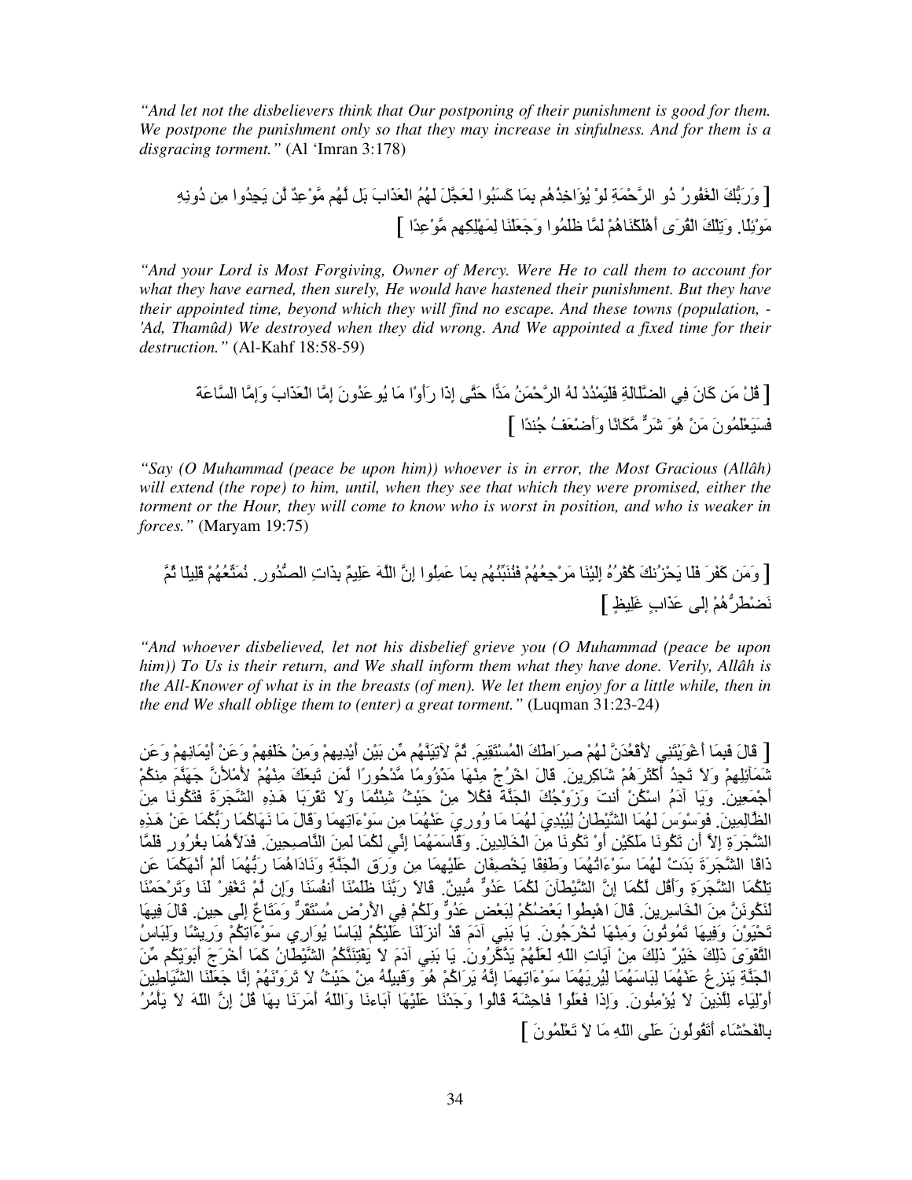*"And let not the disbelievers think that Our postponing of their punishment is good for them. We postpone the punishment only so that they may increase in sinfulness. And for them is a disgracing torment."* (Al 'Imran 3:178)

[ وَرَبُّكَ الْغَفُورُ ذُو الرَّحْمَةِ لَوْ يُؤَاخِذُهُم بِمَا كَسَبُوا لَعَجَّلَ لَهُمُ الْعَذَابَ بَل لَّهُم مَّوْعِدٌ لَّن يَجِدُوا مِن دُونِهِ مَوْئِلًا. وَتِلْكَ الْقُرَى أَهْلَكْنَاهُمْ لَمَّا ظَلَمُوا وَجَعَلْنَا لِمَهْلِكِهِم مَّوْعِدًا ]

*"And your Lord is Most Forgiving, Owner of Mercy. Were He to call them to account for what they have earned, then surely, He would have hastened their punishment. But they have their appointed time, beyond which they will find no escape. And these towns (population, - 'Ad, Thamûd) We destroyed when they did wrong. And We appointed a fixed time for their destruction."* (Al-Kahf 18:58-59)

[ قُلْ مَن كَانَ فِي الضَّلَالَةِ فَلْيَمْدُدْ لَهُ الرَّحْمَنُ مَدًّا حَتَّى إِذَا رَأَوْا مَا يُوعَدُونَ إِمَّا الْعَذَابَ وَإِمَّا السَّاعَةَ فَسَيَعْلَمُونَ مَنْ هُوَ شَرٌّ مَّكَانًا وَأَضْعَفُ جُندًا ]

*"Say (O Muhammad (peace be upon him)) whoever is in error, the Most Gracious (Allâh) will extend (the rope) to him, until, when they see that which they were promised, either the torment or the Hour, they will come to know who is worst in position, and who is weaker in forces."* (Maryam 19:75)

[ وَمَن كَفَرَ فَلَا يَحْزُنكَ كُفْرُهُ إِلَيْنَا مَرْجِعُهُمْ فَنُنَبِّئُهُم بِمَا عَمِلُوا إِنَّ اللَّهَ عَلِيمٌ بِذَاتِ الصُّدُورِ. نُمَتِّعُهُمْ قَلِيلًا ثُمَّ نَضْطَرُّهُمْ إِلَى عَذَابٍ غَلِيظٍ ]

*"And whoever disbelieved, let not his disbelief grieve you (O Muhammad (peace be upon him)) To Us is their return, and We shall inform them what they have done. Verily, Allâh is the All-Knower of what is in the breasts (of men). We let them enjoy for a little while, then in the end We shall oblige them to (enter) a great torment."* (Luqman 31:23-24)

[ قَالَ فَبِمَا أَغْوَيْتَنِي لأَقْعُدَنَّ لَهُمْ صِرَاطَكَ الْمُسْتَقِيمَ. ثُمَّ لآتِيَنَّهُم مِّن بَيْنِ أَيْدِيهِمْ وَمِنْ خَلْفِهِمْ وَعَنْ أَيْمَانِهِمْ وَعَن شَمَآئِلِهِمْ وَلاَ تَجِدُ أَكْثَرَهُمْ شَاكِرِينَ. قَالَ اخْرُجْ مِنْهَا مَذْؤُومًا مَّدْحُورًا لَّمَن تَبِعَكَ مِنْهُمْ لأَمْلأَنَّ جَهَنَّمَ مِنكُمْ أَجْمَعِينَ. وَيَا آدَمُ اسْكُنْ أَنتَ وَزَوْجُكَ الْجَنَّةَ فَكُلاَ مِنْ حَيْثُ شِئْتُمَا وَلاَ تَقْرَبَا هَـذِهِ الشَّجَرَةَ فَتَكُونَا مِنَ الظَّالِمِينَ. فَوَسْوَسَ لَهُمَا الشَّيْطَانُ لِيُبْدِيَ لَهُمَا مَا وُورِيَ عَنْهُمَا مِن سَوْءَاتِهِمَا وَقَالَ مَا نَهَاكُمَا رَبُّكُمَا عَنْ هَـذِهِ الشَّجَرَةِ إِلاَّ أَن تَكُونَا مَلَكَيْنِ أَوْ تَكُونَا مِنَ الْخَالِدِينَ. وَقَاسَمَهُمَا إِنِّي لَكُمَا لَمِنَ النَّاصِحِينَ. فَدَلاَّهُمَا بِغُرُورٍ فَلَمَّا ذَاقَا الشَّجَرَةَ بَدَتْ لَهُمَا سَوْءَاتُهُمَا وَطَفِقَا يَخْصِفَانِ عَلَيْهِمَا مِن وَرَقِ الْجَنَّةِ وَنَادَاهُمَا رَبُّهُمَا أَلَمْ أَنْهَكُمَا عَن تِلْكُمَا الشَّجَرَةِ وَأَقُل لَّكُمَا إِنَّ الشَّيْطَآنَ لَكُمَا عَدُوٌّ مُّبِينٌ. قَالاَ رَبَّنَا ظَلَمْنَا أَنفُسَنَا وَإِن لَّمْ تَغْفِرْ لَنَا وَتَرْحَمْنَا لَنَكُونَنَّ مِنَ الْخَاسِرِينَ. قَالَ اهْبِطُواْ بَعْضُكُمْ لِبَعْضٍ عَدُوٌّ وَلَكُمْ فِي الأَرْضِ مُسْتَقَرٌّ وَمَتَاعٌ إِلَى حِينٍ. قَالَ فِيهَا تَحْيَوْنَ وَفِيهَا تَمُوتُونَ وَمِنْهَا تُخْرَجُونَ. يَا بَنِي آدَمَ قَدْ أَنزَلْنَا عَلَيْكُمْ لِبَاسًا يُوَارِي سَوْءَاتِكُمْ وَرِيشًا وَلِبَاسُ التَّقْوَىَ ذَلِكَ خَيْرٌ ذَلِكَ مِنْ آيَاتِ اللّهِ لَعَلَّهُمْ يَذَّكَّرُونَ. يَا بَنِي آدَمَ لاَ يَفْتِنَنَّكُمُ الشَّيْطَانُ كَمَا أَخْرَجَ أَبَوَيْكُم مِّنَ الْجَنَّةِ يَنزِعُ عَنْهُمَا لِبَاسَهُمَا لِيُرِيَهُمَا سَوْءَاتِهِمَا إِنَّهُ يَرَاكُمْ هُوَ وَقَبِيلُهُ مِنْ حَيْثُ لاَ تَرَوْنَهُمْ إِنَّا جَعَلْنَا الشَّيَاطِينَ أَوْلِيَاء لِلَّذِينَ لاَ يُؤْمِنُونَ. وَإِذَا فَعَلُواْ فَاحِشَةً قَالُواْ وَجَدْنَا عَلَيْهَا آبَاءنَا وَاللّهُ أَمَرَنَا بِهَا قُلْ إِنَّ اللّهَ لاَ يَأْمُرُ بِالْفَحْشَاء أَتَقُولُونَ عَلَى اللّهِ مَا لاَ تَعْلَمُونَ ]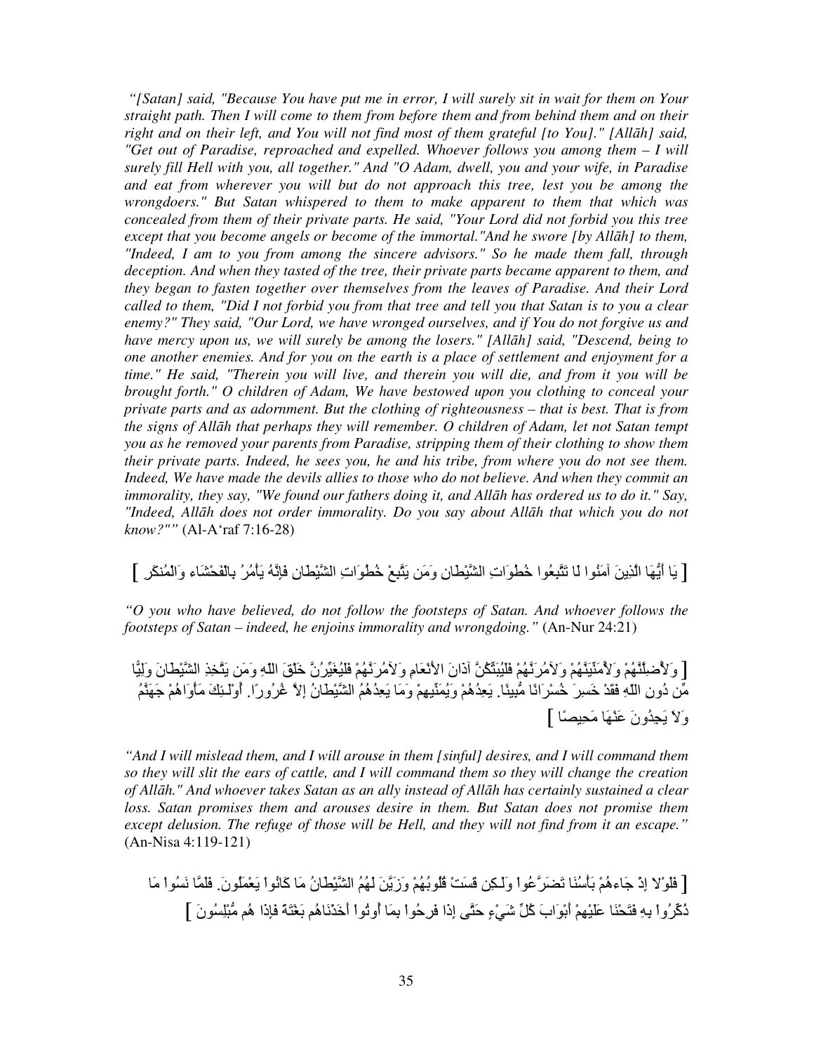*"[Satan] said, "Because You have put me in error, I will surely sit in wait for them on Your straight path. Then I will come to them from before them and from behind them and on their right and on their left, and You will not find most of them grateful [to You]." [Allāh] said, "Get out of Paradise, reproached and expelled. Whoever follows you among them – I will surely fill Hell with you, all together." And "O Adam, dwell, you and your wife, in Paradise and eat from wherever you will but do not approach this tree, lest you be among the wrongdoers." But Satan whispered to them to make apparent to them that which was concealed from them of their private parts. He said, "Your Lord did not forbid you this tree except that you become angels or become of the immortal."And he swore [by Allāh] to them, "Indeed, I am to you from among the sincere advisors." So he made them fall, through deception. And when they tasted of the tree, their private parts became apparent to them, and they began to fasten together over themselves from the leaves of Paradise. And their Lord called to them, "Did I not forbid you from that tree and tell you that Satan is to you a clear enemy?" They said, "Our Lord, we have wronged ourselves, and if You do not forgive us and have mercy upon us, we will surely be among the losers." [Allāh] said, "Descend, being to one another enemies. And for you on the earth is a place of settlement and enjoyment for a time." He said, "Therein you will live, and therein you will die, and from it you will be brought forth." O children of Adam, We have bestowed upon you clothing to conceal your private parts and as adornment. But the clothing of righteousness – that is best. That is from the signs of Allāh that perhaps they will remember. O children of Adam, let not Satan tempt you as he removed your parents from Paradise, stripping them of their clothing to show them their private parts. Indeed, he sees you, he and his tribe, from where you do not see them. Indeed, We have made the devils allies to those who do not believe. And when they commit an immorality, they say, "We found our fathers doing it, and Allāh has ordered us to do it." Say, "Indeed, Allāh does not order immorality. Do you say about Allāh that which you do not know?""* (Al-A'raf 7:16-28)

[ يَا أَيُّهَا الَّذِينَ آمَنُوا لَا تَتَّبِعُوا خُطُوَاتِ الشَّيْطَانِ وَمَن يَتَّبِعْ خُطُوَاتِ الشَّيْطَانِ فَإِنَّهُ يَأْمُرُ بِالْفَحْشَاء وَالْمُنكَرِ ]

*"O you who have believed, do not follow the footsteps of Satan. And whoever follows the footsteps of Satan – indeed, he enjoins immorality and wrongdoing."* (An-Nur 24:21)

[ وَلأُضِلَّنَّهُمْ وَلأُمَنِّيَنَّهُمْ وَلآمُرَنَّهُمْ فَلَيُبَتِّكُنَّ آذَانَ الأَنْعَامِ وَلآمُرَنَّهُمْ فَلَيُغَيِّرُنَّ خَلْقَ اللّهِ وَمَن يَتَّخِذِ الشَّيْطَانَ وَلِيًّا مِّن دُونِ اللّهِ فَقَدْ خَسِرَ خُسْرَانًا مُّبِينًا. يَعِدُهُمْ وَيُمَنِّيهِمْ وَمَا يَعِدُهُمُ الشَّيْطَانُ إِلاَّ غُرُورًا. أُوْلَـئِكَ مَأْوَاهُمْ جَهَنَّمُ وَلاَ يَجِدُونَ عَنْهَا مَحِيصًا ]

*"And I will mislead them, and I will arouse in them [sinful] desires, and I will command them so they will slit the ears of cattle, and I will command them so they will change the creation of Allāh." And whoever takes Satan as an ally instead of Allāh has certainly sustained a clear loss. Satan promises them and arouses desire in them. But Satan does not promise them except delusion. The refuge of those will be Hell, and they will not find from it an escape."* (An-Nisa 4:119-121)

[ فَلَوْلا إِذْ جَاءهُمْ بَأْسُنَا تَضَرَّعُواْ وَلَـكِن قَسَتْ قُلُوبُهُمْ وَزَيَّنَ لَهُمُ الشَّيْطَانُ مَا كَانُواْ يَعْمَلُونَ. فَلَمَّا نَسُواْ مَا ذُكِّرُواْ بِهِ فَتَحْنَا عَلَيْهِمْ أَبْوَابَ كُلِّ شَيْءٍ حَتَّى إِذَا فَرِحُواْ بِمَا أُوتُواْ أَخَذْنَاهُم بَغْتَةً فَإِذَا هُم مُّبْلِسُونَ ]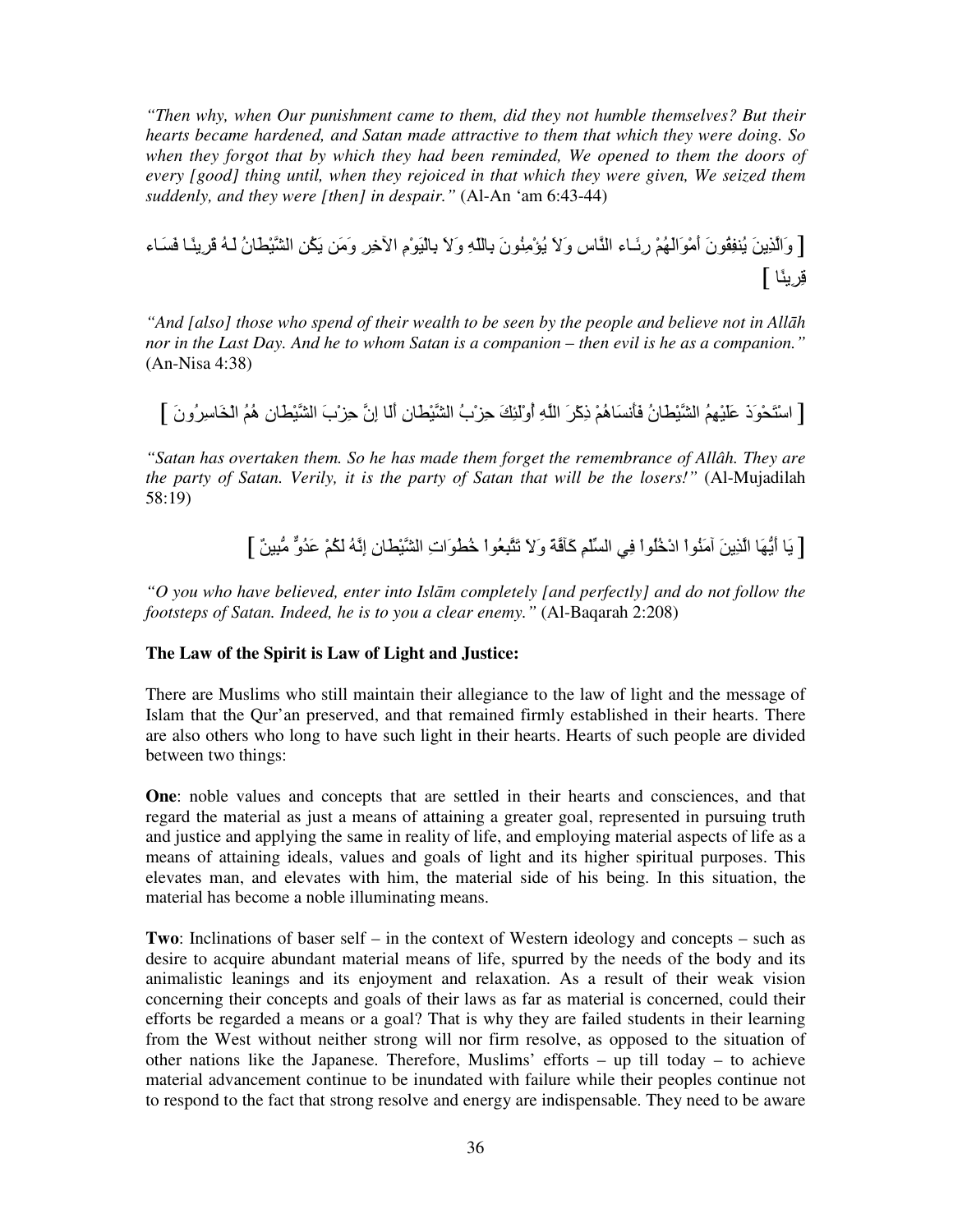*"Then why, when Our punishment came to them, did they not humble themselves? But their hearts became hardened, and Satan made attractive to them that which they were doing. So when they forgot that by which they had been reminded, We opened to them the doors of every [good] thing until, when they rejoiced in that which they were given, We seized them suddenly, and they were [then] in despair."* (Al-An 'am 6:43-44)

[ وَالَّذِينَ يُنفِقُونَ أَمْوَالَهُمْ رِئَـاء النَّاس وَلاَ يُؤْمِنُونَ بِاللّهِ وَلاَ بِالْيَوْمِ الآخِرِ وَمَن يَكُنِ الشَّيْطَانُ لَـهُ قَرِينًـا فَسَـاء قِرِينًا ]

*"And [also] those who spend of their wealth to be seen by the people and believe not in Allāh nor in the Last Day. And he to whom Satan is a companion – then evil is he as a companion."* (An-Nisa 4:38)

[ اسْتَحْوَذَ عَلَيْهِمُ الشَّيْطَانُ فَأَنسَاهُمْ ذِكْرَ اللَّهِ أُوْلَئِكَ حِزْبُ الشَّيْطَانِ أَلَا إِنَّ حِزْبَ الشَّيْطَانِ هُمُ الْخَاسِرُونَ ]

*"Satan has overtaken them. So he has made them forget the remembrance of Allâh. They are the party of Satan. Verily, it is the party of Satan that will be the losers!"* (Al-Mujadilah 58:19)

[ يَا أَيُّهَا الَّذِينَ آمَنُواْ ادْخُلُواْ فِي السِّلْمِ كَآفَّةً وَلاَ تَتَّبِعُواْ خُطُوَاتِ الشَّيْطَانِ إِنَّهُ لَكُمْ عَدُوٌّ مُّبِينٌ ]

*"O you who have believed, enter into Islām completely [and perfectly] and do not follow the footsteps of Satan. Indeed, he is to you a clear enemy."* (Al-Baqarah 2:208)

**The Law of the Spirit is Law of Light and Justice:**

There are Muslims who still maintain their allegiance to the law of light and the message of Islam that the Qur'an preserved, and that remained firmly established in their hearts. There are also others who long to have such light in their hearts. Hearts of such people are divided between two things:

**One**: noble values and concepts that are settled in their hearts and consciences, and that regard the material as just a means of attaining a greater goal, represented in pursuing truth and justice and applying the same in reality of life, and employing material aspects of life as a means of attaining ideals, values and goals of light and its higher spiritual purposes. This elevates man, and elevates with him, the material side of his being. In this situation, the material has become a noble illuminating means.

**Two**: Inclinations of baser self – in the context of Western ideology and concepts – such as desire to acquire abundant material means of life, spurred by the needs of the body and its animalistic leanings and its enjoyment and relaxation. As a result of their weak vision concerning their concepts and goals of their laws as far as material is concerned, could their efforts be regarded a means or a goal? That is why they are failed students in their learning from the West without neither strong will nor firm resolve, as opposed to the situation of other nations like the Japanese. Therefore, Muslims' efforts – up till today – to achieve material advancement continue to be inundated with failure while their peoples continue not to respond to the fact that strong resolve and energy are indispensable. They need to be aware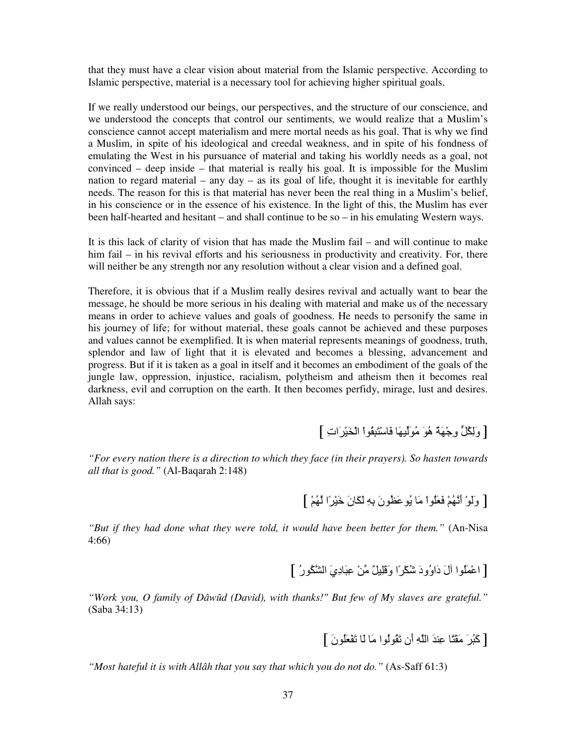that they must have a clear vision about material from the Islamic perspective. According to Islamic perspective, material is a necessary tool for achieving higher spiritual goals.

If we really understood our beings, our perspectives, and the structure of our conscience, and we understood the concepts that control our sentiments, we would realize that a Muslim's conscience cannot accept materialism and mere mortal needs as his goal. That is why we find a Muslim, in spite of his ideological and creedal weakness, and in spite of his fondness of emulating the West in his pursuance of material and taking his worldly needs as a goal, not convinced – deep inside – that material is really his goal. It is impossible for the Muslim nation to regard material – any day – as its goal of life, thought it is inevitable for earthly needs. The reason for this is that material has never been the real thing in a Muslim's belief, in his conscience or in the essence of his existence. In the light of this, the Muslim has ever been half-hearted and hesitant – and shall continue to be so – in his emulating Western ways.

It is this lack of clarity of vision that has made the Muslim fail – and will continue to make him fail – in his revival efforts and his seriousness in productivity and creativity. For, there will neither be any strength nor any resolution without a clear vision and a defined goal.

Therefore, it is obvious that if a Muslim really desires revival and actually want to bear the message, he should be more serious in his dealing with material and make us of the necessary means in order to achieve values and goals of goodness. He needs to personify the same in his journey of life; for without material, these goals cannot be achieved and these purposes and values cannot be exemplified. It is when material represents meanings of goodness, truth, splendor and law of light that it is elevated and becomes a blessing, advancement and progress. But if it is taken as a goal in itself and it becomes an embodiment of the goals of the jungle law, oppression, injustice, racialism, polytheism and atheism then it becomes real darkness, evil and corruption on the earth. It then becomes perfidy, mirage, lust and desires. Allah says:

[ وَلِكُلٍّ وِجْهَةٌ هُوَ مُوَلِّيهَا فَاسْتَبِقُوا الْخَيْرَاتِ ]

*"For every nation there is a direction to which they face (in their prayers). So hasten towards all that is good."* (Al-Baqarah 2:148)

[ وَلَوْ أَنَّهُمْ فَعَلُوا مَا يُوعَظُونَ بِهِ لَكَانَ خَيْرًا لَّهُمْ ]

*"But if they had done what they were told, it would have been better for them."* (An-Nisa 4:66)

[ اعْمَلُوا آلَ دَاوُودَ شُكْرًا وَقَلِيلٌ مِّنْ عِبَادِيَ الشَّكُورُ ]

*"Work you, O family of Dâwûd (David), with thanks!" But few of My slaves are grateful."* (Saba 34:13)

[ كَبُرَ مَقْتًا عِندَ اللَّهِ أَن تَقُولُوا مَا لَا تَفْعَلُونَ ]

*"Most hateful it is with Allâh that you say that which you do not do."* (As-Saff 61:3)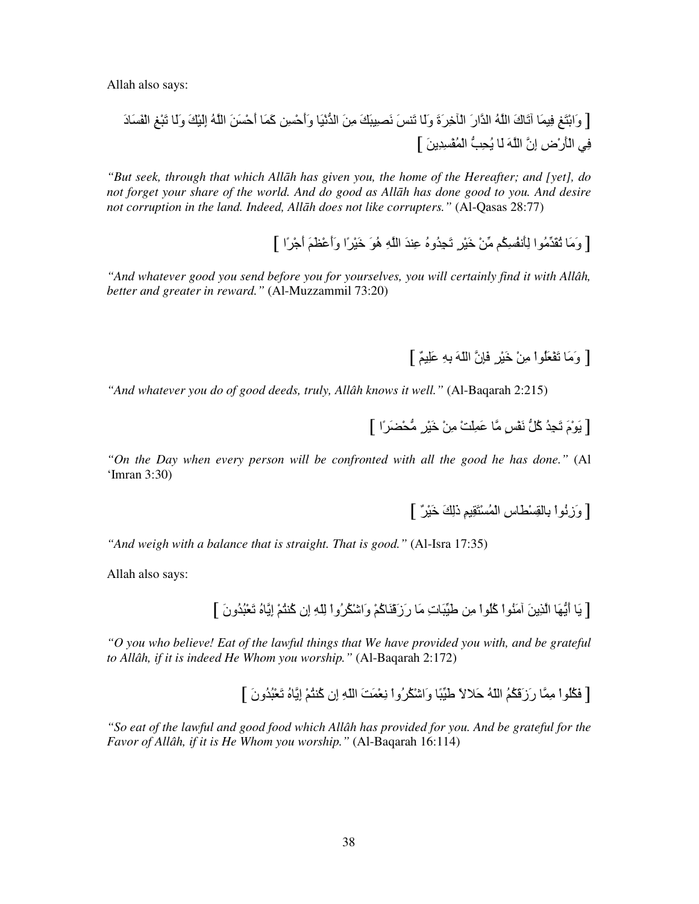Allah also says:

[ وَابْتَغِ فِيمَا آتَاكَ اللَّهُ الدَّارَ الْآخِرَةَ وَلَا تَنسَ نَصِيبَكَ مِنَ الدُّنْيَا وَأَحْسِن كَمَا أَحْسَنَ اللَّهُ إِلَيْكَ وَلَا تَبْغِ الْفَسَادَ فِي الْأَرْضِ إِنَّ اللَّهَ لَا يُحِبُّ الْمُفْسِدِينَ ]

*"But seek, through that which Allāh has given you, the home of the Hereafter; and [yet], do not forget your share of the world. And do good as Allāh has done good to you. And desire not corruption in the land. Indeed, Allāh does not like corrupters."* (Al-Qasas 28:77)

[ وَمَا تُقَدِّمُوا لِأَنفُسِكُم مِّنْ خَيْرٍ تَجِدُوهُ عِندَ اللَّهِ هُوَ خَيْرًا وَأَعْظَمَ أَجْرًا ]

*"And whatever good you send before you for yourselves, you will certainly find it with Allâh, better and greater in reward."* (Al-Muzzammil 73:20)

[ وَمَا تَفْعَلُواْ مِنْ خَيْرٍ فَإِنَّ اللّهَ بِهِ عَلِيمٌ ]

*"And whatever you do of good deeds, truly, Allâh knows it well."* (Al-Baqarah 2:215)

[ يَوْمَ تَجِدُ كُلُّ نَفْسٍ مَّا عَمِلَتْ مِنْ خَيْرٍ مُّحْضَرًا ]

*"On the Day when every person will be confronted with all the good he has done."* (Al 'Imran 3:30)

[ وَزِنُواْ بِالقِسْطَاسِ الْمُسْتَقِيمِ ذَلِكَ خَيْرٌ ]

*"And weigh with a balance that is straight. That is good."* (Al-Isra 17:35)

Allah also says:

[ يَا أَيُّهَا الَّذِينَ آمَنُواْ كُلُواْ مِن طَيِّبَاتِ مَا رَزَقْنَاكُمْ وَاشْكُرُواْ لِلّهِ إِن كُنتُمْ إِيَّاهُ تَعْبُدُونَ ]

*"O you who believe! Eat of the lawful things that We have provided you with, and be grateful to Allâh, if it is indeed He Whom you worship."* (Al-Baqarah 2:172)

[ فَكُلُواْ مِمَّا رَزَقَكُمُ اللّهُ حَلالاً طَيِّبًا وَاشْكُرُواْ نِعْمَتَ اللّهِ إِن كُنتُمْ إِيَّاهُ تَعْبُدُونَ ]

*"So eat of the lawful and good food which Allâh has provided for you. And be grateful for the Favor of Allâh, if it is He Whom you worship."* (Al-Baqarah 16:114)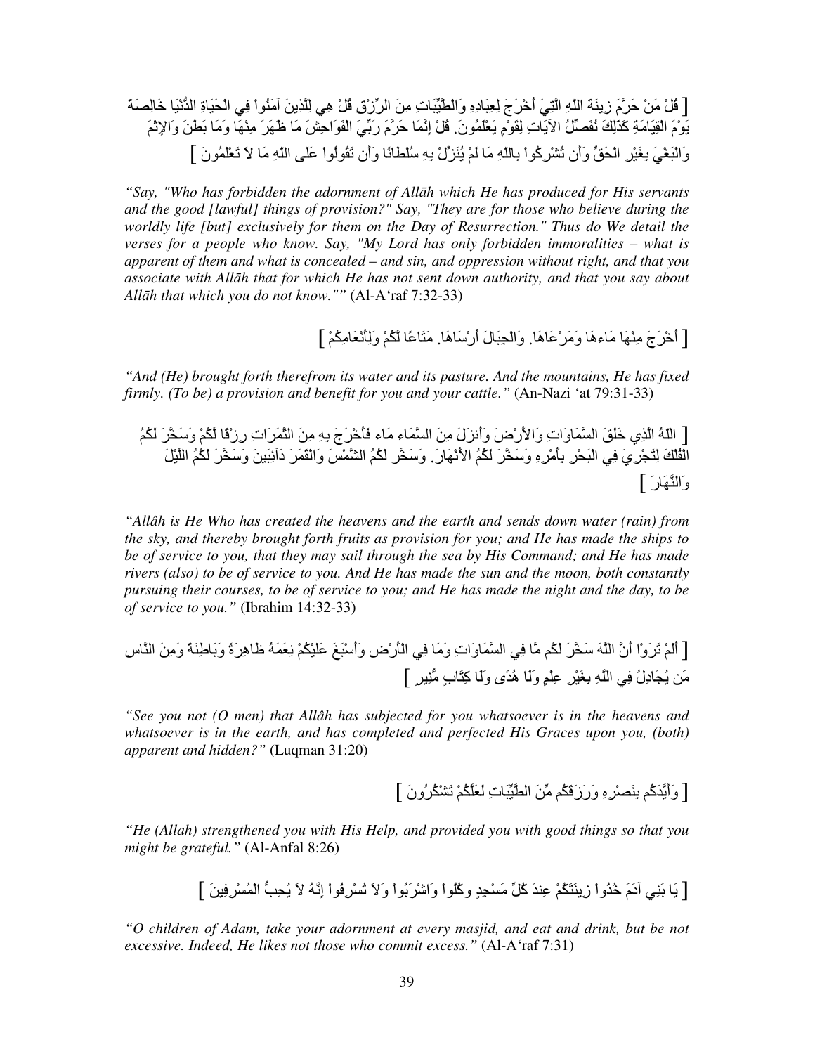[ قُلْ مَنْ حَرَّمَ زِينَةَ اللّهِ الَّتِيَ أَخْرَجَ لِعِبَادِهِ وَالْطَّيِّبَاتِ مِنَ الرِّزْقِ قُلْ هِي لِلَّذِينَ آمَنُواْ فِي الْحَيَاةِ الدُّنْيَا خَالِصَةً يَوْمَ الْقِيَامَةِ كَذَلِكَ نُفَصِّلُ الآيَاتِ لِقَوْمٍ يَعْلَمُونَ. قُلْ إِنَّمَا حَرَّمَ رَبِّيَ الْفَوَاحِشَ مَا ظَهَرَ مِنْهَا وَمَا بَطَنَ وَالإِثْمَ وَالْبَغْيَ بِغَيْرِ الْحَقِّ وَأَن تُشْرِكُواْ بِاللّهِ مَا لَمْ يُنَزِّلْ بِهِ سُلْطَانًا وَأَن تَقُولُواْ عَلَى اللّهِ مَا لاَ تَعْلَمُونَ ]

*"Say, "Who has forbidden the adornment of Allāh which He has produced for His servants and the good [lawful] things of provision?" Say, "They are for those who believe during the worldly life [but] exclusively for them on the Day of Resurrection." Thus do We detail the verses for a people who know. Say, "My Lord has only forbidden immoralities – what is apparent of them and what is concealed – and sin, and oppression without right, and that you associate with Allāh that for which He has not sent down authority, and that you say about Allāh that which you do not know.""* (Al-A'raf 7:32-33)

[ أَخْرَجَ مِنْهَا مَاءهَا وَمَرْعَاهَا. وَالْجِبَالَ أَرْسَاهَا. مَتَاعًا لَّكُمْ وَلِأَنْعَامِكُمْ ]

*"And (He) brought forth therefrom its water and its pasture. And the mountains, He has fixed firmly. (To be) a provision and benefit for you and your cattle."* (An-Nazi 'at 79:31-33)

[ اللّهُ الَّذِي خَلَقَ السَّمَاوَاتِ وَالأَرْضَ وَأَنزَلَ مِنَ السَّمَاء مَاء فَأَخْرَجَ بِهِ مِنَ الثَّمَرَاتِ رِزْقًا لَّكُمْ وَسَخَّرَ لَكُمُ الْفُلْكَ لِتَجْرِيَ فِي الْبَحْرِ بِأَمْرِهِ وَسَخَّرَ لَكُمُ الأَنْهَارَ. وَسَخَّر لَكُمُ الشَّمْسَ وَالْقَمَرَ دَآئِبَينَ وَسَخَّرَ لَكُمُ اللَّيْلَ وَالنَّهَارَ ]

*"Allâh is He Who has created the heavens and the earth and sends down water (rain) from the sky, and thereby brought forth fruits as provision for you; and He has made the ships to be of service to you, that they may sail through the sea by His Command; and He has made rivers (also) to be of service to you. And He has made the sun and the moon, both constantly pursuing their courses, to be of service to you; and He has made the night and the day, to be of service to you."* (Ibrahim 14:32-33)

[ أَلَمْ تَرَوْا أَنَّ اللَّهَ سَخَّرَ لَكُم مَّا فِي السَّمَاوَاتِ وَمَا فِي الْأَرْضِ وَأَسْبَغَ عَلَيْكُمْ نِعَمَهُ ظَاهِرَةً وَبَاطِنَةً وَمِنَ النَّاسِ مَن يُجَادِلُ فِي اللَّهِ بِغَيْرِ عِلْمٍ وَلَا هُدًى وَلَا كِتَابٍ مُّنِيرٍ ]

*"See you not (O men) that Allâh has subjected for you whatsoever is in the heavens and whatsoever is in the earth, and has completed and perfected His Graces upon you, (both) apparent and hidden?"* (Luqman 31:20)

[ وَأَيَّدَكُم بِنَصْرِهِ وَرَزَقَكُم مِّنَ الطَّيِّبَاتِ لَعَلَّكُمْ تَشْكُرُونَ ]

*"He (Allah) strengthened you with His Help, and provided you with good things so that you might be grateful."* (Al-Anfal 8:26)

[ يَا بَنِي آدَمَ خُذُواْ زِينَتَكُمْ عِندَ كُلِّ مَسْجِدٍ وكُلُواْ وَاشْرَبُواْ وَلاَ تُسْرِفُواْ إِنَّهُ لاَ يُحِبُّ الْمُسْرِفِينَ ]

*"O children of Adam, take your adornment at every masjid, and eat and drink, but be not excessive. Indeed, He likes not those who commit excess."* (Al-A'raf 7:31)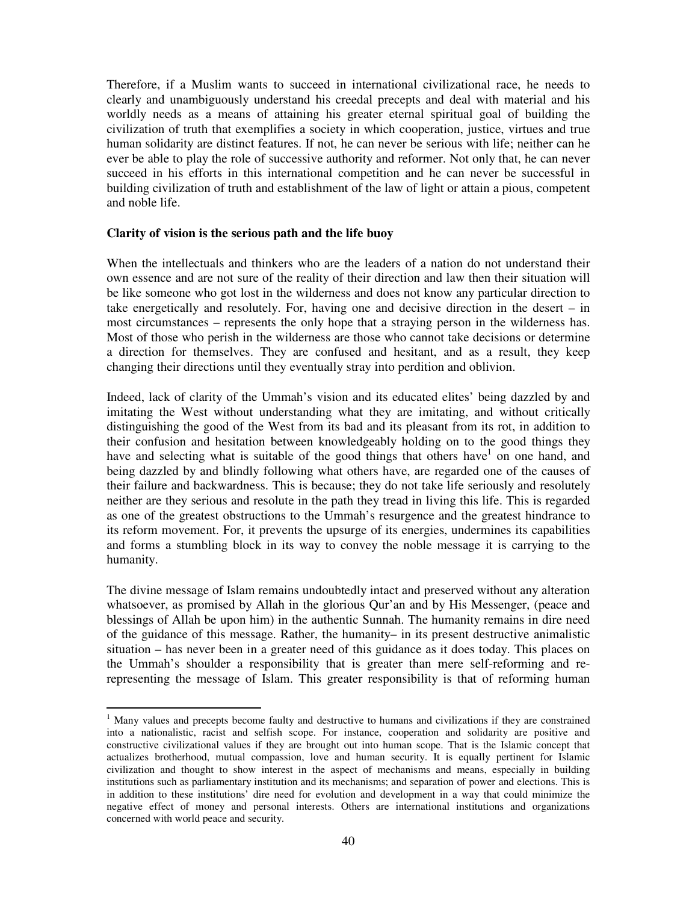Therefore, if a Muslim wants to succeed in international civilizational race, he needs to clearly and unambiguously understand his creedal precepts and deal with material and his worldly needs as a means of attaining his greater eternal spiritual goal of building the civilization of truth that exemplifies a society in which cooperation, justice, virtues and true human solidarity are distinct features. If not, he can never be serious with life; neither can he ever be able to play the role of successive authority and reformer. Not only that, he can never succeed in his efforts in this international competition and he can never be successful in building civilization of truth and establishment of the law of light or attain a pious, competent and noble life.

**Clarity of vision is the serious path and the life buoy**

When the intellectuals and thinkers who are the leaders of a nation do not understand their own essence and are not sure of the reality of their direction and law then their situation will be like someone who got lost in the wilderness and does not know any particular direction to take energetically and resolutely. For, having one and decisive direction in the desert – in most circumstances – represents the only hope that a straying person in the wilderness has. Most of those who perish in the wilderness are those who cannot take decisions or determine a direction for themselves. They are confused and hesitant, and as a result, they keep changing their directions until they eventually stray into perdition and oblivion.

Indeed, lack of clarity of the Ummah's vision and its educated elites' being dazzled by and imitating the West without understanding what they are imitating, and without critically distinguishing the good of the West from its bad and its pleasant from its rot, in addition to their confusion and hesitation between knowledgeably holding on to the good things they have and selecting what is suitable of the good things that others have[1] on one hand, and being dazzled by and blindly following what others have, are regarded one of the causes of their failure and backwardness. This is because; they do not take life seriously and resolutely neither are they serious and resolute in the path they tread in living this life. This is regarded as one of the greatest obstructions to the Ummah's resurgence and the greatest hindrance to its reform movement. For, it prevents the upsurge of its energies, undermines its capabilities and forms a stumbling block in its way to convey the noble message it is carrying to the humanity.

The divine message of Islam remains undoubtedly intact and preserved without any alteration whatsoever, as promised by Allah in the glorious Qur'an and by His Messenger, (peace and blessings of Allah be upon him) in the authentic Sunnah. The humanity remains in dire need of the guidance of this message. Rather, the humanity– in its present destructive animalistic situation – has never been in a greater need of this guidance as it does today. This places on the Ummah's shoulder a responsibility that is greater than mere self-reforming and re-representing the message of Islam. This greater responsibility is that of reforming human

---

[1] Many values and precepts become faulty and destructive to humans and civilizations if they are constrained into a nationalistic, racist and selfish scope. For instance, cooperation and solidarity are positive and constructive civilizational values if they are brought out into human scope. That is the Islamic concept that actualizes brotherhood, mutual compassion, love and human security. It is equally pertinent for Islamic civilization and thought to show interest in the aspect of mechanisms and means, especially in building institutions such as parliamentary institution and its mechanisms; and separation of power and elections. This is in addition to these institutions' dire need for evolution and development in a way that could minimize the negative effect of money and personal interests. Others are international institutions and organizations concerned with world peace and security.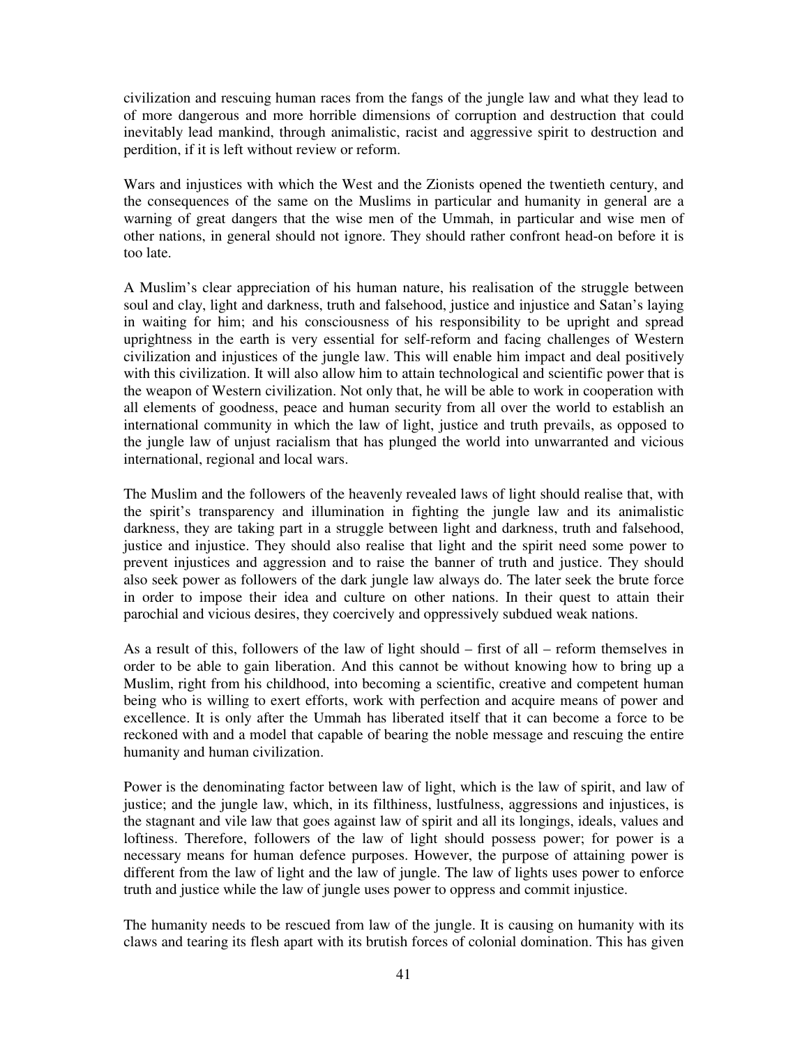civilization and rescuing human races from the fangs of the jungle law and what they lead to of more dangerous and more horrible dimensions of corruption and destruction that could inevitably lead mankind, through animalistic, racist and aggressive spirit to destruction and perdition, if it is left without review or reform.

Wars and injustices with which the West and the Zionists opened the twentieth century, and the consequences of the same on the Muslims in particular and humanity in general are a warning of great dangers that the wise men of the Ummah, in particular and wise men of other nations, in general should not ignore. They should rather confront head-on before it is too late.

A Muslim's clear appreciation of his human nature, his realisation of the struggle between soul and clay, light and darkness, truth and falsehood, justice and injustice and Satan's laying in waiting for him; and his consciousness of his responsibility to be upright and spread uprightness in the earth is very essential for self-reform and facing challenges of Western civilization and injustices of the jungle law. This will enable him impact and deal positively with this civilization. It will also allow him to attain technological and scientific power that is the weapon of Western civilization. Not only that, he will be able to work in cooperation with all elements of goodness, peace and human security from all over the world to establish an international community in which the law of light, justice and truth prevails, as opposed to the jungle law of unjust racialism that has plunged the world into unwarranted and vicious international, regional and local wars.

The Muslim and the followers of the heavenly revealed laws of light should realise that, with the spirit's transparency and illumination in fighting the jungle law and its animalistic darkness, they are taking part in a struggle between light and darkness, truth and falsehood, justice and injustice. They should also realise that light and the spirit need some power to prevent injustices and aggression and to raise the banner of truth and justice. They should also seek power as followers of the dark jungle law always do. The later seek the brute force in order to impose their idea and culture on other nations. In their quest to attain their parochial and vicious desires, they coercively and oppressively subdued weak nations.

As a result of this, followers of the law of light should – first of all – reform themselves in order to be able to gain liberation. And this cannot be without knowing how to bring up a Muslim, right from his childhood, into becoming a scientific, creative and competent human being who is willing to exert efforts, work with perfection and acquire means of power and excellence. It is only after the Ummah has liberated itself that it can become a force to be reckoned with and a model that capable of bearing the noble message and rescuing the entire humanity and human civilization.

Power is the denominating factor between law of light, which is the law of spirit, and law of justice; and the jungle law, which, in its filthiness, lustfulness, aggressions and injustices, is the stagnant and vile law that goes against law of spirit and all its longings, ideals, values and loftiness. Therefore, followers of the law of light should possess power; for power is a necessary means for human defence purposes. However, the purpose of attaining power is different from the law of light and the law of jungle. The law of lights uses power to enforce truth and justice while the law of jungle uses power to oppress and commit injustice.

The humanity needs to be rescued from law of the jungle. It is causing on humanity with its claws and tearing its flesh apart with its brutish forces of colonial domination. This has given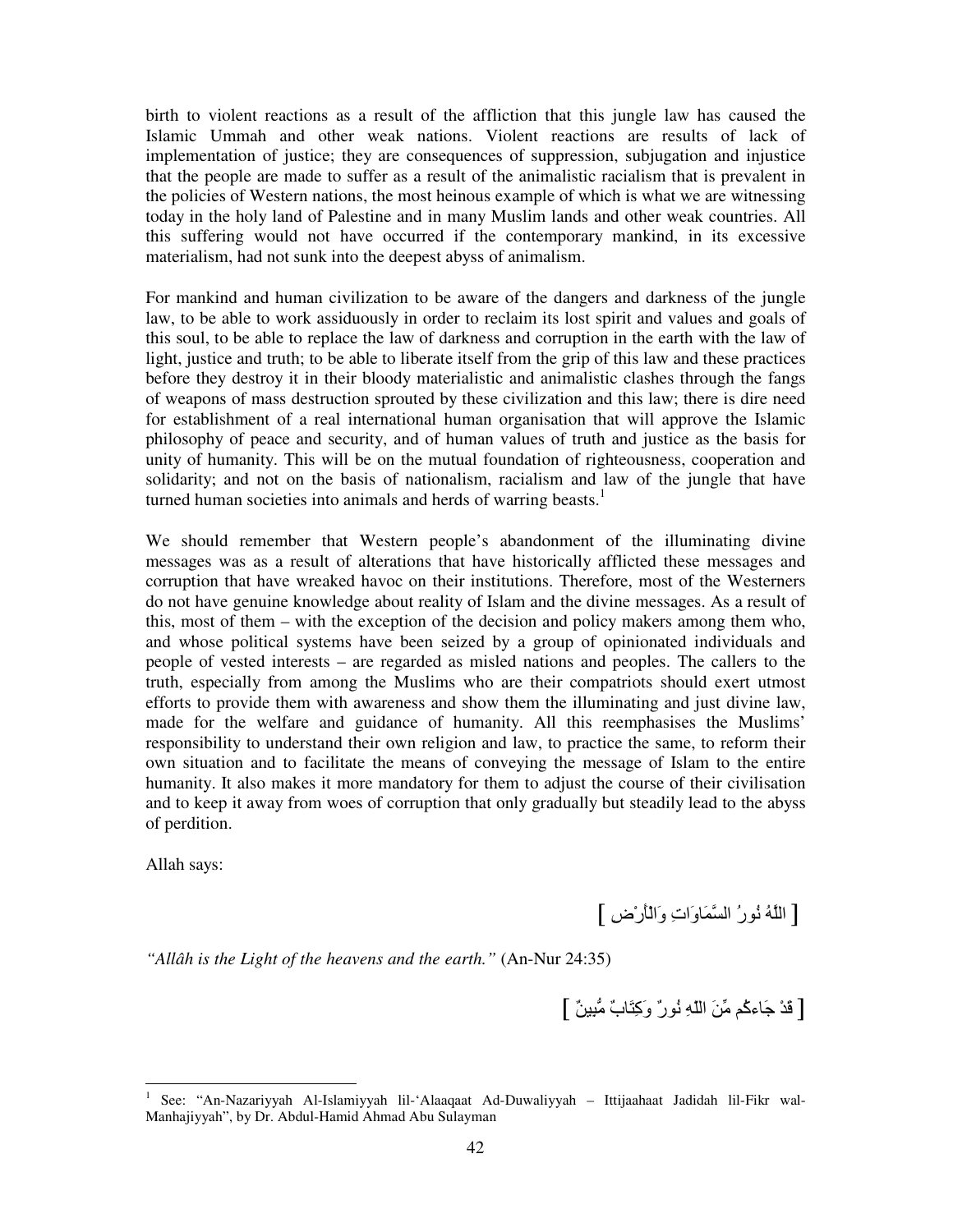birth to violent reactions as a result of the affliction that this jungle law has caused the Islamic Ummah and other weak nations. Violent reactions are results of lack of implementation of justice; they are consequences of suppression, subjugation and injustice that the people are made to suffer as a result of the animalistic racialism that is prevalent in the policies of Western nations, the most heinous example of which is what we are witnessing today in the holy land of Palestine and in many Muslim lands and other weak countries. All this suffering would not have occurred if the contemporary mankind, in its excessive materialism, had not sunk into the deepest abyss of animalism.

For mankind and human civilization to be aware of the dangers and darkness of the jungle law, to be able to work assiduously in order to reclaim its lost spirit and values and goals of this soul, to be able to replace the law of darkness and corruption in the earth with the law of light, justice and truth; to be able to liberate itself from the grip of this law and these practices before they destroy it in their bloody materialistic and animalistic clashes through the fangs of weapons of mass destruction sprouted by these civilization and this law; there is dire need for establishment of a real international human organisation that will approve the Islamic philosophy of peace and security, and of human values of truth and justice as the basis for unity of humanity. This will be on the mutual foundation of righteousness, cooperation and solidarity; and not on the basis of nationalism, racialism and law of the jungle that have turned human societies into animals and herds of warring beasts.[1]

We should remember that Western people's abandonment of the illuminating divine messages was as a result of alterations that have historically afflicted these messages and corruption that have wreaked havoc on their institutions. Therefore, most of the Westerners do not have genuine knowledge about reality of Islam and the divine messages. As a result of this, most of them – with the exception of the decision and policy makers among them who, and whose political systems have been seized by a group of opinionated individuals and people of vested interests – are regarded as misled nations and peoples. The callers to the truth, especially from among the Muslims who are their compatriots should exert utmost efforts to provide them with awareness and show them the illuminating and just divine law, made for the welfare and guidance of humanity. All this reemphasises the Muslims' responsibility to understand their own religion and law, to practice the same, to reform their own situation and to facilitate the means of conveying the message of Islam to the entire humanity. It also makes it more mandatory for them to adjust the course of their civilisation and to keep it away from woes of corruption that only gradually but steadily lead to the abyss of perdition.

Allah says:

[ اللَّهُ نُورُ السَّمَاوَاتِ وَالْأَرْضِ ]

*"Allâh is the Light of the heavens and the earth."* (An-Nur 24:35)

[ قَدْ جَاءكُم مِّنَ اللّهِ نُورٌ وَكِتَابٌ مُّبِينٌ ]

---

[1] See: "An-Nazariyyah Al-Islamiyyah lil-'Alaaqaat Ad-Duwaliyyah – Ittijaahaat Jadidah lil-Fikr wal-Manhajiyyah", by Dr. Abdul-Hamid Ahmad Abu Sulayman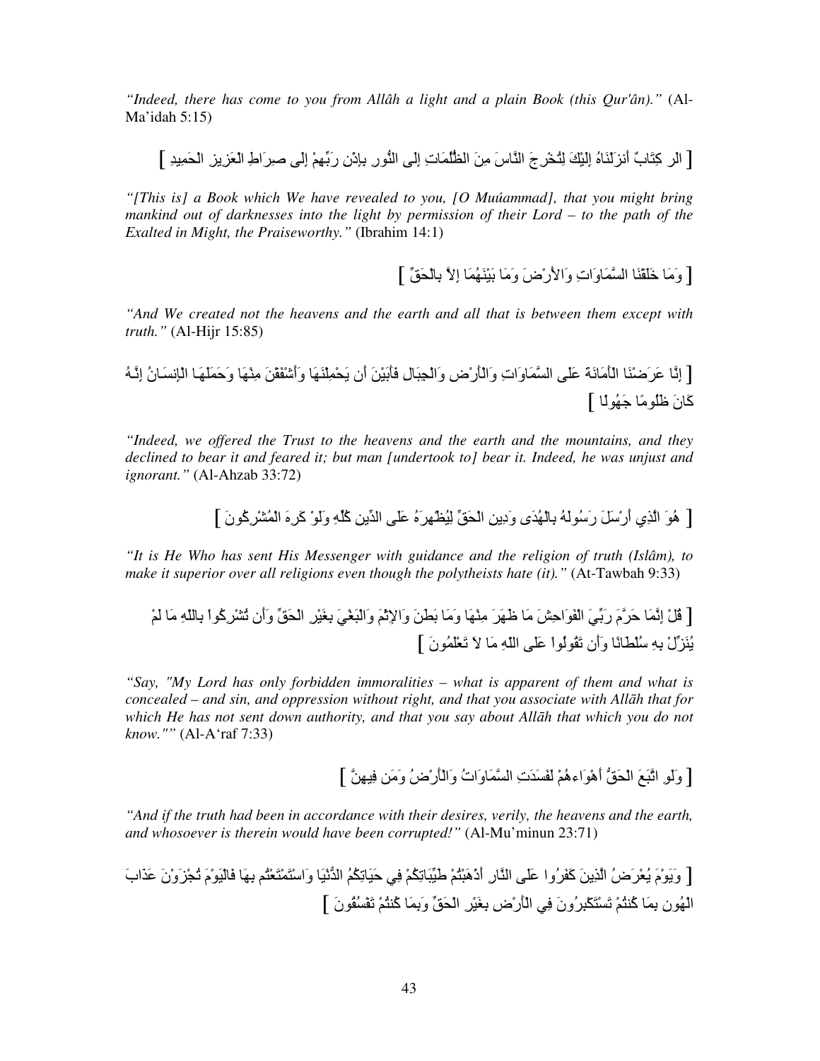*"Indeed, there has come to you from Allâh a light and a plain Book (this Qur'ân)."* (Al-Ma'idah 5:15)

[ الر كِتَابٌ أنزَلْنَاهُ إِلَيْكَ لِتُخْرِجَ النَّاسَ مِنَ الظُّلُمَاتِ إِلَى النُّورِ بِإِذْنِ رَبِّهِمْ إِلَى صِرَاطِ الْعَزِيزِ الْحَمِيدِ ]

*"[This is] a Book which We have revealed to you, [O Muúammad], that you might bring mankind out of darknesses into the light by permission of their Lord – to the path of the Exalted in Might, the Praiseworthy."* (Ibrahim 14:1)

[ وَمَا خَلَقْنَا السَّمَاوَاتِ وَالأَرْضَ وَمَا بَيْنَهُمَا إِلاَّ بِالْحَقِّ ]

*"And We created not the heavens and the earth and all that is between them except with truth."* (Al-Hijr 15:85)

[ إِنَّا عَرَضْنَا الْأَمَانَةَ عَلَى السَّمَاوَاتِ وَالْأَرْضِ وَالْجِبَالِ فَأَبَيْنَ أَن يَحْمِلْنَهَا وَأَشْفَقْنَ مِنْهَا وَحَمَلَهَا الْإِنسَانُ إِنَّهُ كَانَ ظَلُومًا جَهُولًا ]

*"Indeed, we offered the Trust to the heavens and the earth and the mountains, and they declined to bear it and feared it; but man [undertook to] bear it. Indeed, he was unjust and ignorant."* (Al-Ahzab 33:72)

[ هُوَ الَّذِي أَرْسَلَ رَسُولَهُ بِالْهُدَى وَدِينِ الْحَقِّ لِيُظْهِرَهُ عَلَى الدِّينِ كُلِّهِ وَلَوْ كَرِهَ الْمُشْرِكُونَ ]

*"It is He Who has sent His Messenger with guidance and the religion of truth (Islâm), to make it superior over all religions even though the polytheists hate (it)."* (At-Tawbah 9:33)

[ قُلْ إِنَّمَا حَرَّمَ رَبِّيَ الْفَوَاحِشَ مَا ظَهَرَ مِنْهَا وَمَا بَطَنَ وَالإِثْمَ وَالْبَغْيَ بِغَيْرِ الْحَقِّ وَأَن تُشْرِكُواْ بِاللّهِ مَا لَمْ يُنَزِّلْ بِهِ سُلْطَانًا وَأَن تَقُولُواْ عَلَى اللّهِ مَا لاَ تَعْلَمُونَ ]

*"Say, "My Lord has only forbidden immoralities – what is apparent of them and what is concealed – and sin, and oppression without right, and that you associate with Allāh that for which He has not sent down authority, and that you say about Allāh that which you do not know.""* (Al-A'raf 7:33)

[ وَلَوِ اتَّبَعَ الْحَقُّ أَهْوَاءهُمْ لَفَسَدَتِ السَّمَاوَاتُ وَالْأَرْضُ وَمَن فِيهِنَّ ]

*"And if the truth had been in accordance with their desires, verily, the heavens and the earth, and whosoever is therein would have been corrupted!"* (Al-Mu'minun 23:71)

[ وَيَوْمَ يُعْرَضُ الَّذِينَ كَفَرُوا عَلَى النَّارِ أَذْهَبْتُمْ طَيِّبَاتِكُمْ فِي حَيَاتِكُمُ الدُّنْيَا وَاسْتَمْتَعْتُم بِهَا فَالْيَوْمَ تُجْزَوْنَ عَذَابَ الْهُونِ بِمَا كُنتُمْ تَسْتَكْبِرُونَ فِي الْأَرْضِ بِغَيْرِ الْحَقِّ وَبِمَا كُنتُمْ تَفْسُقُونَ ]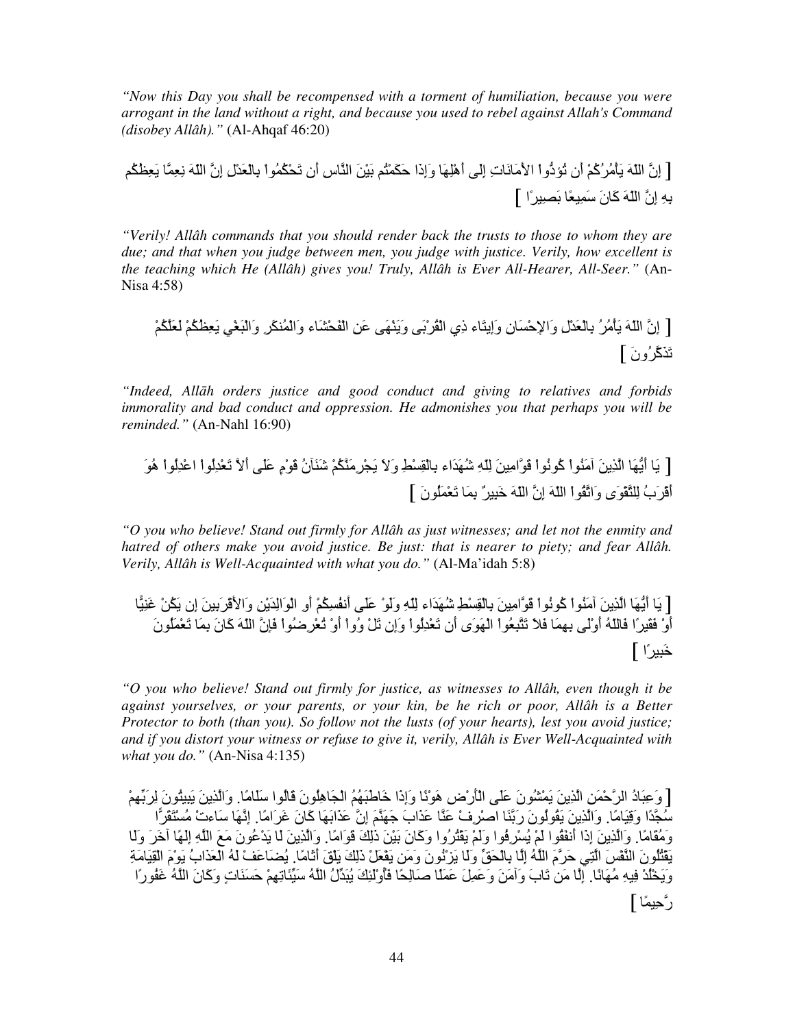*"Now this Day you shall be recompensed with a torment of humiliation, because you were arrogant in the land without a right, and because you used to rebel against Allah's Command (disobey Allâh)."* (Al-Ahqaf 46:20)

[ إِنَّ اللّهَ يَأْمُرُكُمْ أَن تُؤدُّواْ الأَمَانَاتِ إِلَى أَهْلِهَا وَإِذَا حَكَمْتُم بَيْنَ النَّاسِ أَن تَحْكُمُواْ بِالْعَدْلِ إِنَّ اللّهَ نِعِمَّا يَعِظُكُم بِهِ إِنَّ اللّهَ كَانَ سَمِيعًا بَصِيرًا ]

*"Verily! Allâh commands that you should render back the trusts to those to whom they are due; and that when you judge between men, you judge with justice. Verily, how excellent is the teaching which He (Allâh) gives you! Truly, Allâh is Ever All-Hearer, All-Seer."* (An-Nisa 4:58)

[ إِنَّ اللّهَ يَأْمُرُ بِالْعَدْلِ وَالإِحْسَانِ وَإِيتَاء ذِي الْقُرْبَى وَيَنْهَى عَنِ الْفَحْشَاء وَالْمُنكَرِ وَالْبَغْيِ يَعِظُكُمْ لَعَلَّكُمْ تَذَكَّرُونَ ]

*"Indeed, Allāh orders justice and good conduct and giving to relatives and forbids immorality and bad conduct and oppression. He admonishes you that perhaps you will be reminded."* (An-Nahl 16:90)

[ يَا أَيُّهَا الَّذِينَ آمَنُواْ كُونُواْ قَوَّامِينَ لِلّهِ شُهَدَاء بِالْقِسْطِ وَلاَ يَجْرِمَنَّكُمْ شَنَآنُ قَوْمٍ عَلَى أَلاَّ تَعْدِلُواْ اعْدِلُواْ هُوَ أَقْرَبُ لِلتَّقْوَى وَاتَّقُواْ اللّهَ إِنَّ اللّهَ خَبِيرٌ بِمَا تَعْمَلُونَ ]

*"O you who believe! Stand out firmly for Allâh as just witnesses; and let not the enmity and hatred of others make you avoid justice. Be just: that is nearer to piety; and fear Allâh. Verily, Allâh is Well-Acquainted with what you do."* (Al-Ma'idah 5:8)

[ يَا أَيُّهَا الَّذِينَ آمَنُواْ كُونُواْ قَوَّامِينَ بِالْقِسْطِ شُهَدَاء لِلّهِ وَلَوْ عَلَى أَنفُسِكُمْ أَوِ الْوَالِدَيْنِ وَالأَقْرَبِينَ إِن يَكُنْ غَنِيًّا أَوْ فَقَيرًا فَاللّهُ أَوْلَى بِهِمَا فَلاَ تَتَّبِعُواْ الْهَوَى أَن تَعْدِلُواْ وَإِن تَلْوُواْ أَوْ تُعْرِضُواْ فَإِنَّ اللّهَ كَانَ بِمَا تَعْمَلُونَ خَبِيرًا ]

*"O you who believe! Stand out firmly for justice, as witnesses to Allâh, even though it be against yourselves, or your parents, or your kin, be he rich or poor, Allâh is a Better Protector to both (than you). So follow not the lusts (of your hearts), lest you avoid justice; and if you distort your witness or refuse to give it, verily, Allâh is Ever Well-Acquainted with what you do."* (An-Nisa 4:135)

[ وَعِبَادُ الرَّحْمَنِ الَّذِينَ يَمْشُونَ عَلَى الْأَرْضِ هَوْنًا وَإِذَا خَاطَبَهُمُ الْجَاهِلُونَ قَالُوا سَلَامًا. وَالَّذِينَ يَبِيتُونَ لِرَبِّهِمْ سُجَّدًا وَقِيَامًا. وَالَّذِينَ يَقُولُونَ رَبَّنَا اصْرِفْ عَنَّا عَذَابَ جَهَنَّمَ إِنَّ عَذَابَهَا كَانَ غَرَامًا. إِنَّهَا سَاءتْ مُسْتَقَرًّا وَمُقَامًا. وَالَّذِينَ إِذَا أَنفَقُوا لَمْ يُسْرِفُوا وَلَمْ يَقْتُرُوا وَكَانَ بَيْنَ ذَلِكَ قَوَامًا. وَالَّذِينَ لَا يَدْعُونَ مَعَ اللَّهِ إِلَهًا آخَرَ وَلَا يَقْتُلُونَ النَّفْسَ الَّتِي حَرَّمَ اللَّهُ إِلَّا بِالْحَقِّ وَلَا يَزْنُونَ وَمَن يَفْعَلْ ذَلِكَ يَلْقَ أَثَامًا. يُضَاعَفْ لَهُ الْعَذَابُ يَوْمَ الْقِيَامَةِ وَيَخْلُدْ فِيهِ مُهَانًا. إِلَّا مَن تَابَ وَآمَنَ وَعَمِلَ عَمَلًا صَالِحًا فَأُوْلَئِكَ يُبَدِّلُ اللَّهُ سَيِّئَاتِهِمْ حَسَنَاتٍ وَكَانَ اللَّهُ غَفُورًا رَّحِيمًا ]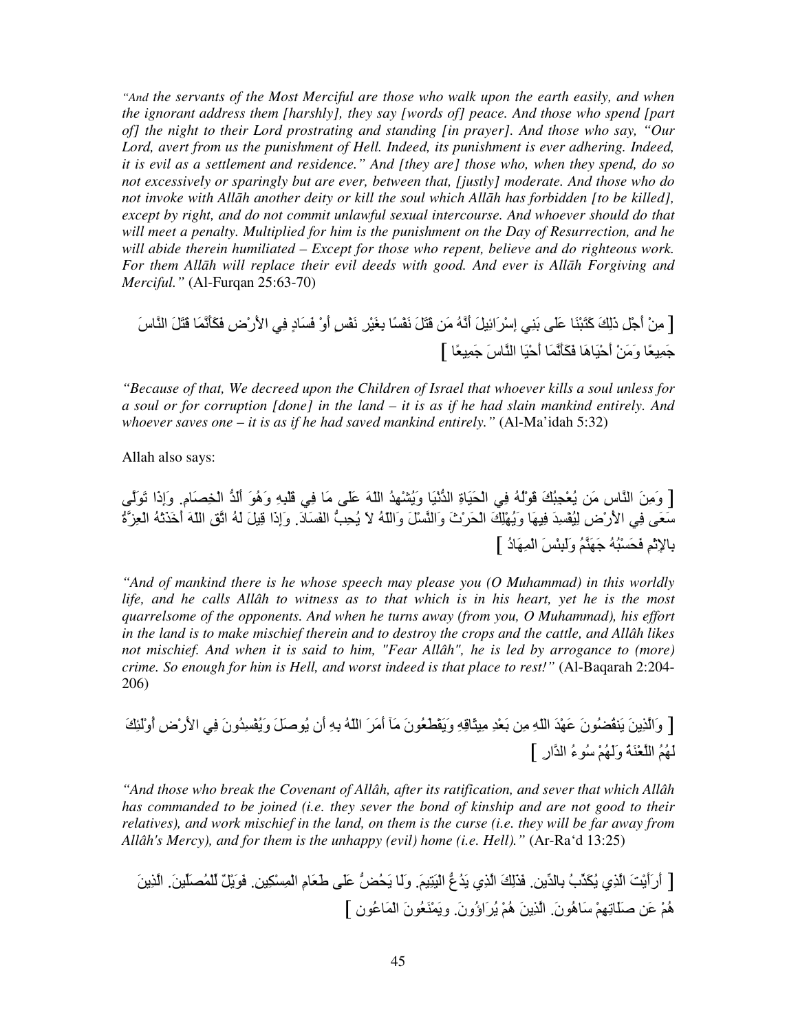*"And the servants of the Most Merciful are those who walk upon the earth easily, and when the ignorant address them [harshly], they say [words of] peace. And those who spend [part of] the night to their Lord prostrating and standing [in prayer]. And those who say, "Our Lord, avert from us the punishment of Hell. Indeed, its punishment is ever adhering. Indeed, it is evil as a settlement and residence." And [they are] those who, when they spend, do so not excessively or sparingly but are ever, between that, [justly] moderate. And those who do not invoke with Allāh another deity or kill the soul which Allāh has forbidden [to be killed], except by right, and do not commit unlawful sexual intercourse. And whoever should do that will meet a penalty. Multiplied for him is the punishment on the Day of Resurrection, and he will abide therein humiliated – Except for those who repent, believe and do righteous work. For them Allāh will replace their evil deeds with good. And ever is Allāh Forgiving and Merciful."* (Al-Furqan 25:63-70)

[ مِنْ أَجْلِ ذَلِكَ كَتَبْنَا عَلَى بَنِي إِسْرَائِيلَ أَنَّهُ مَن قَتَلَ نَفْسًا بِغَيْرِ نَفْسٍ أَوْ فَسَادٍ فِي الأَرْضِ فَكَأَنَّمَا قَتَلَ النَّاسَ جَمِيعًا وَمَنْ أَحْيَاهَا فَكَأَنَّمَا أَحْيَا النَّاسَ جَمِيعًا ]

*"Because of that, We decreed upon the Children of Israel that whoever kills a soul unless for a soul or for corruption [done] in the land – it is as if he had slain mankind entirely. And whoever saves one – it is as if he had saved mankind entirely."* (Al-Ma'idah 5:32)

Allah also says:

[ وَمِنَ النَّاسِ مَن يُعْجِبُكَ قَوْلُهُ فِي الحَيَاةِ الدُّنْيَا وَيُشْهِدُ اللهَ عَلَى مَا فِي قَلْبِهِ وَهُوَ أَلَدُّ الخِصَامِ. وَإِذَا تَوَلَّى سَعَى فِي الأَرْضِ لِيُفْسِدَ فِيهَا وَيُهْلِكَ الحَرْثَ وَالنَّسْلَ وَاللهُ لاَ يُحِبُّ الفَسَادَ. وَإِذَا قِيلَ لَهُ اتَّقِ اللهَ أَخَذَتْهُ العِزَّةُ بِالإِثْمِ فَحَسْبُهُ جَهَنَّمُ وَلَبِئْسَ المِهَادُ ]

*"And of mankind there is he whose speech may please you (O Muhammad) in this worldly life, and he calls Allâh to witness as to that which is in his heart, yet he is the most quarrelsome of the opponents. And when he turns away (from you, O Muhammad), his effort in the land is to make mischief therein and to destroy the crops and the cattle, and Allâh likes not mischief. And when it is said to him, "Fear Allâh", he is led by arrogance to (more) crime. So enough for him is Hell, and worst indeed is that place to rest!"* (Al-Baqarah 2:204-206)

[ وَالَّذِينَ يَنقُضُونَ عَهْدَ اللهِ مِن بَعْدِ مِيثَاقِهِ وَيَقْطَعُونَ مَآ أَمَرَ اللهُ بِهِ أَن يُوصَلَ وَيُفْسِدُونَ فِي الأَرْضِ أُوْلَئِكَ لَهُمُ اللَّعْنَةُ وَلَهُمْ سُوءُ الدَّارِ ]

*"And those who break the Covenant of Allâh, after its ratification, and sever that which Allâh has commanded to be joined (i.e. they sever the bond of kinship and are not good to their relatives), and work mischief in the land, on them is the curse (i.e. they will be far away from Allâh's Mercy), and for them is the unhappy (evil) home (i.e. Hell)."* (Ar-Ra'd 13:25)

[ أَرَأَيْتَ الَّذِي يُكَذِّبُ بِالدِّينِ. فَذَلِكَ الَّذِي يَدُعُّ اليَتِيمَ. وَلَا يَحُضُّ عَلَى طَعَامِ المِسْكِينِ. فَوَيْلٌ لِّلمُصَلِّينَ. الَّذِينَ هُمْ عَن صَلَاتِهِمْ سَاهُونَ. الَّذِينَ هُمْ يُرَاؤُونَ. وَيَمْنَعُونَ المَاعُونَ ]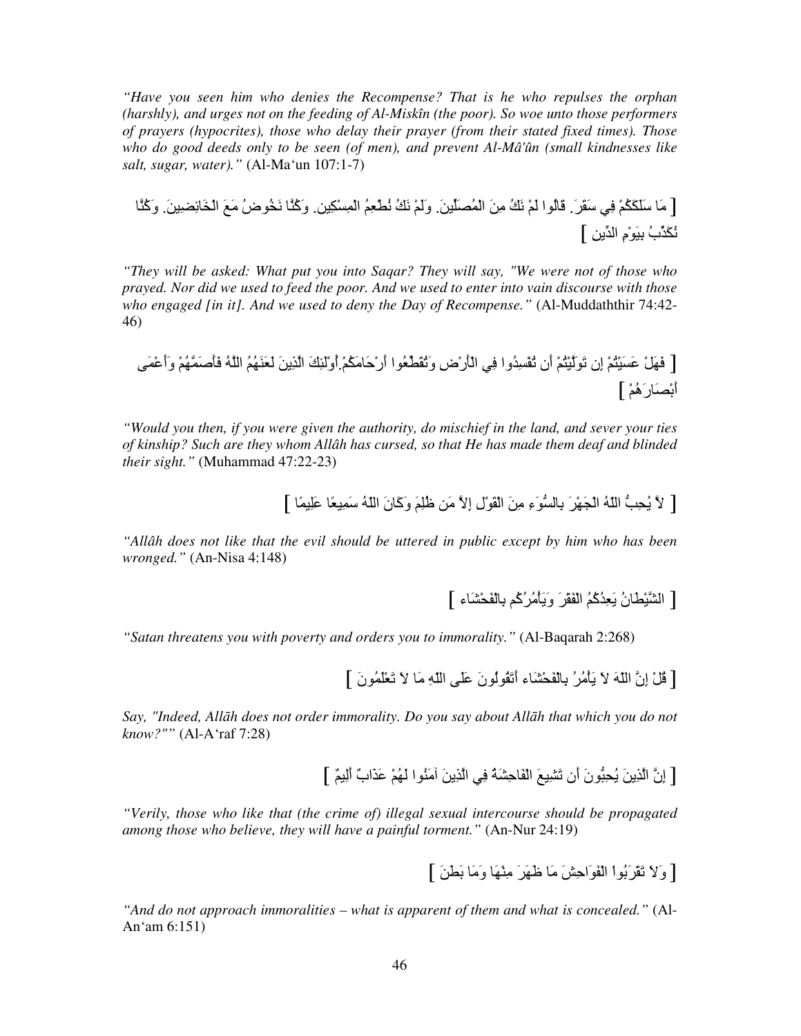*"Have you seen him who denies the Recompense? That is he who repulses the orphan (harshly), and urges not on the feeding of Al-Miskîn (the poor). So woe unto those performers of prayers (hypocrites), those who delay their prayer (from their stated fixed times). Those who do good deeds only to be seen (of men), and prevent Al-Mâ'ûn (small kindnesses like salt, sugar, water)."* (Al-Ma'un 107:1-7)

[ مَا سَلَكَكُمْ فِي سَقَرَ. قَالُوا لَمْ نَكُ مِنَ الْمُصَلِّينَ. وَلَمْ نَكُ نُطْعِمُ الْمِسْكِينِ. وَكُنَّا نَخُوضُ مَعَ الْخَائِضِينَ. وَكُنَّا نُكَذِّبُ بِيَوْمِ الدِّين ]

*"They will be asked: What put you into Saqar? They will say, "We were not of those who prayed. Nor did we used to feed the poor. And we used to enter into vain discourse with those who engaged [in it]. And we used to deny the Day of Recompense."* (Al-Muddaththir 74:42-46)

[ فَهَلْ عَسَيْتُمْ إِن تَوَلَّيْتُمْ أَن تُفْسِدُوا فِي الْأَرْضِ وَتُقَطِّعُوا أَرْحَامَكُمْ.أُوْلَئِكَ الَّذِينَ لَعَنَهُمُ اللَّهُ فَأَصَمَّهُمْ وَأَعْمَى أَبْصَارَهُمْ ]

*"Would you then, if you were given the authority, do mischief in the land, and sever your ties of kinship? Such are they whom Allâh has cursed, so that He has made them deaf and blinded their sight."* (Muhammad 47:22-23)

[ لاَّ يُحِبُّ اللّهُ الْجَهْرَ بِالسُّوَءِ مِنَ الْقَوْلِ إِلاَّ مَن ظُلِمَ وَكَانَ اللّهُ سَمِيعًا عَلِيمًا ]

*"Allâh does not like that the evil should be uttered in public except by him who has been wronged."* (An-Nisa 4:148)

[ الشَّيْطَانُ يَعِدُكُمُ الْفَقْرَ وَيَأْمُرُكُم بِالْفَحْشَاء ]

*"Satan threatens you with poverty and orders you to immorality."* (Al-Baqarah 2:268)

[ قُلْ إِنَّ اللّهَ لاَ يَأْمُرُ بِالْفَحْشَاء أَتَقُولُونَ عَلَى اللّهِ مَا لاَ تَعْلَمُونَ ]

*Say, "Indeed, Allāh does not order immorality. Do you say about Allāh that which you do not know?""* (Al-A'raf 7:28)

[ إِنَّ الَّذِينَ يُحِبُّونَ أَن تَشِيعَ الْفَاحِشَةُ فِي الَّذِينَ آمَنُوا لَهُمْ عَذَابٌ أَلِيمٌ ]

*"Verily, those who like that (the crime of) illegal sexual intercourse should be propagated among those who believe, they will have a painful torment."* (An-Nur 24:19)

[ وَلاَ تَقْرَبُواْ الْفَوَاحِشَ مَا ظَهَرَ مِنْهَا وَمَا بَطَنَ ]

*"And do not approach immoralities – what is apparent of them and what is concealed."* (Al-An'am 6:151)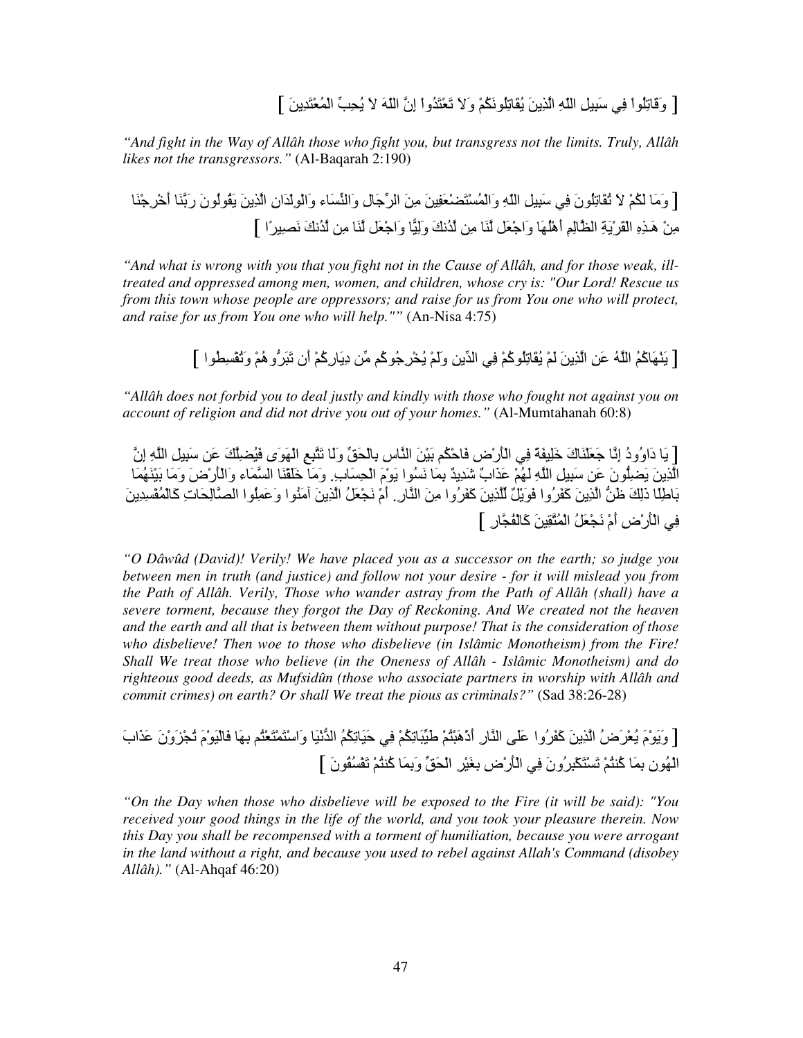[ وَقَاتِلُواْ فِي سَبِيلِ اللّهِ الَّذِينَ يُقَاتِلُونَكُمْ وَلاَ تَعْتَدُواْ إِنَّ اللّهَ لاَ يُحِبِّ الْمُعْتَدِينَ ]

*"And fight in the Way of Allâh those who fight you, but transgress not the limits. Truly, Allâh likes not the transgressors."* (Al-Baqarah 2:190)

[ وَمَا لَكُمْ لاَ تُقَاتِلُونَ فِي سَبِيلِ اللّهِ وَالْمُسْتَضْعَفِينَ مِنَ الرِّجَالِ وَالنِّسَاء وَالْوِلْدَانِ الَّذِينَ يَقُولُونَ رَبَّنَا أَخْرِجْنَا مِنْ هَـذِهِ الْقَرْيَةِ الظَّالِمِ أَهْلُهَا وَاجْعَل لَّنَا مِن لَّدُنكَ وَلِيًّا وَاجْعَل لَّنَا مِن لَّدُنكَ نَصِيرًا ]

*"And what is wrong with you that you fight not in the Cause of Allâh, and for those weak, ill-treated and oppressed among men, women, and children, whose cry is: "Our Lord! Rescue us from this town whose people are oppressors; and raise for us from You one who will protect, and raise for us from You one who will help.""* (An-Nisa 4:75)

[ يَنْهَاكُمُ اللَّهُ عَنِ الَّذِينَ لَمْ يُقَاتِلُوكُمْ فِي الدِّينِ وَلَمْ يُخْرِجُوكُم مِّن دِيَارِكُمْ أَن تَبَرُّوهُمْ وَتُقْسِطُوا ]

*"Allâh does not forbid you to deal justly and kindly with those who fought not against you on account of religion and did not drive you out of your homes."* (Al-Mumtahanah 60:8)

[ يَا دَاوُودُ إِنَّا جَعَلْنَاكَ خَلِيفَةً فِي الْأَرْضِ فَاحْكُم بَيْنَ النَّاسِ بِالْحَقِّ وَلَا تَتَّبِعِ الْهَوَى فَيُضِلَّكَ عَن سَبِيلِ اللَّهِ إِنَّ الَّذِينَ يَضِلُّونَ عَن سَبِيلِ اللَّهِ لَهُمْ عَذَابٌ شَدِيدٌ بِمَا نَسُوا يَوْمَ الْحِسَابِ. وَمَا خَلَقْنَا السَّمَاء وَالْأَرْضَ وَمَا بَيْنَهُمَا بَاطِلًا ذَلِكَ ظَنُّ الَّذِينَ كَفَرُوا فَوَيْلٌ لِّلَّذِينَ كَفَرُوا مِنَ النَّارِ. أَمْ نَجْعَلُ الَّذِينَ آمَنُوا وَعَمِلُوا الصَّالِحَاتِ كَالْمُفْسِدِينَ فِي الْأَرْضِ أَمْ نَجْعَلُ الْمُتَّقِينَ كَالْفُجَّارِ ]

*"O Dâwûd (David)! Verily! We have placed you as a successor on the earth; so judge you between men in truth (and justice) and follow not your desire - for it will mislead you from the Path of Allâh. Verily, Those who wander astray from the Path of Allâh (shall) have a severe torment, because they forgot the Day of Reckoning. And We created not the heaven and the earth and all that is between them without purpose! That is the consideration of those who disbelieve! Then woe to those who disbelieve (in Islâmic Monotheism) from the Fire! Shall We treat those who believe (in the Oneness of Allâh - Islâmic Monotheism) and do righteous good deeds, as Mufsidûn (those who associate partners in worship with Allâh and commit crimes) on earth? Or shall We treat the pious as criminals?"* (Sad 38:26-28)

[ وَيَوْمَ يُعْرَضُ الَّذِينَ كَفَرُوا عَلَى النَّارِ أَذْهَبْتُمْ طَيِّبَاتِكُمْ فِي حَيَاتِكُمُ الدُّنْيَا وَاسْتَمْتَعْتُم بِهَا فَالْيَوْمَ تُجْزَوْنَ عَذَابَ الْهُونِ بِمَا كُنتُمْ تَسْتَكْبِرُونَ فِي الْأَرْضِ بِغَيْرِ الْحَقِّ وَبِمَا كُنتُمْ تَفْسُقُونَ ]

*"On the Day when those who disbelieve will be exposed to the Fire (it will be said): "You received your good things in the life of the world, and you took your pleasure therein. Now this Day you shall be recompensed with a torment of humiliation, because you were arrogant in the land without a right, and because you used to rebel against Allah's Command (disobey Allâh)."* (Al-Ahqaf 46:20)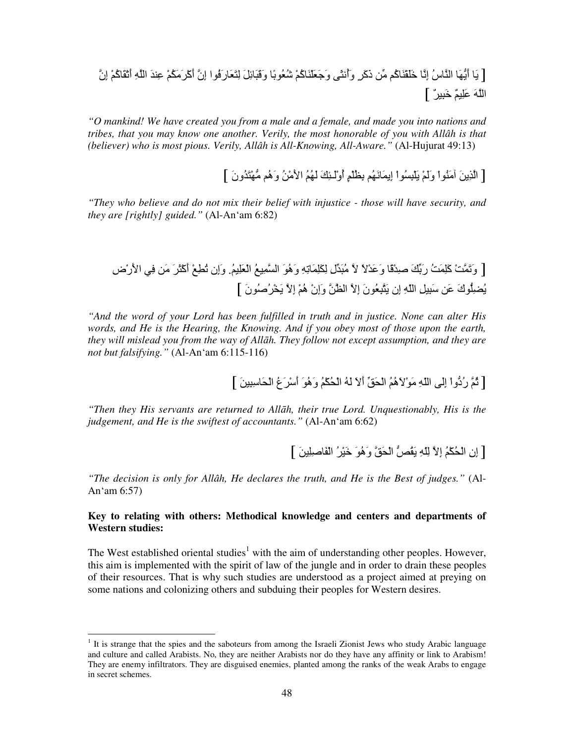[ يَا أَيُّهَا النَّاسُ إِنَّا خَلَقْنَاكُم مِّن ذَكَرٍ وَأُنثَى وَجَعَلْنَاكُمْ شُعُوبًا وَقَبَائِلَ لِتَعَارَفُوا إِنَّ أَكْرَمَكُمْ عِندَ اللَّهِ أَتْقَاكُمْ إِنَّ اللَّهَ عَلِيمٌ خَبِيرٌ ]

*"O mankind! We have created you from a male and a female, and made you into nations and tribes, that you may know one another. Verily, the most honorable of you with Allâh is that (believer) who is most pious. Verily, Allâh is All-Knowing, All-Aware."* (Al-Hujurat 49:13)

[ الَّذِينَ آمَنُواْ وَلَمْ يَلْبِسُواْ إِيمَانَهُم بِظُلْمٍ أُوْلَـئِكَ لَهُمُ الأَمْنُ وَهُم مُّهْتَدُونَ ]

*"They who believe and do not mix their belief with injustice - those will have security, and they are [rightly] guided."* (Al-An'am 6:82)

[ وَتَمَّتْ كَلِمَتُ رَبِّكَ صِدْقًا وَعَدْلاً لاَّ مُبَدِّلِ لِكَلِمَاتِهِ وَهُوَ السَّمِيعُ الْعَلِيمُ. وَإِن تُطِعْ أَكْثَرَ مَن فِي الأَرْضِ يُضِلُّوكَ عَن سَبِيلِ اللّهِ إِن يَتَّبِعُونَ إِلاَّ الظَّنَّ وَإِنْ هُمْ إِلاَّ يَخْرُصُونَ ]

*"And the word of your Lord has been fulfilled in truth and in justice. None can alter His words, and He is the Hearing, the Knowing. And if you obey most of those upon the earth, they will mislead you from the way of Allāh. They follow not except assumption, and they are not but falsifying."* (Al-An'am 6:115-116)

[ ثُمَّ رُدُّواْ إِلَى اللّهِ مَوْلاَهُمُ الْحَقِّ أَلاَ لَهُ الْحُكْمُ وَهُوَ أَسْرَعُ الْحَاسِبِينَ ]

*"Then they His servants are returned to Allāh, their true Lord. Unquestionably, His is the judgement, and He is the swiftest of accountants."* (Al-An'am 6:62)

[ إِنِ الْحُكْمُ إِلاَّ لِلّهِ يَقُصُّ الْحَقَّ وَهُوَ خَيْرُ الْفَاصِلِينَ ]

*"The decision is only for Allâh, He declares the truth, and He is the Best of judges."* (Al-An'am 6:57)

**Key to relating with others: Methodical knowledge and centers and departments of Western studies:**

The West established oriental studies[1] with the aim of understanding other peoples. However, this aim is implemented with the spirit of law of the jungle and in order to drain these peoples of their resources. That is why such studies are understood as a project aimed at preying on some nations and colonizing others and subduing their peoples for Western desires.

[1] It is strange that the spies and the saboteurs from among the Israeli Zionist Jews who study Arabic language and culture and called Arabists. No, they are neither Arabists nor do they have any affinity or link to Arabism! They are enemy infiltrators. They are disguised enemies, planted among the ranks of the weak Arabs to engage in secret schemes.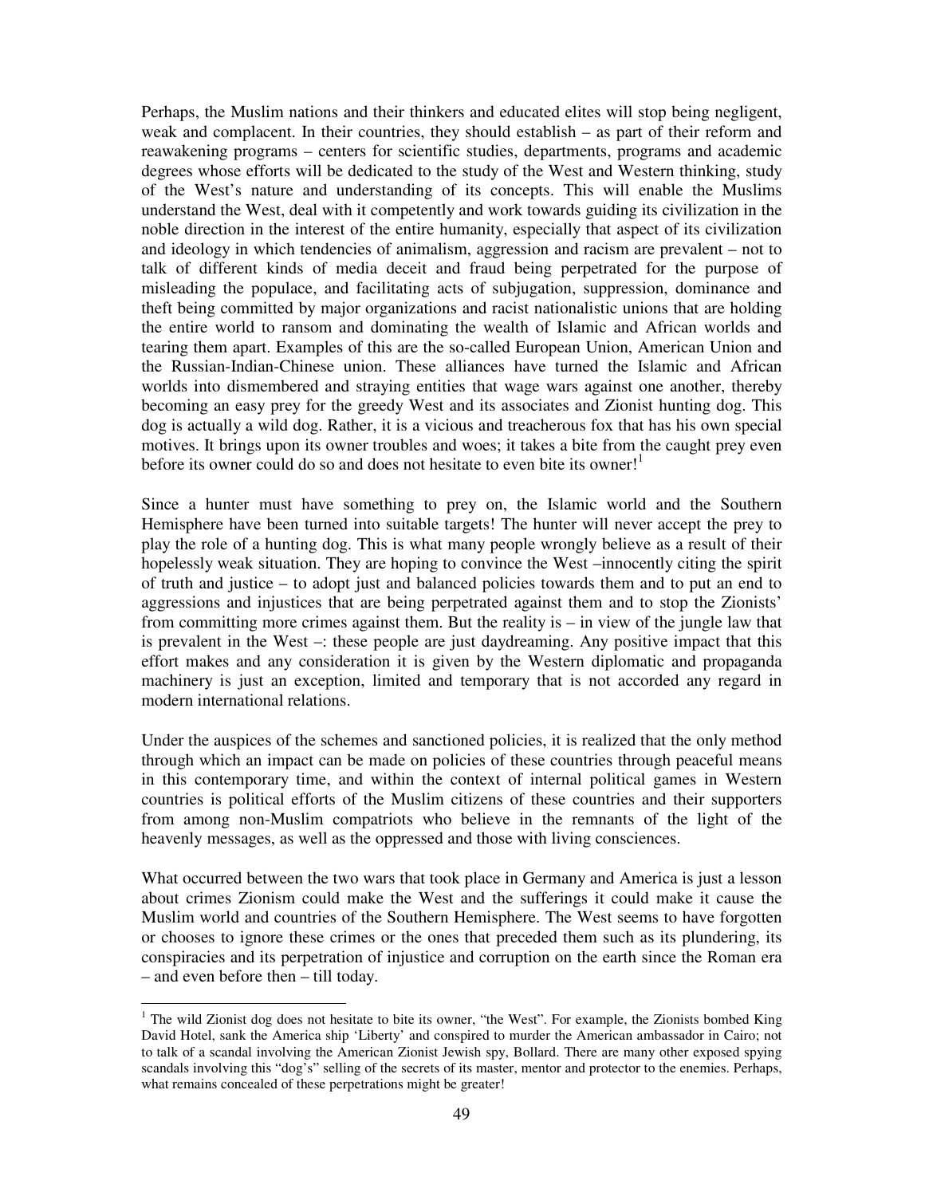Perhaps, the Muslim nations and their thinkers and educated elites will stop being negligent, weak and complacent. In their countries, they should establish – as part of their reform and reawakening programs – centers for scientific studies, departments, programs and academic degrees whose efforts will be dedicated to the study of the West and Western thinking, study of the West's nature and understanding of its concepts. This will enable the Muslims understand the West, deal with it competently and work towards guiding its civilization in the noble direction in the interest of the entire humanity, especially that aspect of its civilization and ideology in which tendencies of animalism, aggression and racism are prevalent – not to talk of different kinds of media deceit and fraud being perpetrated for the purpose of misleading the populace, and facilitating acts of subjugation, suppression, dominance and theft being committed by major organizations and racist nationalistic unions that are holding the entire world to ransom and dominating the wealth of Islamic and African worlds and tearing them apart. Examples of this are the so-called European Union, American Union and the Russian-Indian-Chinese union. These alliances have turned the Islamic and African worlds into dismembered and straying entities that wage wars against one another, thereby becoming an easy prey for the greedy West and its associates and Zionist hunting dog. This dog is actually a wild dog. Rather, it is a vicious and treacherous fox that has his own special motives. It brings upon its owner troubles and woes; it takes a bite from the caught prey even before its owner could do so and does not hesitate to even bite its owner![1]

Since a hunter must have something to prey on, the Islamic world and the Southern Hemisphere have been turned into suitable targets! The hunter will never accept the prey to play the role of a hunting dog. This is what many people wrongly believe as a result of their hopelessly weak situation. They are hoping to convince the West –innocently citing the spirit of truth and justice – to adopt just and balanced policies towards them and to put an end to aggressions and injustices that are being perpetrated against them and to stop the Zionists' from committing more crimes against them. But the reality is – in view of the jungle law that is prevalent in the West –: these people are just daydreaming. Any positive impact that this effort makes and any consideration it is given by the Western diplomatic and propaganda machinery is just an exception, limited and temporary that is not accorded any regard in modern international relations.

Under the auspices of the schemes and sanctioned policies, it is realized that the only method through which an impact can be made on policies of these countries through peaceful means in this contemporary time, and within the context of internal political games in Western countries is political efforts of the Muslim citizens of these countries and their supporters from among non-Muslim compatriots who believe in the remnants of the light of the heavenly messages, as well as the oppressed and those with living consciences.

What occurred between the two wars that took place in Germany and America is just a lesson about crimes Zionism could make the West and the sufferings it could make it cause the Muslim world and countries of the Southern Hemisphere. The West seems to have forgotten or chooses to ignore these crimes or the ones that preceded them such as its plundering, its conspiracies and its perpetration of injustice and corruption on the earth since the Roman era – and even before then – till today.

---

[1] The wild Zionist dog does not hesitate to bite its owner, "the West". For example, the Zionists bombed King David Hotel, sank the America ship 'Liberty' and conspired to murder the American ambassador in Cairo; not to talk of a scandal involving the American Zionist Jewish spy, Bollard. There are many other exposed spying scandals involving this "dog's" selling of the secrets of its master, mentor and protector to the enemies. Perhaps, what remains concealed of these perpetrations might be greater!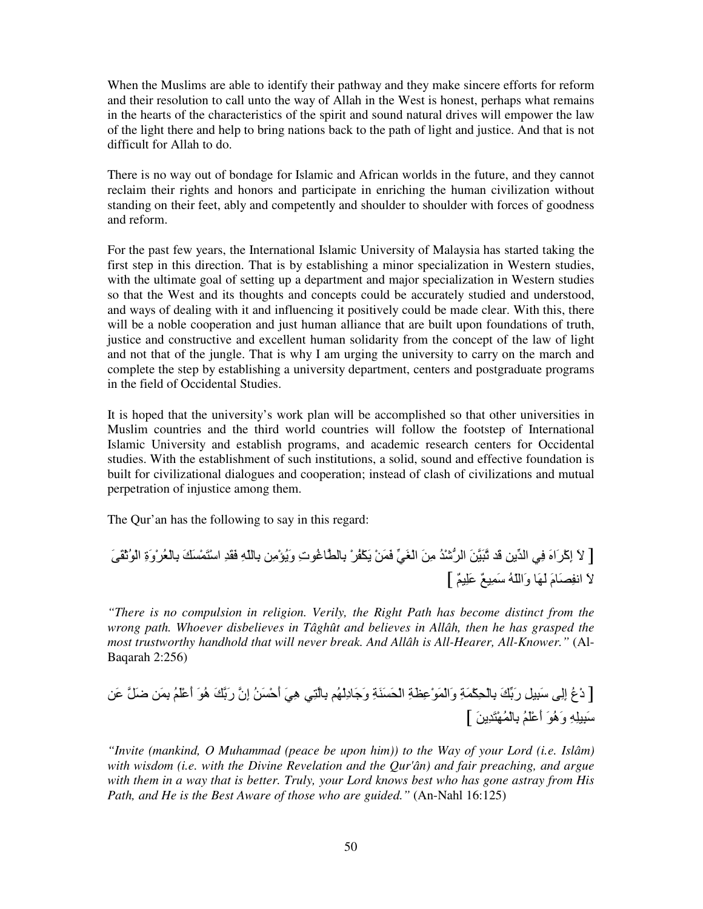When the Muslims are able to identify their pathway and they make sincere efforts for reform and their resolution to call unto the way of Allah in the West is honest, perhaps what remains in the hearts of the characteristics of the spirit and sound natural drives will empower the law of the light there and help to bring nations back to the path of light and justice. And that is not difficult for Allah to do.

There is no way out of bondage for Islamic and African worlds in the future, and they cannot reclaim their rights and honors and participate in enriching the human civilization without standing on their feet, ably and competently and shoulder to shoulder with forces of goodness and reform.

For the past few years, the International Islamic University of Malaysia has started taking the first step in this direction. That is by establishing a minor specialization in Western studies, with the ultimate goal of setting up a department and major specialization in Western studies so that the West and its thoughts and concepts could be accurately studied and understood, and ways of dealing with it and influencing it positively could be made clear. With this, there will be a noble cooperation and just human alliance that are built upon foundations of truth, justice and constructive and excellent human solidarity from the concept of the law of light and not that of the jungle. That is why I am urging the university to carry on the march and complete the step by establishing a university department, centers and postgraduate programs in the field of Occidental Studies.

It is hoped that the university's work plan will be accomplished so that other universities in Muslim countries and the third world countries will follow the footstep of International Islamic University and establish programs, and academic research centers for Occidental studies. With the establishment of such institutions, a solid, sound and effective foundation is built for civilizational dialogues and cooperation; instead of clash of civilizations and mutual perpetration of injustice among them.

The Qur'an has the following to say in this regard:

[ لاَ إِكْرَاهَ فِي الدِّينِ قَد تَّبَيَّنَ الرُّشْدُ مِنَ الغَيِّ فَمَنْ يَكْفُرْ بِالطَّاغُوتِ وَيُؤْمِن بِاللّهِ فَقَدِ اسْتَمْسَكَ بِالْعُرْوَةِ الْوُثْقَىَ لاَ انفِصَامَ لَهَا وَاللّهُ سَمِيعٌ عَلِيمٌ ]

*"There is no compulsion in religion. Verily, the Right Path has become distinct from the wrong path. Whoever disbelieves in Tâghût and believes in Allâh, then he has grasped the most trustworthy handhold that will never break. And Allâh is All-Hearer, All-Knower."* (Al-Baqarah 2:256)

[ ادْعُ إِلِى سَبِيلِ رَبِّكَ بِالْحِكْمَةِ وَالْمَوْعِظَةِ الْحَسَنَةِ وَجَادِلْهُم بِالَّتِي هِيَ أَحْسَنُ إِنَّ رَبَّكَ هُوَ أَعْلَمُ بِمَن ضَلَّ عَن سَبِيلِهِ وَهُوَ أَعْلَمُ بِالْمُهْتَدِينَ ]

*"Invite (mankind, O Muhammad (peace be upon him)) to the Way of your Lord (i.e. Islâm) with wisdom (i.e. with the Divine Revelation and the Qur'ân) and fair preaching, and argue with them in a way that is better. Truly, your Lord knows best who has gone astray from His Path, and He is the Best Aware of those who are guided."* (An-Nahl 16:125)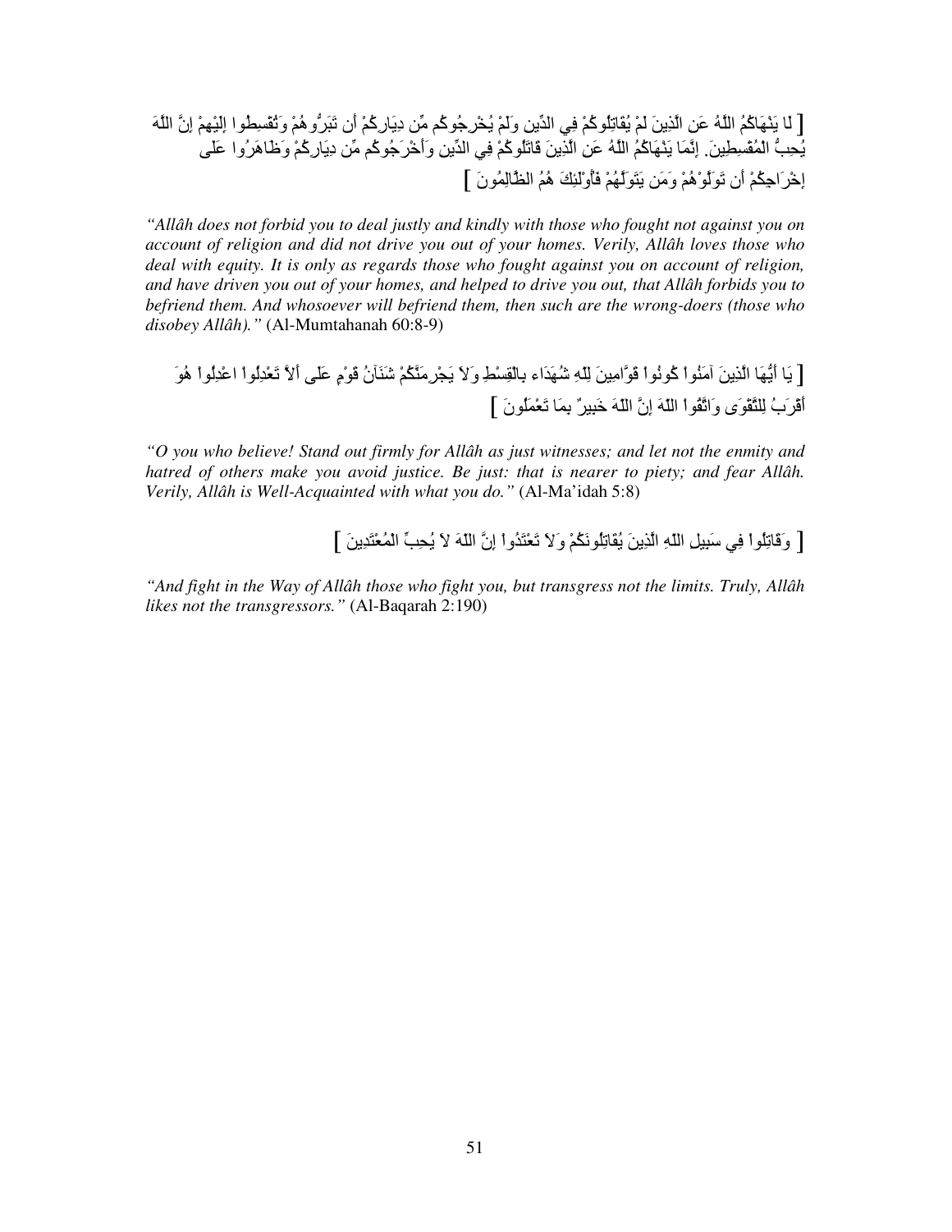[ لا يَنْهَاكُمُ اللَّهُ عَنِ الَّذِينَ لَمْ يُقَاتِلُوكُمْ فِي الدِّينِ وَلَمْ يُخْرِجُوكُم مِّن دِيَارِكُمْ أَن تَبَرُّوهُمْ وَتُقْسِطُوا إِلَيْهِمْ إِنَّ اللَّهَ يُحِبُّ الْمُقْسِطِينَ. إِنَّمَا يَنْهَاكُمُ اللَّهُ عَنِ الَّذِينَ قَاتَلُوكُمْ فِي الدِّينِ وَأَخْرَجُوكُم مِّن دِيَارِكُمْ وَظَاهَرُوا عَلَى إِخْرَاجِكُمْ أَن تَوَلَّوْهُمْ وَمَن يَتَوَلَّهُمْ فَأُوْلَئِكَ هُمُ الظَّالِمُونَ ]

*"Allâh does not forbid you to deal justly and kindly with those who fought not against you on account of religion and did not drive you out of your homes. Verily, Allâh loves those who deal with equity. It is only as regards those who fought against you on account of religion, and have driven you out of your homes, and helped to drive you out, that Allâh forbids you to befriend them. And whosoever will befriend them, then such are the wrong-doers (those who disobey Allâh)."* (Al-Mumtahanah 60:8-9)

[ يَا أَيُّهَا الَّذِينَ آمَنُواْ كُونُواْ قَوَّامِينَ لِلّهِ شُهَدَاء بِالْقِسْطِ وَلاَ يَجْرِمَنَّكُمْ شَنَآنُ قَوْمٍ عَلَى أَلاَّ تَعْدِلُواْ اعْدِلُواْ هُوَ أَقْرَبُ لِلتَّقْوَى وَاتَّقُواْ اللّهَ إِنَّ اللّهَ خَبِيرٌ بِمَا تَعْمَلُونَ ]

*"O you who believe! Stand out firmly for Allâh as just witnesses; and let not the enmity and hatred of others make you avoid justice. Be just: that is nearer to piety; and fear Allâh. Verily, Allâh is Well-Acquainted with what you do."* (Al-Ma'idah 5:8)

[ وَقَاتِلُواْ فِي سَبِيلِ اللّهِ الَّذِينَ يُقَاتِلُونَكُمْ وَلاَ تَعْتَدُواْ إِنَّ اللّهَ لاَ يُحِبِّ الْمُعْتَدِينَ ]

*"And fight in the Way of Allâh those who fight you, but transgress not the limits. Truly, Allâh likes not the transgressors."* (Al-Baqarah 2:190)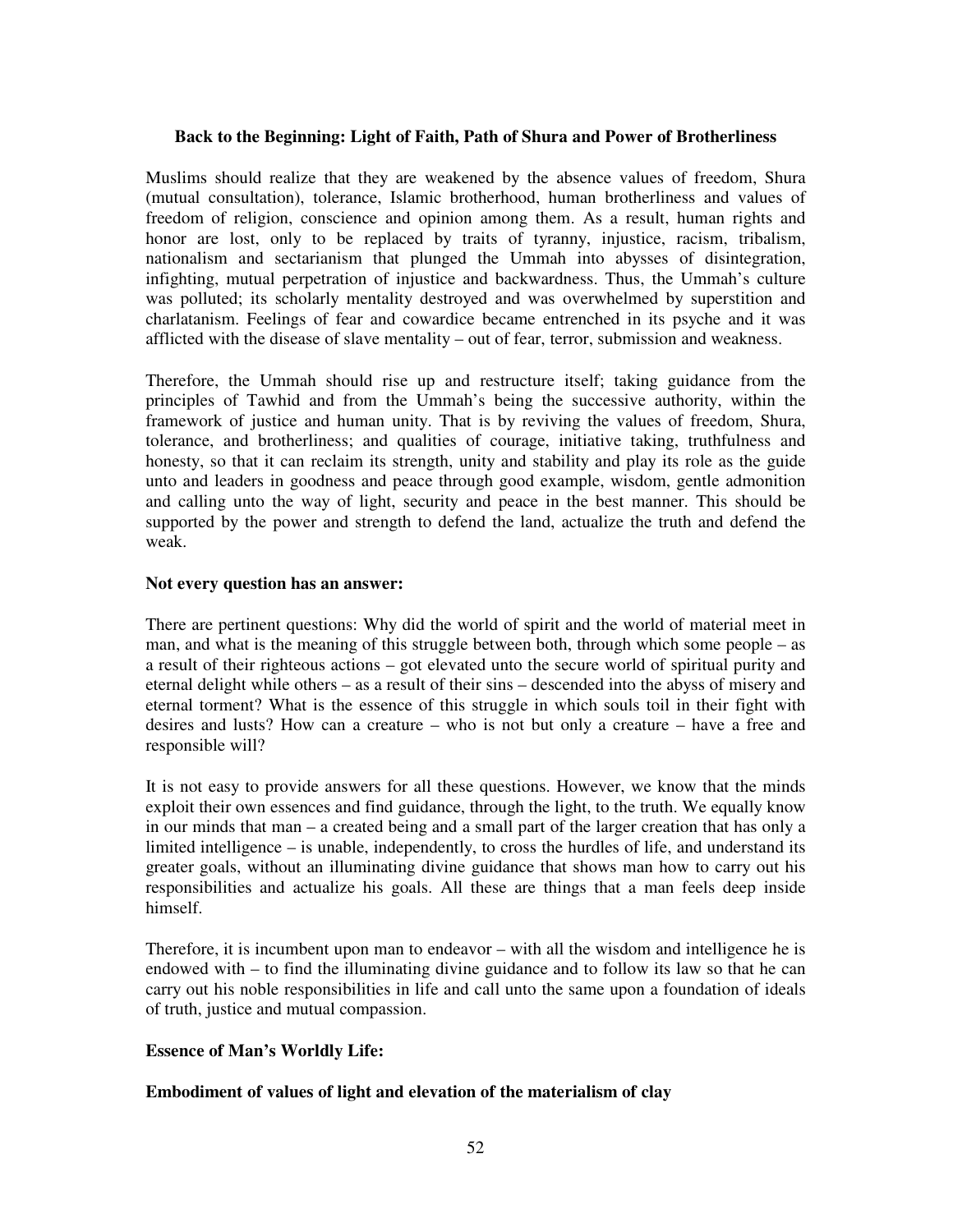### Back to the Beginning: Light of Faith, Path of Shura and Power of Brotherliness

Muslims should realize that they are weakened by the absence values of freedom, Shura (mutual consultation), tolerance, Islamic brotherhood, human brotherliness and values of freedom of religion, conscience and opinion among them. As a result, human rights and honor are lost, only to be replaced by traits of tyranny, injustice, racism, tribalism, nationalism and sectarianism that plunged the Ummah into abysses of disintegration, infighting, mutual perpetration of injustice and backwardness. Thus, the Ummah's culture was polluted; its scholarly mentality destroyed and was overwhelmed by superstition and charlatanism. Feelings of fear and cowardice became entrenched in its psyche and it was afflicted with the disease of slave mentality – out of fear, terror, submission and weakness.

Therefore, the Ummah should rise up and restructure itself; taking guidance from the principles of Tawhid and from the Ummah's being the successive authority, within the framework of justice and human unity. That is by reviving the values of freedom, Shura, tolerance, and brotherliness; and qualities of courage, initiative taking, truthfulness and honesty, so that it can reclaim its strength, unity and stability and play its role as the guide unto and leaders in goodness and peace through good example, wisdom, gentle admonition and calling unto the way of light, security and peace in the best manner. This should be supported by the power and strength to defend the land, actualize the truth and defend the weak.

### Not every question has an answer:

There are pertinent questions: Why did the world of spirit and the world of material meet in man, and what is the meaning of this struggle between both, through which some people – as a result of their righteous actions – got elevated unto the secure world of spiritual purity and eternal delight while others – as a result of their sins – descended into the abyss of misery and eternal torment? What is the essence of this struggle in which souls toil in their fight with desires and lusts? How can a creature – who is not but only a creature – have a free and responsible will?

It is not easy to provide answers for all these questions. However, we know that the minds exploit their own essences and find guidance, through the light, to the truth. We equally know in our minds that man – a created being and a small part of the larger creation that has only a limited intelligence – is unable, independently, to cross the hurdles of life, and understand its greater goals, without an illuminating divine guidance that shows man how to carry out his responsibilities and actualize his goals. All these are things that a man feels deep inside himself.

Therefore, it is incumbent upon man to endeavor – with all the wisdom and intelligence he is endowed with – to find the illuminating divine guidance and to follow its law so that he can carry out his noble responsibilities in life and call unto the same upon a foundation of ideals of truth, justice and mutual compassion.

### Essence of Man's Worldly Life:

#### Embodiment of values of light and elevation of the materialism of clay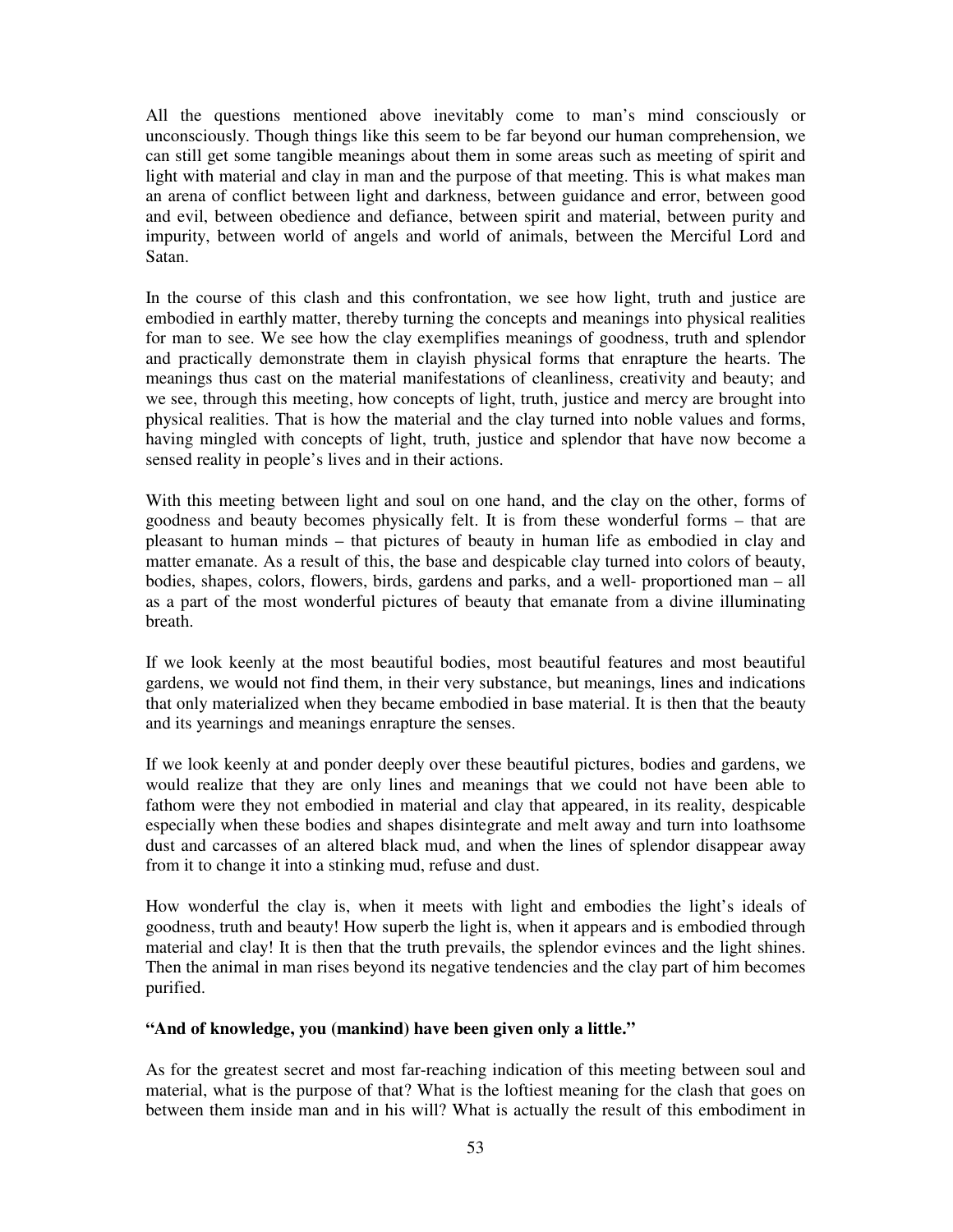All the questions mentioned above inevitably come to man's mind consciously or unconsciously. Though things like this seem to be far beyond our human comprehension, we can still get some tangible meanings about them in some areas such as meeting of spirit and light with material and clay in man and the purpose of that meeting. This is what makes man an arena of conflict between light and darkness, between guidance and error, between good and evil, between obedience and defiance, between spirit and material, between purity and impurity, between world of angels and world of animals, between the Merciful Lord and Satan.

In the course of this clash and this confrontation, we see how light, truth and justice are embodied in earthly matter, thereby turning the concepts and meanings into physical realities for man to see. We see how the clay exemplifies meanings of goodness, truth and splendor and practically demonstrate them in clayish physical forms that enrapture the hearts. The meanings thus cast on the material manifestations of cleanliness, creativity and beauty; and we see, through this meeting, how concepts of light, truth, justice and mercy are brought into physical realities. That is how the material and the clay turned into noble values and forms, having mingled with concepts of light, truth, justice and splendor that have now become a sensed reality in people's lives and in their actions.

With this meeting between light and soul on one hand, and the clay on the other, forms of goodness and beauty becomes physically felt. It is from these wonderful forms – that are pleasant to human minds – that pictures of beauty in human life as embodied in clay and matter emanate. As a result of this, the base and despicable clay turned into colors of beauty, bodies, shapes, colors, flowers, birds, gardens and parks, and a well- proportioned man – all as a part of the most wonderful pictures of beauty that emanate from a divine illuminating breath.

If we look keenly at the most beautiful bodies, most beautiful features and most beautiful gardens, we would not find them, in their very substance, but meanings, lines and indications that only materialized when they became embodied in base material. It is then that the beauty and its yearnings and meanings enrapture the senses.

If we look keenly at and ponder deeply over these beautiful pictures, bodies and gardens, we would realize that they are only lines and meanings that we could not have been able to fathom were they not embodied in material and clay that appeared, in its reality, despicable especially when these bodies and shapes disintegrate and melt away and turn into loathsome dust and carcasses of an altered black mud, and when the lines of splendor disappear away from it to change it into a stinking mud, refuse and dust.

How wonderful the clay is, when it meets with light and embodies the light's ideals of goodness, truth and beauty! How superb the light is, when it appears and is embodied through material and clay! It is then that the truth prevails, the splendor evinces and the light shines. Then the animal in man rises beyond its negative tendencies and the clay part of him becomes purified.

**"And of knowledge, you (mankind) have been given only a little."**

As for the greatest secret and most far-reaching indication of this meeting between soul and material, what is the purpose of that? What is the loftiest meaning for the clash that goes on between them inside man and in his will? What is actually the result of this embodiment in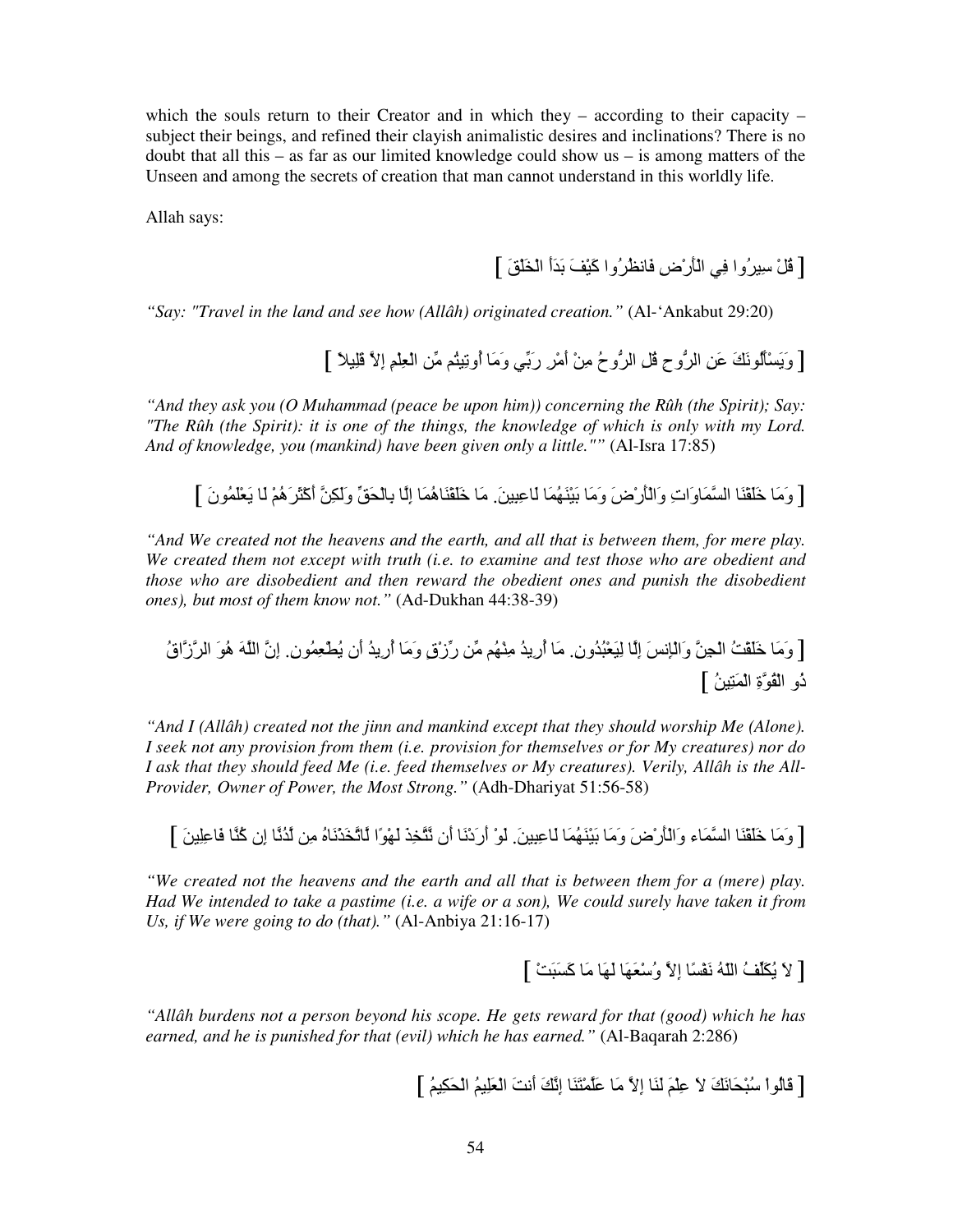which the souls return to their Creator and in which they – according to their capacity – subject their beings, and refined their clayish animalistic desires and inclinations? There is no doubt that all this – as far as our limited knowledge could show us – is among matters of the Unseen and among the secrets of creation that man cannot understand in this worldly life.

Allah says:

[ قُلْ سِيرُوا فِي الْأَرْضِ فَانظُرُوا كَيْفَ بَدَأَ الْخَلْقَ ]

*"Say: "Travel in the land and see how (Allâh) originated creation."* (Al-'Ankabut 29:20)

[ وَيَسْأَلُونَكَ عَنِ الرُّوحِ قُلِ الرُّوحُ مِنْ أَمْرِ رَبِّي وَمَا أُوتِيتُم مِّن الْعِلْمِ إِلاَّ قَلِيلاً ]

*"And they ask you (O Muhammad (peace be upon him)) concerning the Rûh (the Spirit); Say: "The Rûh (the Spirit): it is one of the things, the knowledge of which is only with my Lord. And of knowledge, you (mankind) have been given only a little.""* (Al-Isra 17:85)

[ وَمَا خَلَقْنَا السَّمَاوَاتِ وَالْأَرْضَ وَمَا بَيْنَهُمَا لَاعِبِينَ. مَا خَلَقْنَاهُمَا إِلَّا بِالْحَقِّ وَلَكِنَّ أَكْثَرَهُمْ لَا يَعْلَمُونَ ]

*"And We created not the heavens and the earth, and all that is between them, for mere play. We created them not except with truth (i.e. to examine and test those who are obedient and those who are disobedient and then reward the obedient ones and punish the disobedient ones), but most of them know not."* (Ad-Dukhan 44:38-39)

[ وَمَا خَلَقْتُ الْجِنَّ وَالْإِنسَ إِلَّا لِيَعْبُدُون. مَا أُرِيدُ مِنْهُم مِّن رِّزْقٍ وَمَا أُرِيدُ أَن يُطْعِمُون. إِنَّ اللَّهَ هُوَ الرَّزَّاقُ ذُو الْقُوَّةِ الْمَتِينُ ]

*"And I (Allâh) created not the jinn and mankind except that they should worship Me (Alone). I seek not any provision from them (i.e. provision for themselves or for My creatures) nor do I ask that they should feed Me (i.e. feed themselves or My creatures). Verily, Allâh is the All-Provider, Owner of Power, the Most Strong."* (Adh-Dhariyat 51:56-58)

[ وَمَا خَلَقْنَا السَّمَاء وَالْأَرْضَ وَمَا بَيْنَهُمَا لَاعِبِينَ. لَوْ أَرَدْنَا أَن نَّتَّخِذَ لَهْوًا لَّاتَّخَذْنَاهُ مِن لَّدُنَّا إِن كُنَّا فَاعِلِينَ ]

*"We created not the heavens and the earth and all that is between them for a (mere) play. Had We intended to take a pastime (i.e. a wife or a son), We could surely have taken it from Us, if We were going to do (that)."* (Al-Anbiya 21:16-17)

[ لاَ يُكَلِّفُ اللّهُ نَفْسًا إِلاَّ وُسْعَهَا لَهَا مَا كَسَبَتْ ]

*"Allâh burdens not a person beyond his scope. He gets reward for that (good) which he has earned, and he is punished for that (evil) which he has earned."* (Al-Baqarah 2:286)

[ قَالُواْ سُبْحَانَكَ لاَ عِلْمَ لَنَا إِلاَّ مَا عَلَّمْتَنَا إِنَّكَ أَنتَ الْعَلِيمُ الْحَكِيمُ ]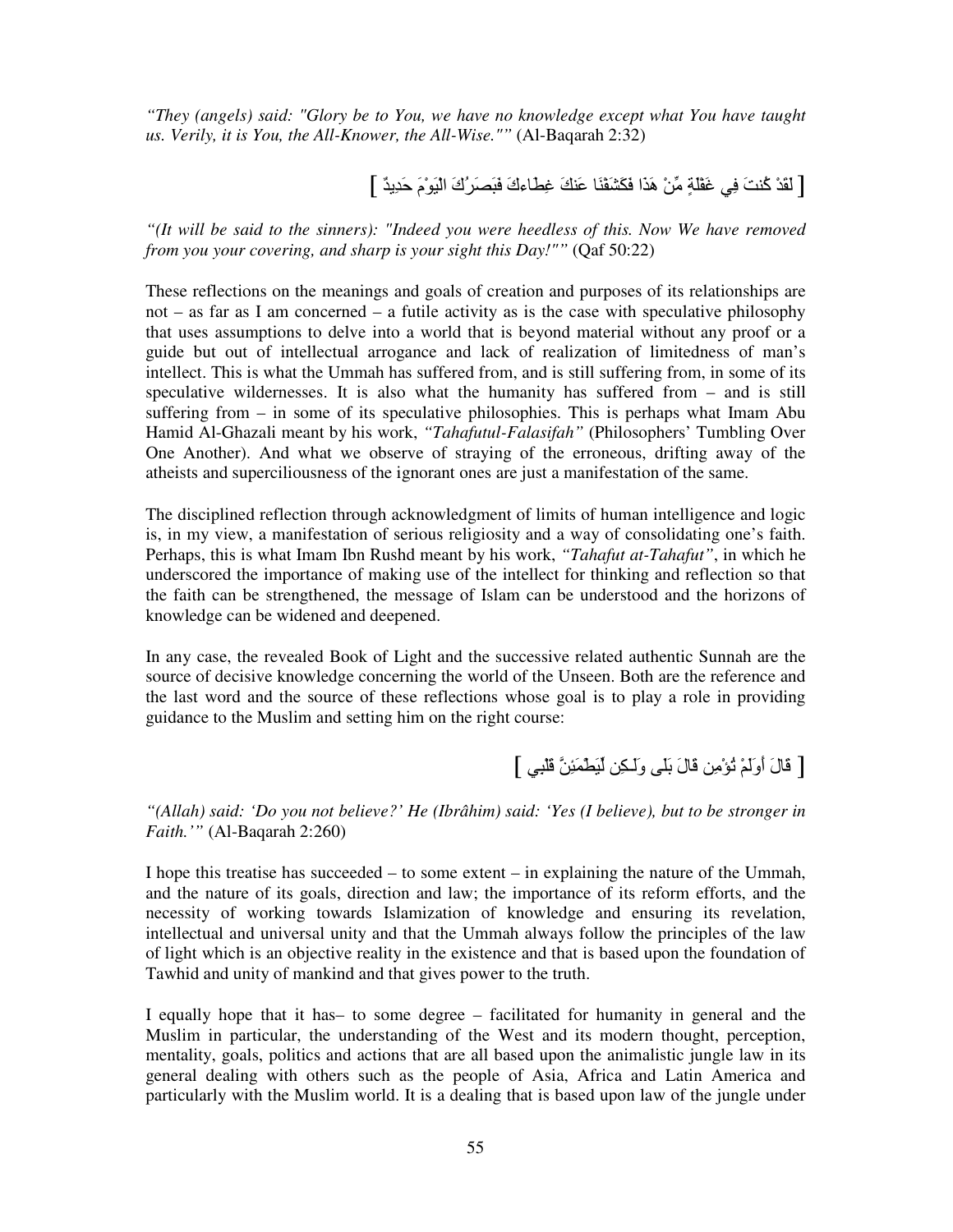*"They (angels) said: "Glory be to You, we have no knowledge except what You have taught us. Verily, it is You, the All-Knower, the All-Wise.""* (Al-Baqarah 2:32)

[ لَقَدْ كُنتَ فِي غَفْلَةٍ مِّنْ هَذَا فَكَشَفْنَا عَنكَ غِطَاءكَ فَبَصَرُكَ الْيَوْمَ حَدِيدٌ ]

*"(It will be said to the sinners): "Indeed you were heedless of this. Now We have removed from you your covering, and sharp is your sight this Day!""* (Qaf 50:22)

These reflections on the meanings and goals of creation and purposes of its relationships are not – as far as I am concerned – a futile activity as is the case with speculative philosophy that uses assumptions to delve into a world that is beyond material without any proof or a guide but out of intellectual arrogance and lack of realization of limitedness of man's intellect. This is what the Ummah has suffered from, and is still suffering from, in some of its speculative wildernesses. It is also what the humanity has suffered from – and is still suffering from – in some of its speculative philosophies. This is perhaps what Imam Abu Hamid Al-Ghazali meant by his work, *"Tahafutul-Falasifah"* (Philosophers' Tumbling Over One Another). And what we observe of straying of the erroneous, drifting away of the atheists and superciliousness of the ignorant ones are just a manifestation of the same.

The disciplined reflection through acknowledgment of limits of human intelligence and logic is, in my view, a manifestation of serious religiosity and a way of consolidating one's faith. Perhaps, this is what Imam Ibn Rushd meant by his work, *"Tahafut at-Tahafut"*, in which he underscored the importance of making use of the intellect for thinking and reflection so that the faith can be strengthened, the message of Islam can be understood and the horizons of knowledge can be widened and deepened.

In any case, the revealed Book of Light and the successive related authentic Sunnah are the source of decisive knowledge concerning the world of the Unseen. Both are the reference and the last word and the source of these reflections whose goal is to play a role in providing guidance to the Muslim and setting him on the right course:

[ قَالَ أَوَلَمْ تُؤْمِن قَالَ بَلَى وَلَـكِن لِّيَطْمَئِنَّ قَلْبِي ]

*"(Allah) said: 'Do you not believe?' He (Ibrâhim) said: 'Yes (I believe), but to be stronger in Faith.'"* (Al-Baqarah 2:260)

I hope this treatise has succeeded – to some extent – in explaining the nature of the Ummah, and the nature of its goals, direction and law; the importance of its reform efforts, and the necessity of working towards Islamization of knowledge and ensuring its revelation, intellectual and universal unity and that the Ummah always follow the principles of the law of light which is an objective reality in the existence and that is based upon the foundation of Tawhid and unity of mankind and that gives power to the truth.

I equally hope that it has– to some degree – facilitated for humanity in general and the Muslim in particular, the understanding of the West and its modern thought, perception, mentality, goals, politics and actions that are all based upon the animalistic jungle law in its general dealing with others such as the people of Asia, Africa and Latin America and particularly with the Muslim world. It is a dealing that is based upon law of the jungle under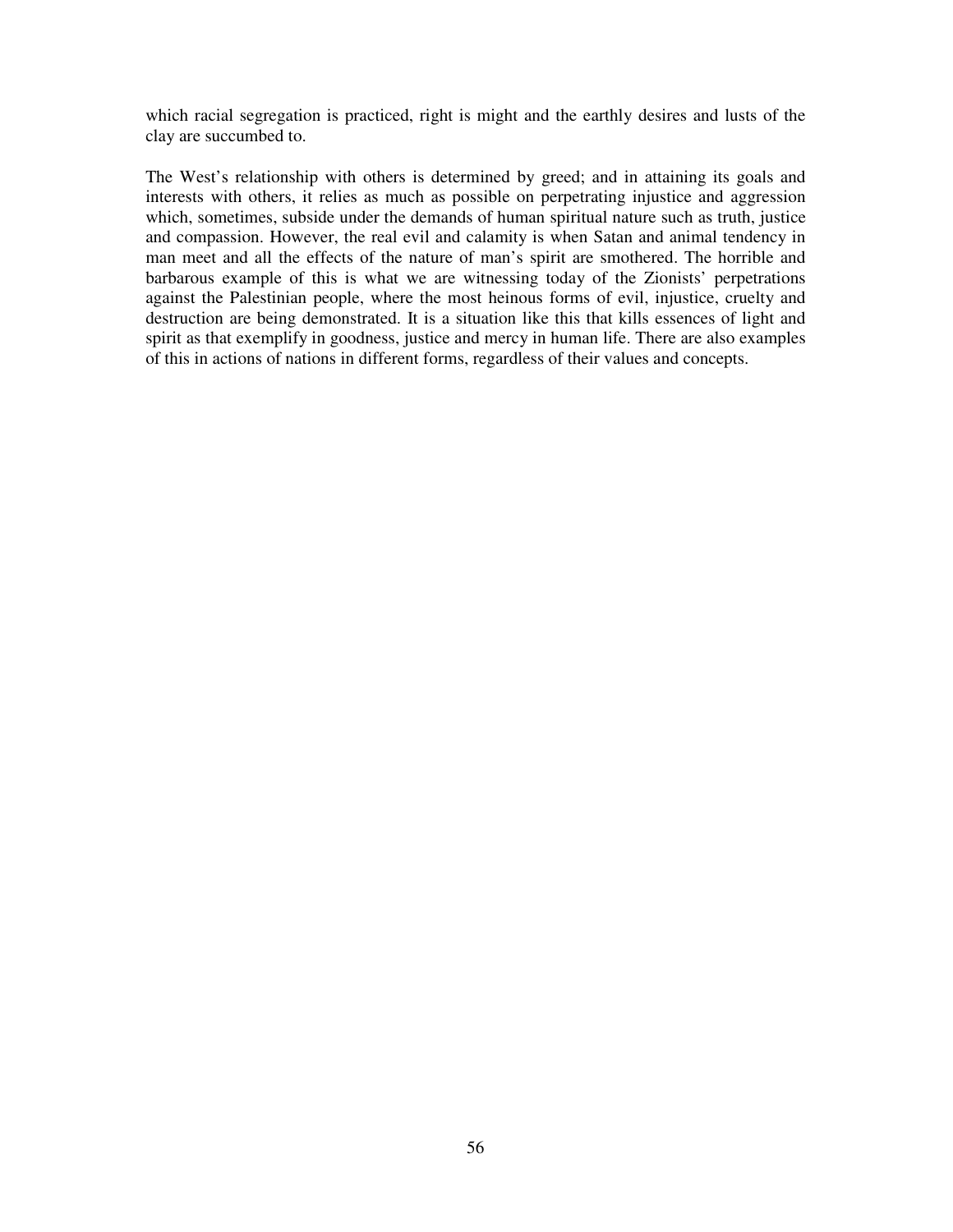which racial segregation is practiced, right is might and the earthly desires and lusts of the clay are succumbed to.

The West's relationship with others is determined by greed; and in attaining its goals and interests with others, it relies as much as possible on perpetrating injustice and aggression which, sometimes, subside under the demands of human spiritual nature such as truth, justice and compassion. However, the real evil and calamity is when Satan and animal tendency in man meet and all the effects of the nature of man's spirit are smothered. The horrible and barbarous example of this is what we are witnessing today of the Zionists' perpetrations against the Palestinian people, where the most heinous forms of evil, injustice, cruelty and destruction are being demonstrated. It is a situation like this that kills essences of light and spirit as that exemplify in goodness, justice and mercy in human life. There are also examples of this in actions of nations in different forms, regardless of their values and concepts.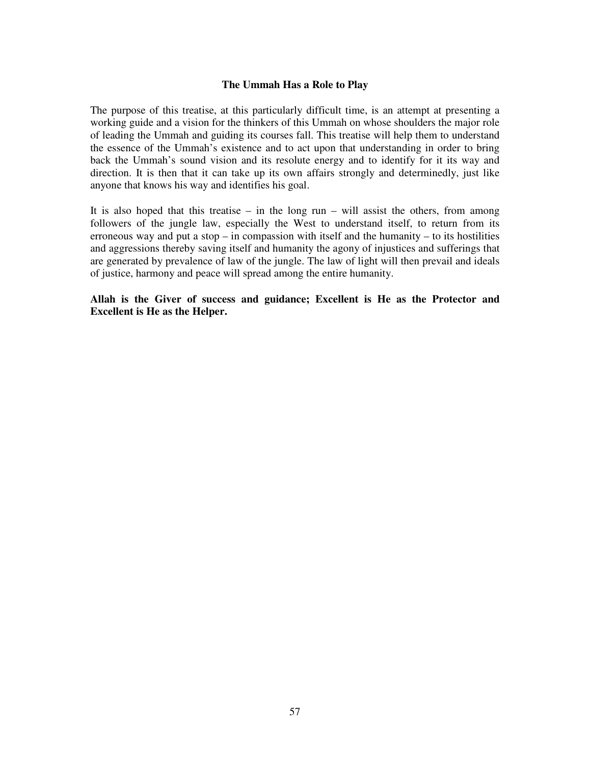## The Ummah Has a Role to Play

The purpose of this treatise, at this particularly difficult time, is an attempt at presenting a working guide and a vision for the thinkers of this Ummah on whose shoulders the major role of leading the Ummah and guiding its courses fall. This treatise will help them to understand the essence of the Ummah's existence and to act upon that understanding in order to bring back the Ummah's sound vision and its resolute energy and to identify for it its way and direction. It is then that it can take up its own affairs strongly and determinedly, just like anyone that knows his way and identifies his goal.

It is also hoped that this treatise – in the long run – will assist the others, from among followers of the jungle law, especially the West to understand itself, to return from its erroneous way and put a stop – in compassion with itself and the humanity – to its hostilities and aggressions thereby saving itself and humanity the agony of injustices and sufferings that are generated by prevalence of law of the jungle. The law of light will then prevail and ideals of justice, harmony and peace will spread among the entire humanity.

**Allah is the Giver of success and guidance; Excellent is He as the Protector and Excellent is He as the Helper.**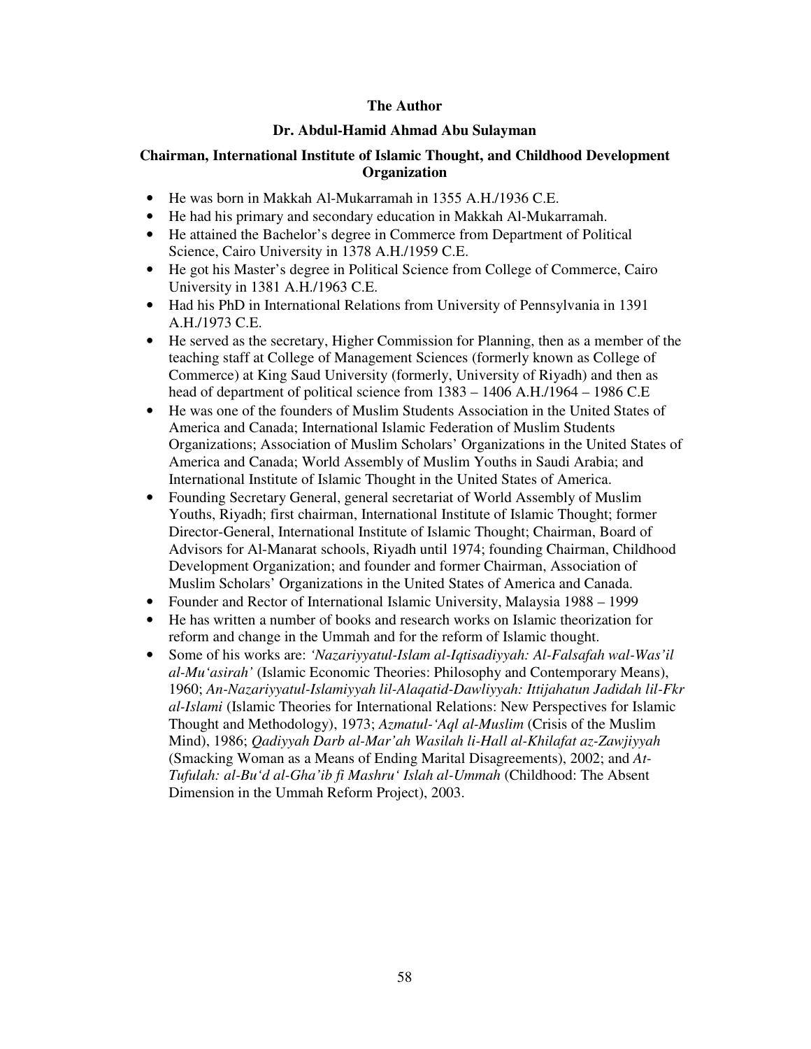**The Author**

**Dr. Abdul-Hamid Ahmad Abu Sulayman**

**Chairman, International Institute of Islamic Thought, and Childhood Development Organization**

- He was born in Makkah Al-Mukarramah in 1355 A.H./1936 C.E.
- He had his primary and secondary education in Makkah Al-Mukarramah.
- He attained the Bachelor's degree in Commerce from Department of Political Science, Cairo University in 1378 A.H./1959 C.E.
- He got his Master's degree in Political Science from College of Commerce, Cairo University in 1381 A.H./1963 C.E.
- Had his PhD in International Relations from University of Pennsylvania in 1391 A.H./1973 C.E.
- He served as the secretary, Higher Commission for Planning, then as a member of the teaching staff at College of Management Sciences (formerly known as College of Commerce) at King Saud University (formerly, University of Riyadh) and then as head of department of political science from 1383 – 1406 A.H./1964 – 1986 C.E
- He was one of the founders of Muslim Students Association in the United States of America and Canada; International Islamic Federation of Muslim Students Organizations; Association of Muslim Scholars' Organizations in the United States of America and Canada; World Assembly of Muslim Youths in Saudi Arabia; and International Institute of Islamic Thought in the United States of America.
- Founding Secretary General, general secretariat of World Assembly of Muslim Youths, Riyadh; first chairman, International Institute of Islamic Thought; former Director-General, International Institute of Islamic Thought; Chairman, Board of Advisors for Al-Manarat schools, Riyadh until 1974; founding Chairman, Childhood Development Organization; and founder and former Chairman, Association of Muslim Scholars' Organizations in the United States of America and Canada.
- Founder and Rector of International Islamic University, Malaysia 1988 – 1999
- He has written a number of books and research works on Islamic theorization for reform and change in the Ummah and for the reform of Islamic thought.
- Some of his works are: *'Nazariyyatul-Islam al-Iqtisadiyyah: Al-Falsafah wal-Was'il al-Mu'asirah'* (Islamic Economic Theories: Philosophy and Contemporary Means), 1960; *An-Nazariyyatul-Islamiyyah lil-Alaqatid-Dawliyyah: Ittijahatun Jadidah lil-Fkr al-Islami* (Islamic Theories for International Relations: New Perspectives for Islamic Thought and Methodology), 1973; *Azmatul-'Aql al-Muslim* (Crisis of the Muslim Mind), 1986; *Qadiyyah Darb al-Mar'ah Wasilah li-Hall al-Khilafat az-Zawjiyyah* (Smacking Woman as a Means of Ending Marital Disagreements), 2002; and *At-Tufulah: al-Bu'd al-Gha'ib fi Mashru' Islah al-Ummah* (Childhood: The Absent Dimension in the Ummah Reform Project), 2003.